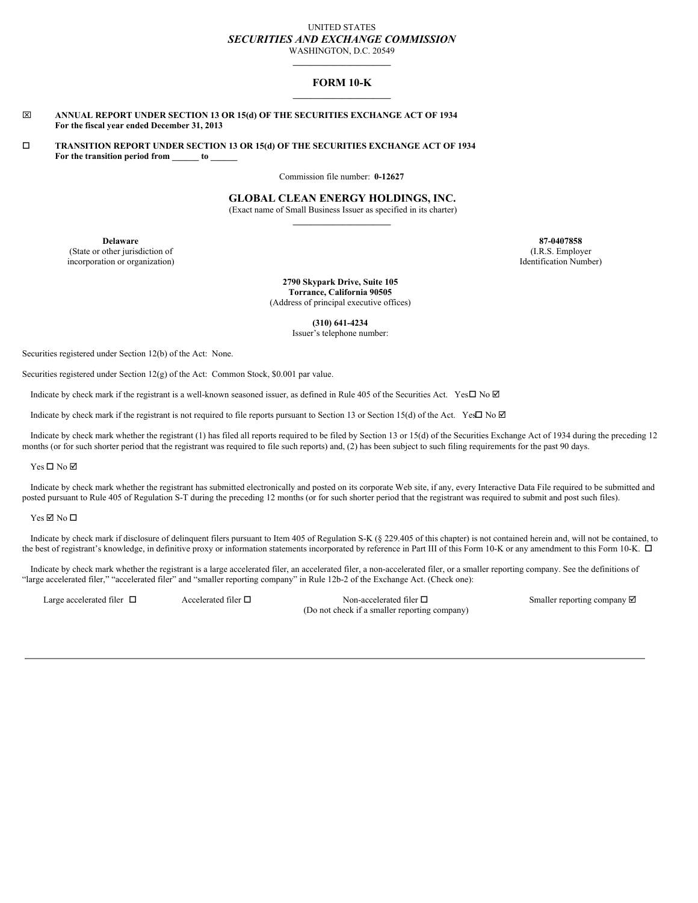UNITED STATES

*SECURITIES AND EXCHANGE COMMISSION*

WASHINGTON, D.C. 20549

# FORM 10-K

☒ **ANNUAL REPORT UNDER SECTION 13 OR 15(d) OF THE SECURITIES EXCHANGE ACT OF 1934**
**For the fiscal year ended December 31, 2013**

☐ **TRANSITION REPORT UNDER SECTION 13 OR 15(d) OF THE SECURITIES EXCHANGE ACT OF 1934**
**For the transition period from ______ to ______**

Commission file number: **0-12627**

## GLOBAL CLEAN ENERGY HOLDINGS, INC.

(Exact name of Small Business Issuer as specified in its charter)

| **Delaware** | **87-0407858** |
|---|---|
| (State or other jurisdiction of incorporation or organization) | (I.R.S. Employer Identification Number) |

**2790 Skypark Drive, Suite 105**
**Torrance, California 90505**
(Address of principal executive offices)

**(310) 641-4234**
Issuer's telephone number:

Securities registered under Section 12(b) of the Act: None.

Securities registered under Section 12(g) of the Act: Common Stock, $0.001 par value.

Indicate by check mark if the registrant is a well-known seasoned issuer, as defined in Rule 405 of the Securities Act. Yes ☐ No ☑

Indicate by check mark if the registrant is not required to file reports pursuant to Section 13 or Section 15(d) of the Act. Yes ☐ No ☑

Indicate by check mark whether the registrant (1) has filed all reports required to be filed by Section 13 or 15(d) of the Securities Exchange Act of 1934 during the preceding 12 months (or for such shorter period that the registrant was required to file such reports) and, (2) has been subject to such filing requirements for the past 90 days.

Yes ☐ No ☑

Indicate by check mark whether the registrant has submitted electronically and posted on its corporate Web site, if any, every Interactive Data File required to be submitted and posted pursuant to Rule 405 of Regulation S-T during the preceding 12 months (or for such shorter period that the registrant was required to submit and post such files).

Yes ☑ No ☐

Indicate by check mark if disclosure of delinquent filers pursuant to Item 405 of Regulation S-K (§ 229.405 of this chapter) is not contained herein and, will not be contained, to the best of registrant's knowledge, in definitive proxy or information statements incorporated by reference in Part III of this Form 10-K or any amendment to this Form 10-K. ☐

Indicate by check mark whether the registrant is a large accelerated filer, an accelerated filer, a non-accelerated filer, or a smaller reporting company. See the definitions of "large accelerated filer," "accelerated filer" and "smaller reporting company" in Rule 12b-2 of the Exchange Act. (Check one):

| Large accelerated filer ☐ | Accelerated filer ☐ | Non-accelerated filer ☐ (Do not check if a smaller reporting company) | Smaller reporting company ☑ |
|---|---|---|---|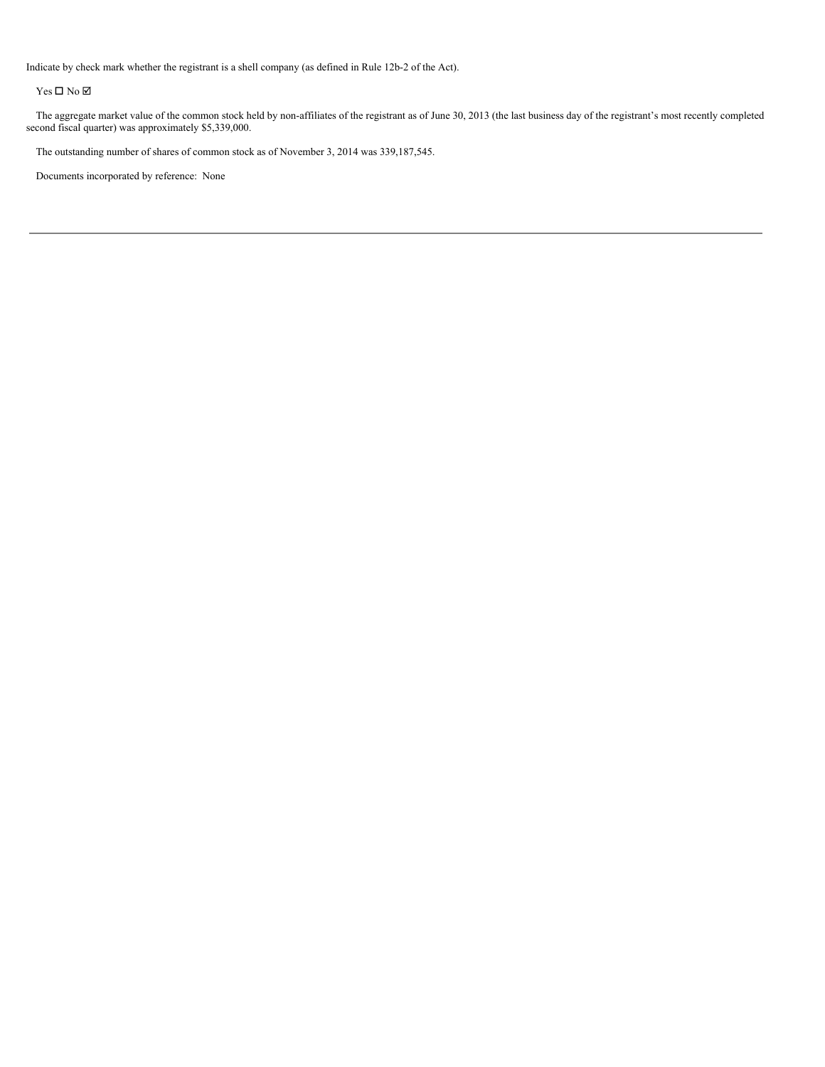Indicate by check mark whether the registrant is a shell company (as defined in Rule 12b-2 of the Act).

Yes ☐ No ☑

The aggregate market value of the common stock held by non-affiliates of the registrant as of June 30, 2013 (the last business day of the registrant's most recently completed second fiscal quarter) was approximately $5,339,000.

The outstanding number of shares of common stock as of November 3, 2014 was 339,187,545.

Documents incorporated by reference: None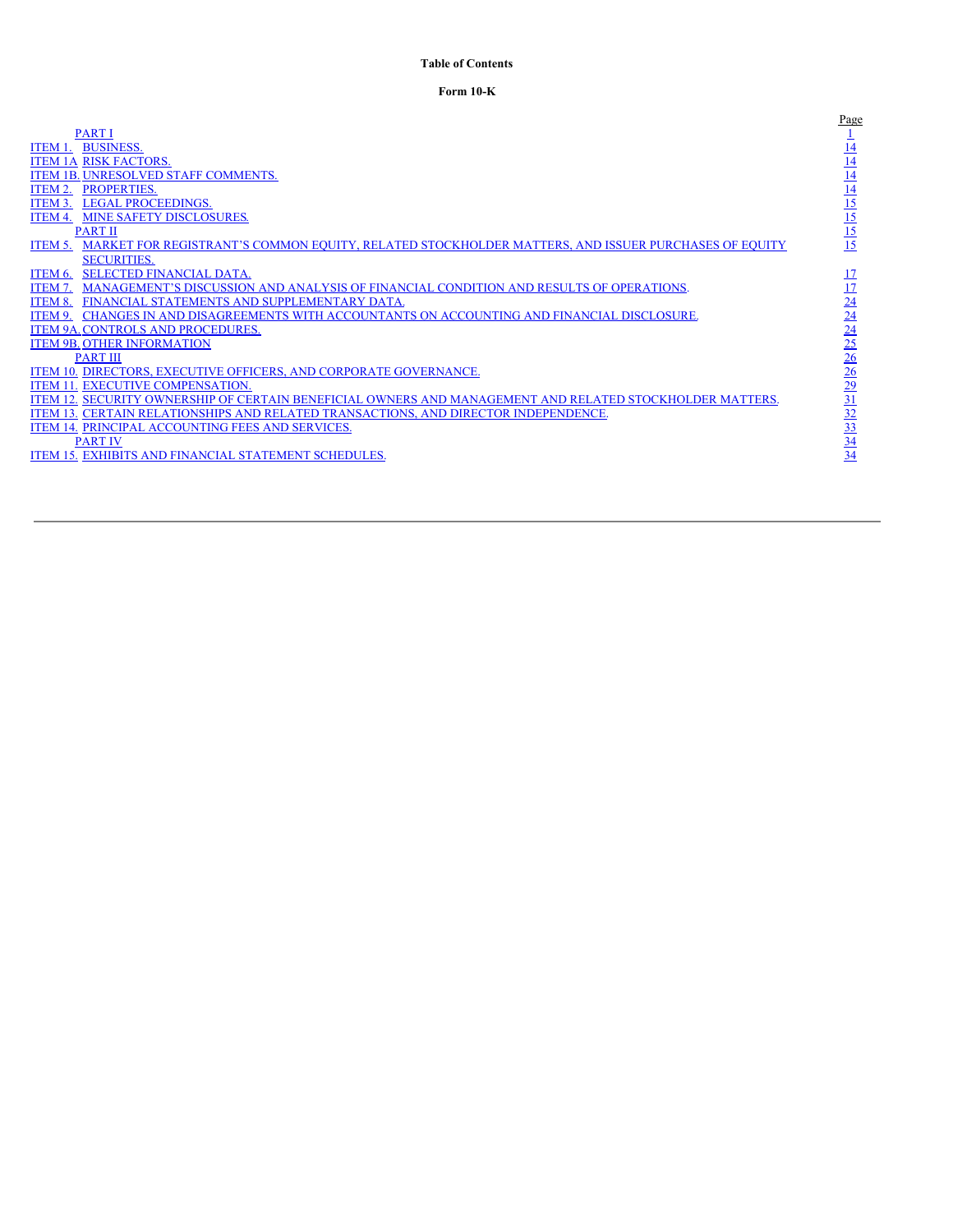**Table of Contents**

**Form 10-K**

| | | Page |
|---|---|---|
| | PART I | 1 |
| ITEM 1. | BUSINESS. | 14 |
| ITEM 1A | RISK FACTORS. | 14 |
| ITEM 1B. | UNRESOLVED STAFF COMMENTS. | 14 |
| ITEM 2. | PROPERTIES. | 14 |
| ITEM 3. | LEGAL PROCEEDINGS. | 15 |
| ITEM 4. | MINE SAFETY DISCLOSURES. | 15 |
| | PART II | 15 |
| ITEM 5. | MARKET FOR REGISTRANT'S COMMON EQUITY, RELATED STOCKHOLDER MATTERS, AND ISSUER PURCHASES OF EQUITY SECURITIES. | 15 |
| ITEM 6. | SELECTED FINANCIAL DATA. | 17 |
| ITEM 7. | MANAGEMENT'S DISCUSSION AND ANALYSIS OF FINANCIAL CONDITION AND RESULTS OF OPERATIONS. | 17 |
| ITEM 8. | FINANCIAL STATEMENTS AND SUPPLEMENTARY DATA. | 24 |
| ITEM 9. | CHANGES IN AND DISAGREEMENTS WITH ACCOUNTANTS ON ACCOUNTING AND FINANCIAL DISCLOSURE. | 24 |
| ITEM 9A. | CONTROLS AND PROCEDURES. | 24 |
| ITEM 9B. | OTHER INFORMATION | 25 |
| | PART III | 26 |
| ITEM 10. | DIRECTORS, EXECUTIVE OFFICERS, AND CORPORATE GOVERNANCE. | 26 |
| ITEM 11. | EXECUTIVE COMPENSATION. | 29 |
| ITEM 12. | SECURITY OWNERSHIP OF CERTAIN BENEFICIAL OWNERS AND MANAGEMENT AND RELATED STOCKHOLDER MATTERS. | 31 |
| ITEM 13. | CERTAIN RELATIONSHIPS AND RELATED TRANSACTIONS, AND DIRECTOR INDEPENDENCE. | 32 |
| ITEM 14. | PRINCIPAL ACCOUNTING FEES AND SERVICES. | 33 |
| | PART IV | 34 |
| ITEM 15. | EXHIBITS AND FINANCIAL STATEMENT SCHEDULES. | 34 |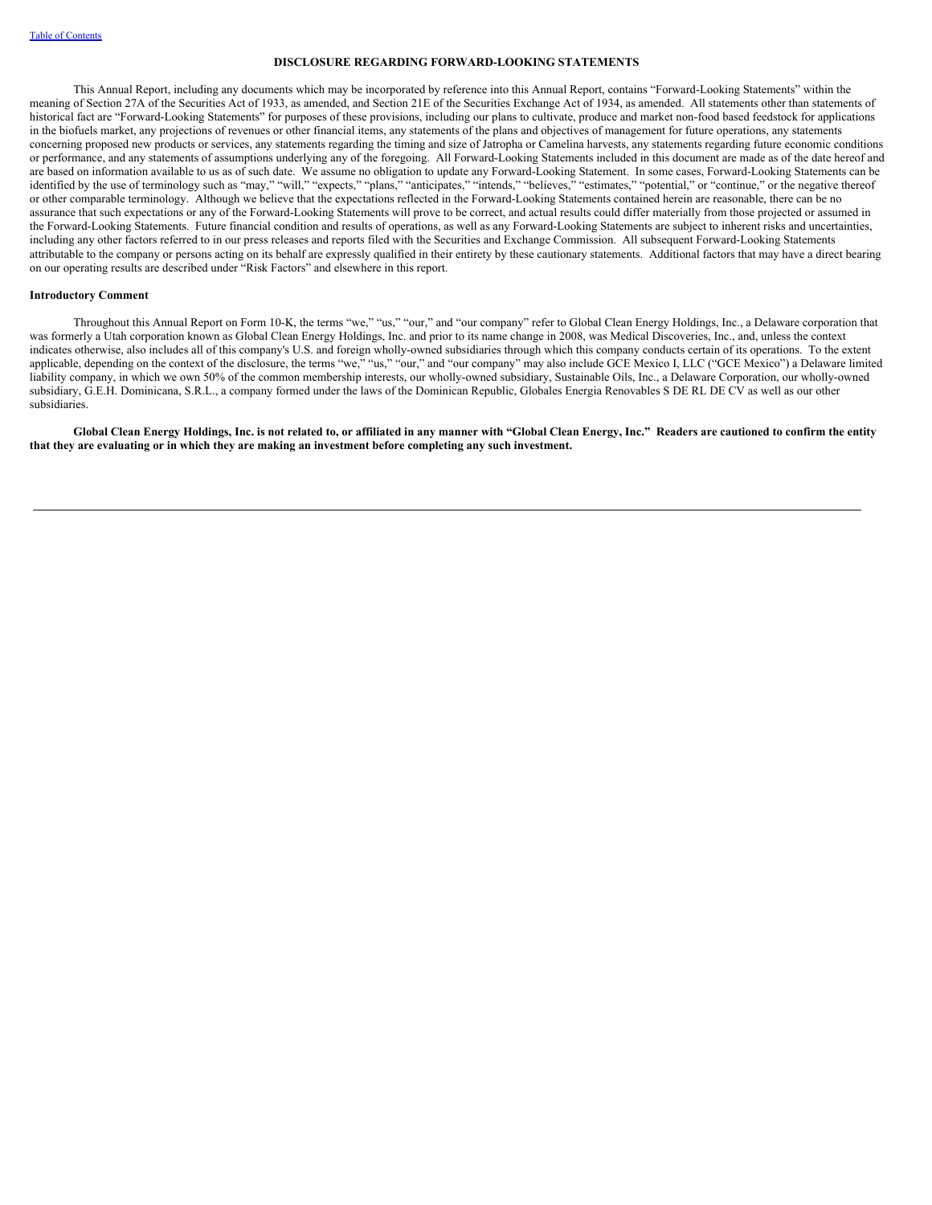## DISCLOSURE REGARDING FORWARD-LOOKING STATEMENTS

This Annual Report, including any documents which may be incorporated by reference into this Annual Report, contains "Forward-Looking Statements" within the meaning of Section 27A of the Securities Act of 1933, as amended, and Section 21E of the Securities Exchange Act of 1934, as amended. All statements other than statements of historical fact are "Forward-Looking Statements" for purposes of these provisions, including our plans to cultivate, produce and market non-food based feedstock for applications in the biofuels market, any projections of revenues or other financial items, any statements of the plans and objectives of management for future operations, any statements concerning proposed new products or services, any statements regarding the timing and size of Jatropha or Camelina harvests, any statements regarding future economic conditions or performance, and any statements of assumptions underlying any of the foregoing. All Forward-Looking Statements included in this document are made as of the date hereof and are based on information available to us as of such date. We assume no obligation to update any Forward-Looking Statement. In some cases, Forward-Looking Statements can be identified by the use of terminology such as "may," "will," "expects," "plans," "anticipates," "intends," "believes," "estimates," "potential," or "continue," or the negative thereof or other comparable terminology. Although we believe that the expectations reflected in the Forward-Looking Statements contained herein are reasonable, there can be no assurance that such expectations or any of the Forward-Looking Statements will prove to be correct, and actual results could differ materially from those projected or assumed in the Forward-Looking Statements. Future financial condition and results of operations, as well as any Forward-Looking Statements are subject to inherent risks and uncertainties, including any other factors referred to in our press releases and reports filed with the Securities and Exchange Commission. All subsequent Forward-Looking Statements attributable to the company or persons acting on its behalf are expressly qualified in their entirety by these cautionary statements. Additional factors that may have a direct bearing on our operating results are described under "Risk Factors" and elsewhere in this report.

**Introductory Comment**

Throughout this Annual Report on Form 10-K, the terms "we," "us," "our," and "our company" refer to Global Clean Energy Holdings, Inc., a Delaware corporation that was formerly a Utah corporation known as Global Clean Energy Holdings, Inc. and prior to its name change in 2008, was Medical Discoveries, Inc., and, unless the context indicates otherwise, also includes all of this company's U.S. and foreign wholly-owned subsidiaries through which this company conducts certain of its operations. To the extent applicable, depending on the context of the disclosure, the terms "we," "us," "our," and "our company" may also include GCE Mexico I, LLC ("GCE Mexico") a Delaware limited liability company, in which we own 50% of the common membership interests, our wholly-owned subsidiary, Sustainable Oils, Inc., a Delaware Corporation, our wholly-owned subsidiary, G.E.H. Dominicana, S.R.L., a company formed under the laws of the Dominican Republic, Globales Energia Renovables S DE RL DE CV as well as our other subsidiaries.

**Global Clean Energy Holdings, Inc. is not related to, or affiliated in any manner with "Global Clean Energy, Inc." Readers are cautioned to confirm the entity that they are evaluating or in which they are making an investment before completing any such investment.**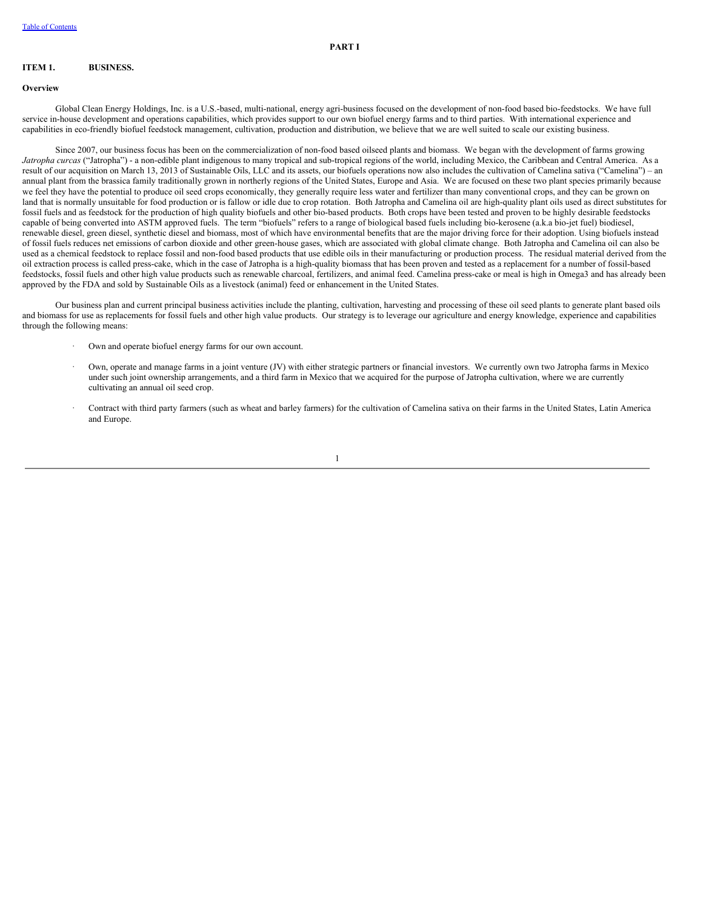# PART I

## ITEM 1. BUSINESS.

### Overview

Global Clean Energy Holdings, Inc. is a U.S.-based, multi-national, energy agri-business focused on the development of non-food based bio-feedstocks. We have full service in-house development and operations capabilities, which provides support to our own biofuel energy farms and to third parties. With international experience and capabilities in eco-friendly biofuel feedstock management, cultivation, production and distribution, we believe that we are well suited to scale our existing business.

Since 2007, our business focus has been on the commercialization of non-food based oilseed plants and biomass. We began with the development of farms growing *Jatropha curcas* ("Jatropha") - a non-edible plant indigenous to many tropical and sub-tropical regions of the world, including Mexico, the Caribbean and Central America. As a result of our acquisition on March 13, 2013 of Sustainable Oils, LLC and its assets, our biofuels operations now also includes the cultivation of Camelina sativa ("Camelina") – an annual plant from the brassica family traditionally grown in northerly regions of the United States, Europe and Asia. We are focused on these two plant species primarily because we feel they have the potential to produce oil seed crops economically, they generally require less water and fertilizer than many conventional crops, and they can be grown on land that is normally unsuitable for food production or is fallow or idle due to crop rotation. Both Jatropha and Camelina oil are high-quality plant oils used as direct substitutes for fossil fuels and as feedstock for the production of high quality biofuels and other bio-based products. Both crops have been tested and proven to be highly desirable feedstocks capable of being converted into ASTM approved fuels. The term "biofuels" refers to a range of biological based fuels including bio-kerosene (a.k.a bio-jet fuel) biodiesel, renewable diesel, green diesel, synthetic diesel and biomass, most of which have environmental benefits that are the major driving force for their adoption. Using biofuels instead of fossil fuels reduces net emissions of carbon dioxide and other green-house gases, which are associated with global climate change. Both Jatropha and Camelina oil can also be used as a chemical feedstock to replace fossil and non-food based products that use edible oils in their manufacturing or production process. The residual material derived from the oil extraction process is called press-cake, which in the case of Jatropha is a high-quality biomass that has been proven and tested as a replacement for a number of fossil-based feedstocks, fossil fuels and other high value products such as renewable charcoal, fertilizers, and animal feed. Camelina press-cake or meal is high in Omega3 and has already been approved by the FDA and sold by Sustainable Oils as a livestock (animal) feed or enhancement in the United States.

Our business plan and current principal business activities include the planting, cultivation, harvesting and processing of these oil seed plants to generate plant based oils and biomass for use as replacements for fossil fuels and other high value products. Our strategy is to leverage our agriculture and energy knowledge, experience and capabilities through the following means:

- Own and operate biofuel energy farms for our own account.
- Own, operate and manage farms in a joint venture (JV) with either strategic partners or financial investors. We currently own two Jatropha farms in Mexico under such joint ownership arrangements, and a third farm in Mexico that we acquired for the purpose of Jatropha cultivation, where we are currently cultivating an annual oil seed crop.
- Contract with third party farmers (such as wheat and barley farmers) for the cultivation of Camelina sativa on their farms in the United States, Latin America and Europe.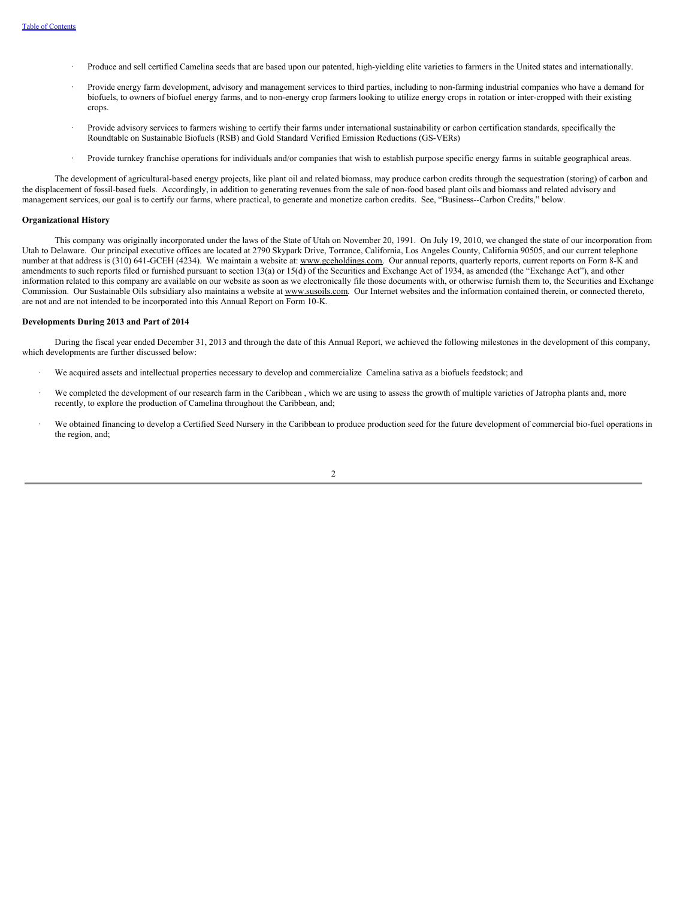- Produce and sell certified Camelina seeds that are based upon our patented, high-yielding elite varieties to farmers in the United states and internationally.
- Provide energy farm development, advisory and management services to third parties, including to non-farming industrial companies who have a demand for biofuels, to owners of biofuel energy farms, and to non-energy crop farmers looking to utilize energy crops in rotation or inter-cropped with their existing crops.
- Provide advisory services to farmers wishing to certify their farms under international sustainability or carbon certification standards, specifically the Roundtable on Sustainable Biofuels (RSB) and Gold Standard Verified Emission Reductions (GS-VERs)
- Provide turnkey franchise operations for individuals and/or companies that wish to establish purpose specific energy farms in suitable geographical areas.

The development of agricultural-based energy projects, like plant oil and related biomass, may produce carbon credits through the sequestration (storing) of carbon and the displacement of fossil-based fuels. Accordingly, in addition to generating revenues from the sale of non-food based plant oils and biomass and related advisory and management services, our goal is to certify our farms, where practical, to generate and monetize carbon credits. See, "Business--Carbon Credits," below.

**Organizational History**

This company was originally incorporated under the laws of the State of Utah on November 20, 1991. On July 19, 2010, we changed the state of our incorporation from Utah to Delaware. Our principal executive offices are located at 2790 Skypark Drive, Torrance, California, Los Angeles County, California 90505, and our current telephone number at that address is (310) 641-GCEH (4234). We maintain a website at: www.gceholdings.com. Our annual reports, quarterly reports, current reports on Form 8-K and amendments to such reports filed or furnished pursuant to section 13(a) or 15(d) of the Securities and Exchange Act of 1934, as amended (the "Exchange Act"), and other information related to this company are available on our website as soon as we electronically file those documents with, or otherwise furnish them to, the Securities and Exchange Commission. Our Sustainable Oils subsidiary also maintains a website at www.susoils.com. Our Internet websites and the information contained therein, or connected thereto, are not and are not intended to be incorporated into this Annual Report on Form 10-K.

**Developments During 2013 and Part of 2014**

During the fiscal year ended December 31, 2013 and through the date of this Annual Report, we achieved the following milestones in the development of this company, which developments are further discussed below:

- We acquired assets and intellectual properties necessary to develop and commercialize Camelina sativa as a biofuels feedstock; and
- We completed the development of our research farm in the Caribbean , which we are using to assess the growth of multiple varieties of Jatropha plants and, more recently, to explore the production of Camelina throughout the Caribbean, and;
- We obtained financing to develop a Certified Seed Nursery in the Caribbean to produce production seed for the future development of commercial bio-fuel operations in the region, and;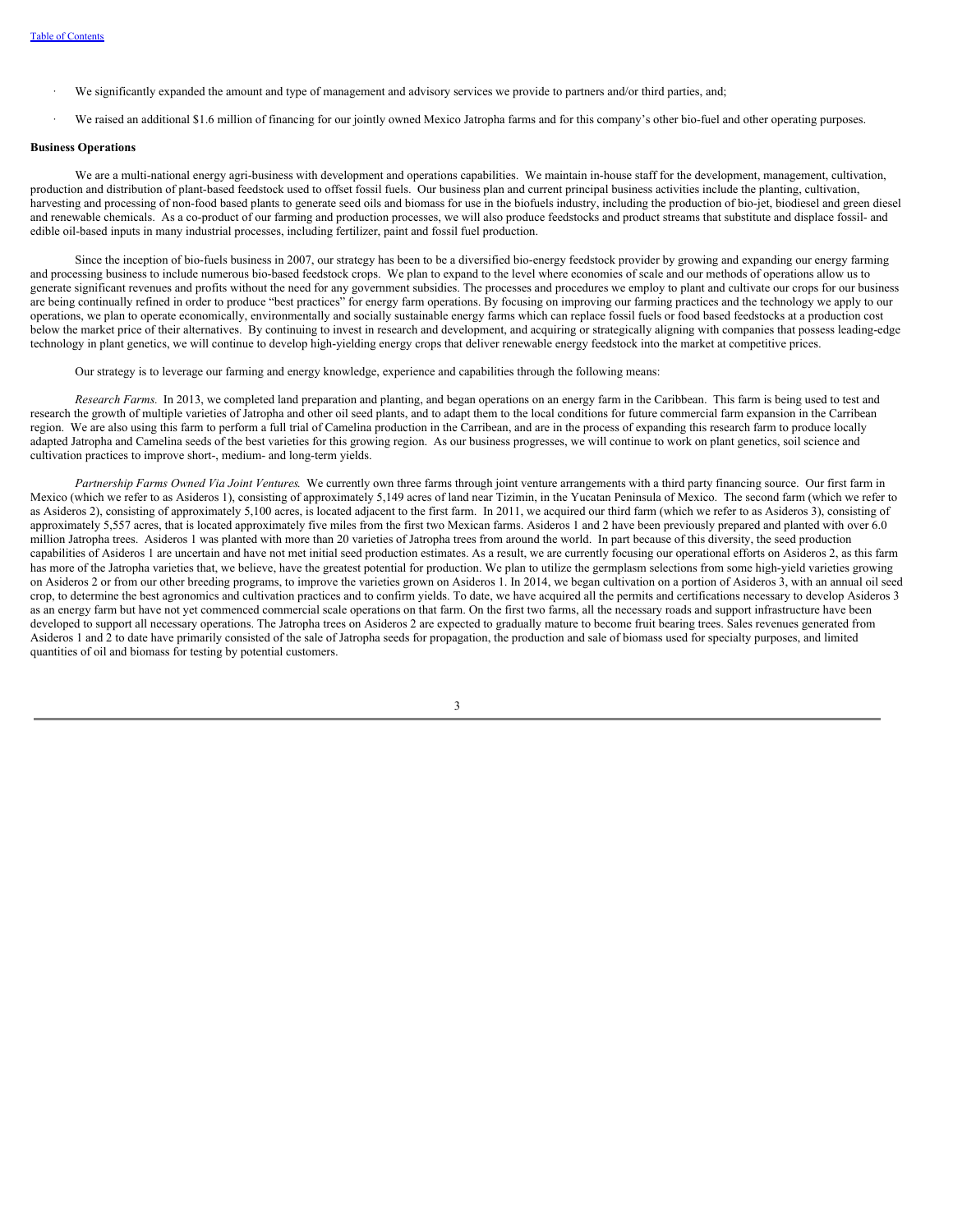- We significantly expanded the amount and type of management and advisory services we provide to partners and/or third parties, and;
- We raised an additional $1.6 million of financing for our jointly owned Mexico Jatropha farms and for this company's other bio-fuel and other operating purposes.

**Business Operations**

We are a multi-national energy agri-business with development and operations capabilities. We maintain in-house staff for the development, management, cultivation, production and distribution of plant-based feedstock used to offset fossil fuels. Our business plan and current principal business activities include the planting, cultivation, harvesting and processing of non-food based plants to generate seed oils and biomass for use in the biofuels industry, including the production of bio-jet, biodiesel and green diesel and renewable chemicals. As a co-product of our farming and production processes, we will also produce feedstocks and product streams that substitute and displace fossil- and edible oil-based inputs in many industrial processes, including fertilizer, paint and fossil fuel production.

Since the inception of bio-fuels business in 2007, our strategy has been to be a diversified bio-energy feedstock provider by growing and expanding our energy farming and processing business to include numerous bio-based feedstock crops. We plan to expand to the level where economies of scale and our methods of operations allow us to generate significant revenues and profits without the need for any government subsidies. The processes and procedures we employ to plant and cultivate our crops for our business are being continually refined in order to produce "best practices" for energy farm operations. By focusing on improving our farming practices and the technology we apply to our operations, we plan to operate economically, environmentally and socially sustainable energy farms which can replace fossil fuels or food based feedstocks at a production cost below the market price of their alternatives. By continuing to invest in research and development, and acquiring or strategically aligning with companies that possess leading-edge technology in plant genetics, we will continue to develop high-yielding energy crops that deliver renewable energy feedstock into the market at competitive prices.

Our strategy is to leverage our farming and energy knowledge, experience and capabilities through the following means:

*Research Farms.* In 2013, we completed land preparation and planting, and began operations on an energy farm in the Caribbean. This farm is being used to test and research the growth of multiple varieties of Jatropha and other oil seed plants, and to adapt them to the local conditions for future commercial farm expansion in the Carribean region. We are also using this farm to perform a full trial of Camelina production in the Carribean, and are in the process of expanding this research farm to produce locally adapted Jatropha and Camelina seeds of the best varieties for this growing region. As our business progresses, we will continue to work on plant genetics, soil science and cultivation practices to improve short-, medium- and long-term yields.

*Partnership Farms Owned Via Joint Ventures.* We currently own three farms through joint venture arrangements with a third party financing source. Our first farm in Mexico (which we refer to as Asideros 1), consisting of approximately 5,149 acres of land near Tizimin, in the Yucatan Peninsula of Mexico. The second farm (which we refer to as Asideros 2), consisting of approximately 5,100 acres, is located adjacent to the first farm. In 2011, we acquired our third farm (which we refer to as Asideros 3), consisting of approximately 5,557 acres, that is located approximately five miles from the first two Mexican farms. Asideros 1 and 2 have been previously prepared and planted with over 6.0 million Jatropha trees. Asideros 1 was planted with more than 20 varieties of Jatropha trees from around the world. In part because of this diversity, the seed production capabilities of Asideros 1 are uncertain and have not met initial seed production estimates. As a result, we are currently focusing our operational efforts on Asideros 2, as this farm has more of the Jatropha varieties that, we believe, have the greatest potential for production. We plan to utilize the germplasm selections from some high-yield varieties growing on Asideros 2 or from our other breeding programs, to improve the varieties grown on Asideros 1. In 2014, we began cultivation on a portion of Asideros 3, with an annual oil seed crop, to determine the best agronomics and cultivation practices and to confirm yields. To date, we have acquired all the permits and certifications necessary to develop Asideros 3 as an energy farm but have not yet commenced commercial scale operations on that farm. On the first two farms, all the necessary roads and support infrastructure have been developed to support all necessary operations. The Jatropha trees on Asideros 2 are expected to gradually mature to become fruit bearing trees. Sales revenues generated from Asideros 1 and 2 to date have primarily consisted of the sale of Jatropha seeds for propagation, the production and sale of biomass used for specialty purposes, and limited quantities of oil and biomass for testing by potential customers.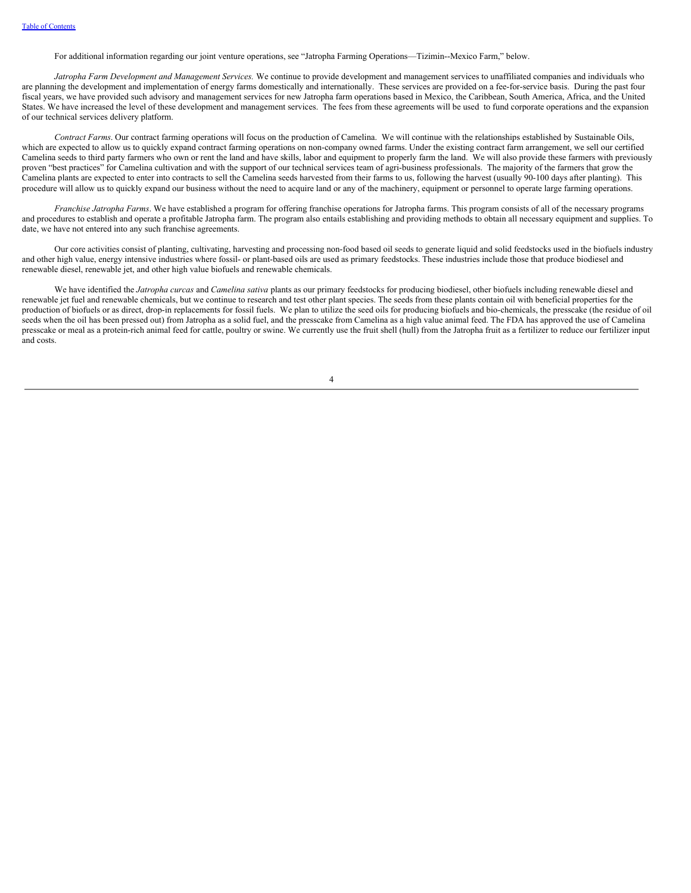For additional information regarding our joint venture operations, see "Jatropha Farming Operations—Tizimin--Mexico Farm," below.

*Jatropha Farm Development and Management Services.* We continue to provide development and management services to unaffiliated companies and individuals who are planning the development and implementation of energy farms domestically and internationally. These services are provided on a fee-for-service basis. During the past four fiscal years, we have provided such advisory and management services for new Jatropha farm operations based in Mexico, the Caribbean, South America, Africa, and the United States. We have increased the level of these development and management services. The fees from these agreements will be used to fund corporate operations and the expansion of our technical services delivery platform.

*Contract Farms*. Our contract farming operations will focus on the production of Camelina. We will continue with the relationships established by Sustainable Oils, which are expected to allow us to quickly expand contract farming operations on non-company owned farms. Under the existing contract farm arrangement, we sell our certified Camelina seeds to third party farmers who own or rent the land and have skills, labor and equipment to properly farm the land. We will also provide these farmers with previously proven "best practices" for Camelina cultivation and with the support of our technical services team of agri-business professionals. The majority of the farmers that grow the Camelina plants are expected to enter into contracts to sell the Camelina seeds harvested from their farms to us, following the harvest (usually 90-100 days after planting). This procedure will allow us to quickly expand our business without the need to acquire land or any of the machinery, equipment or personnel to operate large farming operations.

*Franchise Jatropha Farms*. We have established a program for offering franchise operations for Jatropha farms. This program consists of all of the necessary programs and procedures to establish and operate a profitable Jatropha farm. The program also entails establishing and providing methods to obtain all necessary equipment and supplies. To date, we have not entered into any such franchise agreements.

Our core activities consist of planting, cultivating, harvesting and processing non-food based oil seeds to generate liquid and solid feedstocks used in the biofuels industry and other high value, energy intensive industries where fossil- or plant-based oils are used as primary feedstocks. These industries include those that produce biodiesel and renewable diesel, renewable jet, and other high value biofuels and renewable chemicals.

We have identified the *Jatropha curcas* and *Camelina sativa* plants as our primary feedstocks for producing biodiesel, other biofuels including renewable diesel and renewable jet fuel and renewable chemicals, but we continue to research and test other plant species. The seeds from these plants contain oil with beneficial properties for the production of biofuels or as direct, drop-in replacements for fossil fuels. We plan to utilize the seed oils for producing biofuels and bio-chemicals, the presscake (the residue of oil seeds when the oil has been pressed out) from Jatropha as a solid fuel, and the presscake from Camelina as a high value animal feed. The FDA has approved the use of Camelina presscake or meal as a protein-rich animal feed for cattle, poultry or swine. We currently use the fruit shell (hull) from the Jatropha fruit as a fertilizer to reduce our fertilizer input and costs.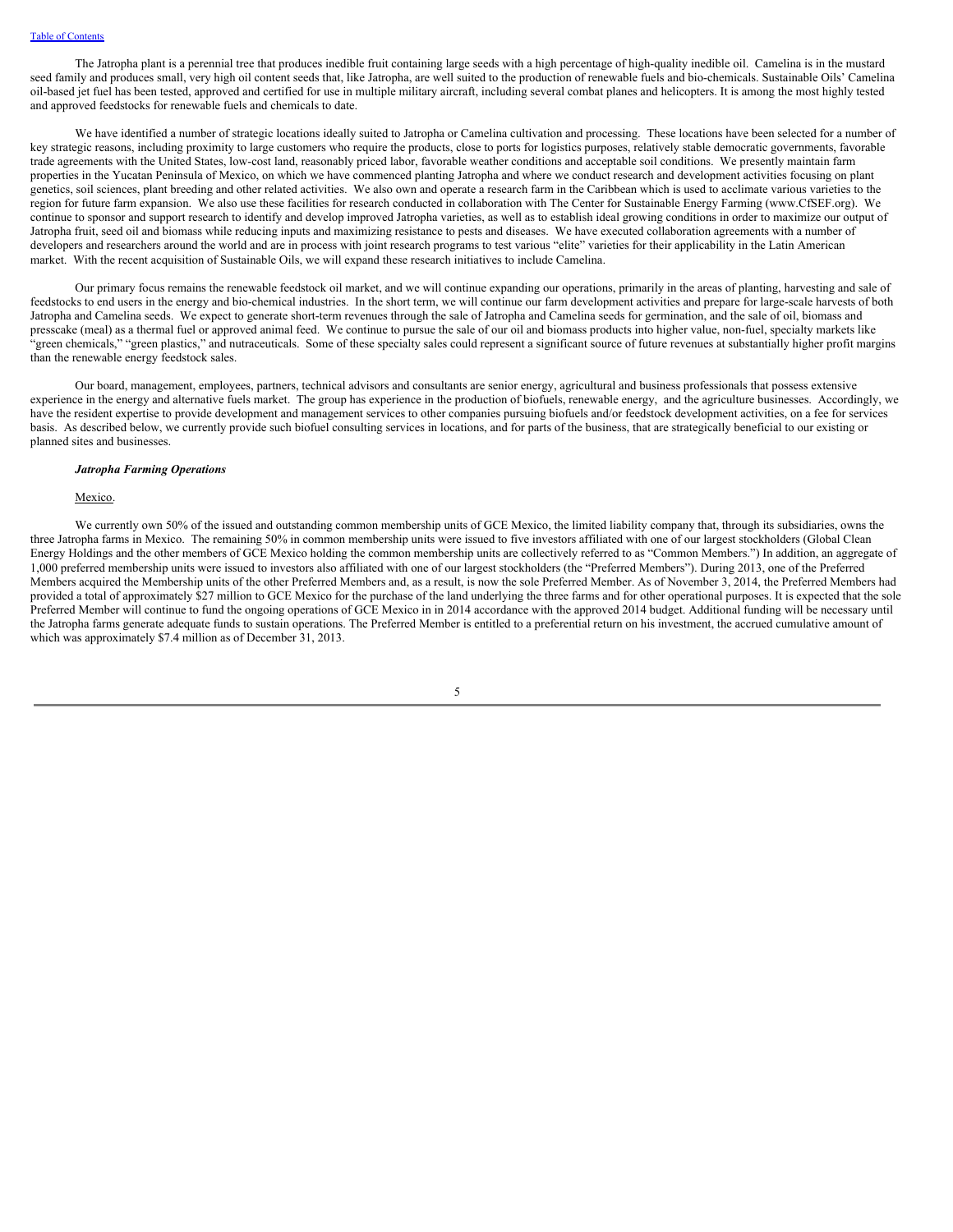The Jatropha plant is a perennial tree that produces inedible fruit containing large seeds with a high percentage of high-quality inedible oil. Camelina is in the mustard seed family and produces small, very high oil content seeds that, like Jatropha, are well suited to the production of renewable fuels and bio-chemicals. Sustainable Oils' Camelina oil-based jet fuel has been tested, approved and certified for use in multiple military aircraft, including several combat planes and helicopters. It is among the most highly tested and approved feedstocks for renewable fuels and chemicals to date.

We have identified a number of strategic locations ideally suited to Jatropha or Camelina cultivation and processing. These locations have been selected for a number of key strategic reasons, including proximity to large customers who require the products, close to ports for logistics purposes, relatively stable democratic governments, favorable trade agreements with the United States, low-cost land, reasonably priced labor, favorable weather conditions and acceptable soil conditions. We presently maintain farm properties in the Yucatan Peninsula of Mexico, on which we have commenced planting Jatropha and where we conduct research and development activities focusing on plant genetics, soil sciences, plant breeding and other related activities. We also own and operate a research farm in the Caribbean which is used to acclimate various varieties to the region for future farm expansion. We also use these facilities for research conducted in collaboration with The Center for Sustainable Energy Farming (www.CfSEF.org). We continue to sponsor and support research to identify and develop improved Jatropha varieties, as well as to establish ideal growing conditions in order to maximize our output of Jatropha fruit, seed oil and biomass while reducing inputs and maximizing resistance to pests and diseases. We have executed collaboration agreements with a number of developers and researchers around the world and are in process with joint research programs to test various "elite" varieties for their applicability in the Latin American market. With the recent acquisition of Sustainable Oils, we will expand these research initiatives to include Camelina.

Our primary focus remains the renewable feedstock oil market, and we will continue expanding our operations, primarily in the areas of planting, harvesting and sale of feedstocks to end users in the energy and bio-chemical industries. In the short term, we will continue our farm development activities and prepare for large-scale harvests of both Jatropha and Camelina seeds. We expect to generate short-term revenues through the sale of Jatropha and Camelina seeds for germination, and the sale of oil, biomass and presscake (meal) as a thermal fuel or approved animal feed. We continue to pursue the sale of our oil and biomass products into higher value, non-fuel, specialty markets like "green chemicals," "green plastics," and nutraceuticals. Some of these specialty sales could represent a significant source of future revenues at substantially higher profit margins than the renewable energy feedstock sales.

Our board, management, employees, partners, technical advisors and consultants are senior energy, agricultural and business professionals that possess extensive experience in the energy and alternative fuels market. The group has experience in the production of biofuels, renewable energy, and the agriculture businesses. Accordingly, we have the resident expertise to provide development and management services to other companies pursuing biofuels and/or feedstock development activities, on a fee for services basis. As described below, we currently provide such biofuel consulting services in locations, and for parts of the business, that are strategically beneficial to our existing or planned sites and businesses.

***Jatropha Farming Operations***

Mexico.

We currently own 50% of the issued and outstanding common membership units of GCE Mexico, the limited liability company that, through its subsidiaries, owns the three Jatropha farms in Mexico. The remaining 50% in common membership units were issued to five investors affiliated with one of our largest stockholders (Global Clean Energy Holdings and the other members of GCE Mexico holding the common membership units are collectively referred to as "Common Members.") In addition, an aggregate of 1,000 preferred membership units were issued to investors also affiliated with one of our largest stockholders (the "Preferred Members"). During 2013, one of the Preferred Members acquired the Membership units of the other Preferred Members and, as a result, is now the sole Preferred Member. As of November 3, 2014, the Preferred Members had provided a total of approximately $27 million to GCE Mexico for the purchase of the land underlying the three farms and for other operational purposes. It is expected that the sole Preferred Member will continue to fund the ongoing operations of GCE Mexico in in 2014 accordance with the approved 2014 budget. Additional funding will be necessary until the Jatropha farms generate adequate funds to sustain operations. The Preferred Member is entitled to a preferential return on his investment, the accrued cumulative amount of which was approximately $7.4 million as of December 31, 2013.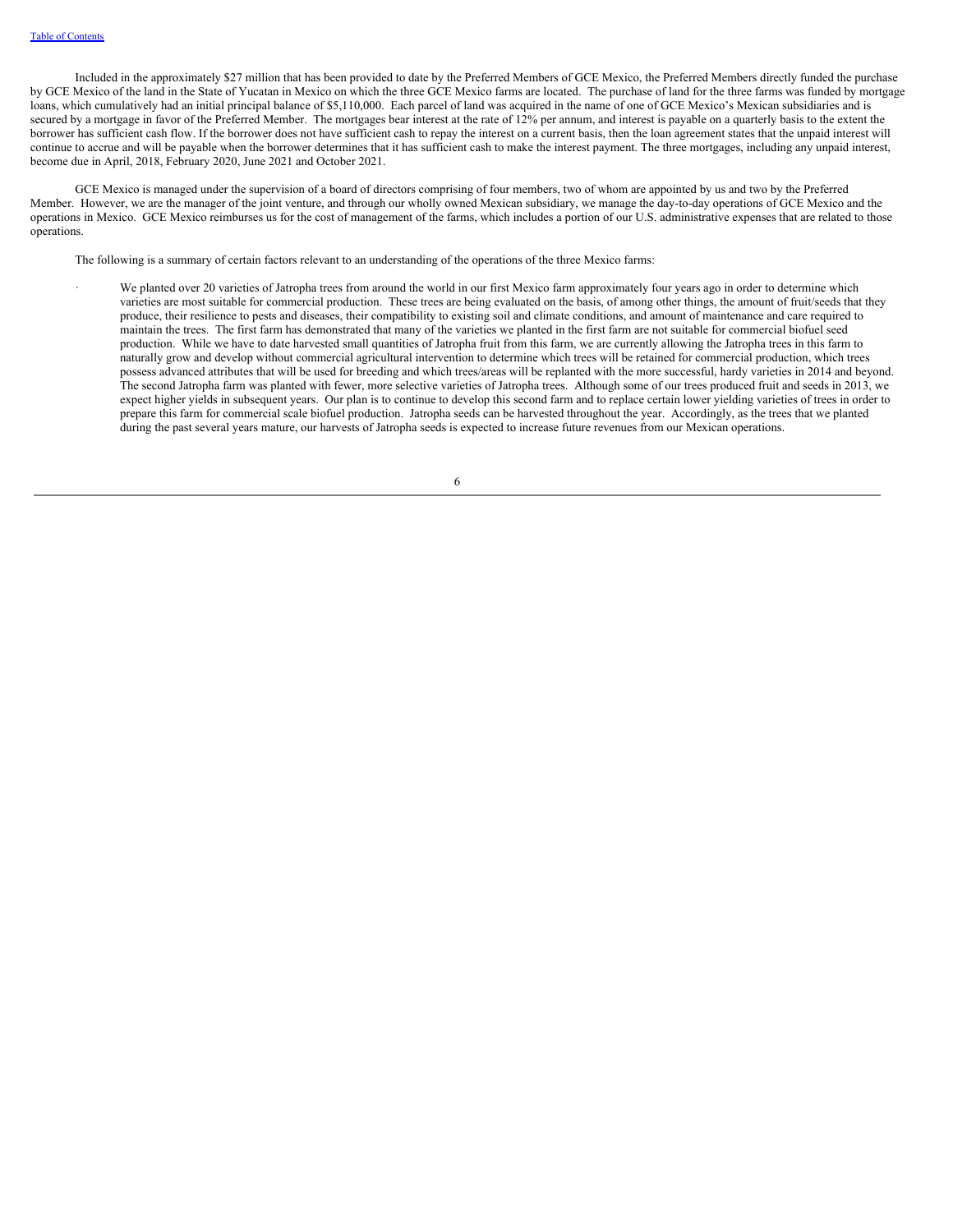Included in the approximately $27 million that has been provided to date by the Preferred Members of GCE Mexico, the Preferred Members directly funded the purchase by GCE Mexico of the land in the State of Yucatan in Mexico on which the three GCE Mexico farms are located. The purchase of land for the three farms was funded by mortgage loans, which cumulatively had an initial principal balance of $5,110,000. Each parcel of land was acquired in the name of one of GCE Mexico's Mexican subsidiaries and is secured by a mortgage in favor of the Preferred Member. The mortgages bear interest at the rate of 12% per annum, and interest is payable on a quarterly basis to the extent the borrower has sufficient cash flow. If the borrower does not have sufficient cash to repay the interest on a current basis, then the loan agreement states that the unpaid interest will continue to accrue and will be payable when the borrower determines that it has sufficient cash to make the interest payment. The three mortgages, including any unpaid interest, become due in April, 2018, February 2020, June 2021 and October 2021.

GCE Mexico is managed under the supervision of a board of directors comprising of four members, two of whom are appointed by us and two by the Preferred Member. However, we are the manager of the joint venture, and through our wholly owned Mexican subsidiary, we manage the day-to-day operations of GCE Mexico and the operations in Mexico. GCE Mexico reimburses us for the cost of management of the farms, which includes a portion of our U.S. administrative expenses that are related to those operations.

The following is a summary of certain factors relevant to an understanding of the operations of the three Mexico farms:

- We planted over 20 varieties of Jatropha trees from around the world in our first Mexico farm approximately four years ago in order to determine which varieties are most suitable for commercial production. These trees are being evaluated on the basis, of among other things, the amount of fruit/seeds that they produce, their resilience to pests and diseases, their compatibility to existing soil and climate conditions, and amount of maintenance and care required to maintain the trees. The first farm has demonstrated that many of the varieties we planted in the first farm are not suitable for commercial biofuel seed production. While we have to date harvested small quantities of Jatropha fruit from this farm, we are currently allowing the Jatropha trees in this farm to naturally grow and develop without commercial agricultural intervention to determine which trees will be retained for commercial production, which trees possess advanced attributes that will be used for breeding and which trees/areas will be replanted with the more successful, hardy varieties in 2014 and beyond. The second Jatropha farm was planted with fewer, more selective varieties of Jatropha trees. Although some of our trees produced fruit and seeds in 2013, we expect higher yields in subsequent years. Our plan is to continue to develop this second farm and to replace certain lower yielding varieties of trees in order to prepare this farm for commercial scale biofuel production. Jatropha seeds can be harvested throughout the year. Accordingly, as the trees that we planted during the past several years mature, our harvests of Jatropha seeds is expected to increase future revenues from our Mexican operations.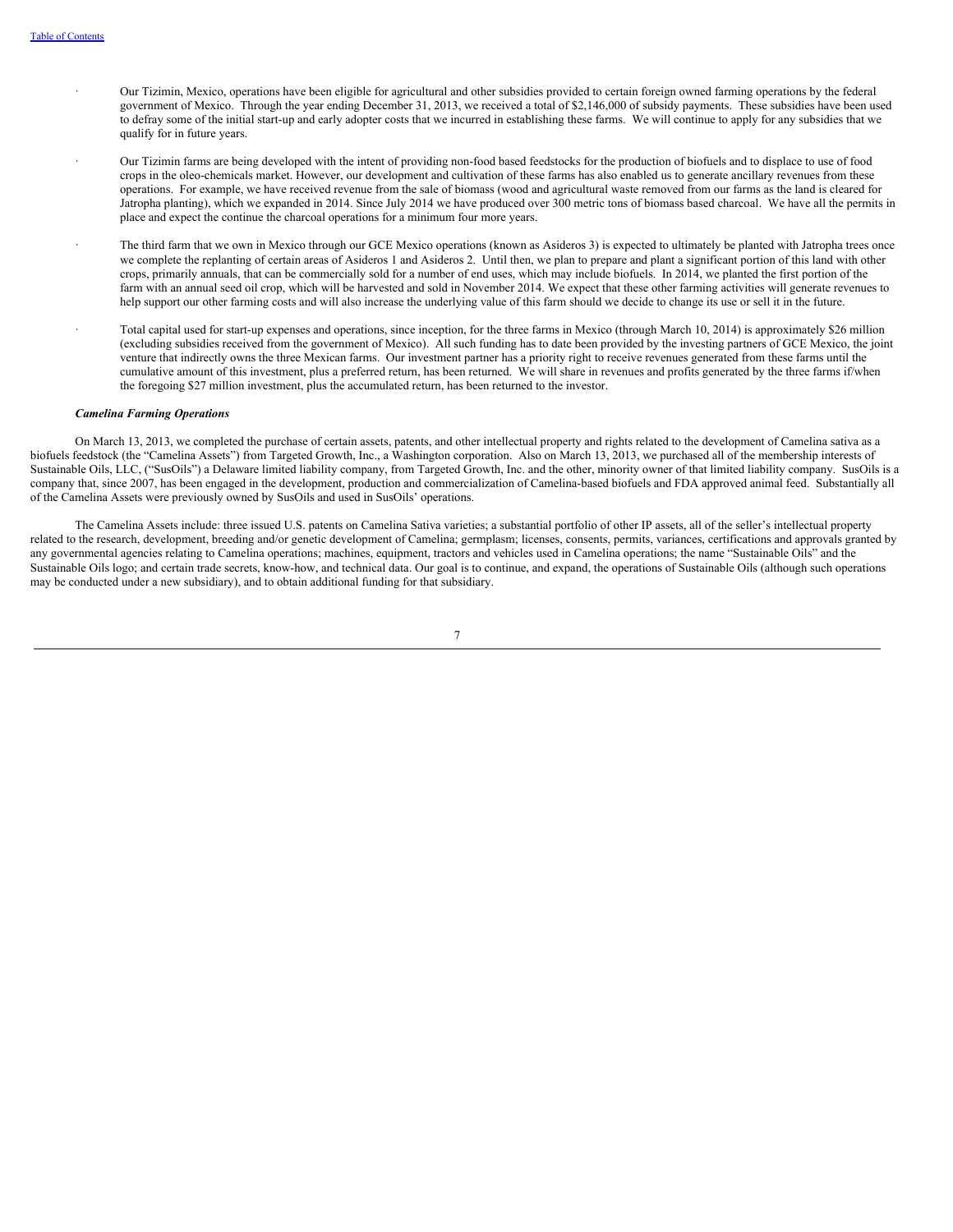- Our Tizimin, Mexico, operations have been eligible for agricultural and other subsidies provided to certain foreign owned farming operations by the federal government of Mexico. Through the year ending December 31, 2013, we received a total of $2,146,000 of subsidy payments. These subsidies have been used to defray some of the initial start-up and early adopter costs that we incurred in establishing these farms. We will continue to apply for any subsidies that we qualify for in future years.

- Our Tizimin farms are being developed with the intent of providing non-food based feedstocks for the production of biofuels and to displace to use of food crops in the oleo-chemicals market. However, our development and cultivation of these farms has also enabled us to generate ancillary revenues from these operations. For example, we have received revenue from the sale of biomass (wood and agricultural waste removed from our farms as the land is cleared for Jatropha planting), which we expanded in 2014. Since July 2014 we have produced over 300 metric tons of biomass based charcoal. We have all the permits in place and expect the continue the charcoal operations for a minimum four more years.

- The third farm that we own in Mexico through our GCE Mexico operations (known as Asideros 3) is expected to ultimately be planted with Jatropha trees once we complete the replanting of certain areas of Asideros 1 and Asideros 2. Until then, we plan to prepare and plant a significant portion of this land with other crops, primarily annuals, that can be commercially sold for a number of end uses, which may include biofuels. In 2014, we planted the first portion of the farm with an annual seed oil crop, which will be harvested and sold in November 2014. We expect that these other farming activities will generate revenues to help support our other farming costs and will also increase the underlying value of this farm should we decide to change its use or sell it in the future.

- Total capital used for start-up expenses and operations, since inception, for the three farms in Mexico (through March 10, 2014) is approximately $26 million (excluding subsidies received from the government of Mexico). All such funding has to date been provided by the investing partners of GCE Mexico, the joint venture that indirectly owns the three Mexican farms. Our investment partner has a priority right to receive revenues generated from these farms until the cumulative amount of this investment, plus a preferred return, has been returned. We will share in revenues and profits generated by the three farms if/when the foregoing $27 million investment, plus the accumulated return, has been returned to the investor.

### *Camelina Farming Operations*

On March 13, 2013, we completed the purchase of certain assets, patents, and other intellectual property and rights related to the development of Camelina sativa as a biofuels feedstock (the "Camelina Assets") from Targeted Growth, Inc., a Washington corporation. Also on March 13, 2013, we purchased all of the membership interests of Sustainable Oils, LLC, ("SusOils") a Delaware limited liability company, from Targeted Growth, Inc. and the other, minority owner of that limited liability company. SusOils is a company that, since 2007, has been engaged in the development, production and commercialization of Camelina-based biofuels and FDA approved animal feed. Substantially all of the Camelina Assets were previously owned by SusOils and used in SusOils' operations.

The Camelina Assets include: three issued U.S. patents on Camelina Sativa varieties; a substantial portfolio of other IP assets, all of the seller's intellectual property related to the research, development, breeding and/or genetic development of Camelina; germplasm; licenses, consents, permits, variances, certifications and approvals granted by any governmental agencies relating to Camelina operations; machines, equipment, tractors and vehicles used in Camelina operations; the name "Sustainable Oils" and the Sustainable Oils logo; and certain trade secrets, know-how, and technical data. Our goal is to continue, and expand, the operations of Sustainable Oils (although such operations may be conducted under a new subsidiary), and to obtain additional funding for that subsidiary.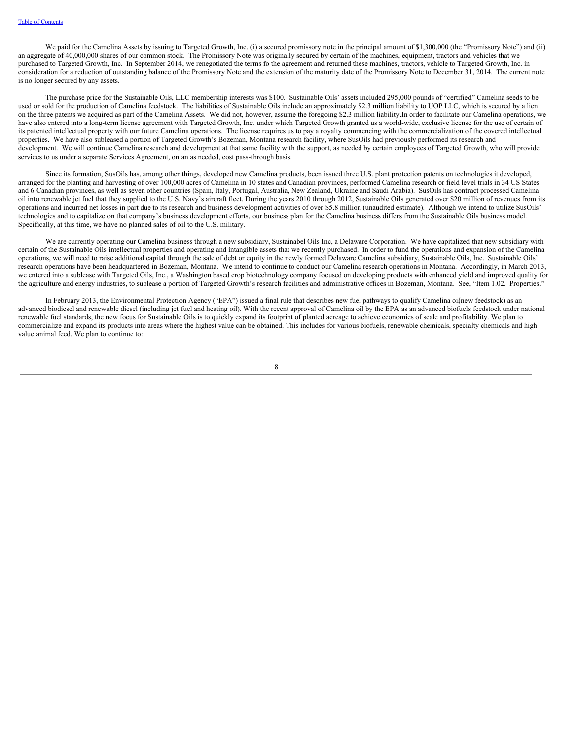We paid for the Camelina Assets by issuing to Targeted Growth, Inc. (i) a secured promissory note in the principal amount of $1,300,000 (the "Promissory Note") and (ii) an aggregate of 40,000,000 shares of our common stock. The Promissory Note was originally secured by certain of the machines, equipment, tractors and vehicles that we purchased to Targeted Growth, Inc. In September 2014, we renegotiated the terms fo the agreement and returned these machines, tractors, vehicle to Targeted Growth, Inc. in consideration for a reduction of outstanding balance of the Promissory Note and the extension of the maturity date of the Promissory Note to December 31, 2014. The current note is no longer secured by any assets.

The purchase price for the Sustainable Oils, LLC membership interests was $100. Sustainable Oils' assets included 295,000 pounds of "certified" Camelina seeds to be used or sold for the production of Camelina feedstock. The liabilities of Sustainable Oils include an approximately $2.3 million liability to UOP LLC, which is secured by a lien on the three patents we acquired as part of the Camelina Assets. We did not, however, assume the foregoing $2.3 million liability.In order to facilitate our Camelina operations, we have also entered into a long-term license agreement with Targeted Growth, Inc. under which Targeted Growth granted us a world-wide, exclusive license for the use of certain of its patented intellectual property with our future Camelina operations. The license requires us to pay a royalty commencing with the commercialization of the covered intellectual properties. We have also subleased a portion of Targeted Growth's Bozeman, Montana research facility, where SusOils had previously performed its research and development. We will continue Camelina research and development at that same facility with the support, as needed by certain employees of Targeted Growth, who will provide services to us under a separate Services Agreement, on an as needed, cost pass-through basis.

Since its formation, SusOils has, among other things, developed new Camelina products, been issued three U.S. plant protection patents on technologies it developed, arranged for the planting and harvesting of over 100,000 acres of Camelina in 10 states and Canadian provinces, performed Camelina research or field level trials in 34 US States and 6 Canadian provinces, as well as seven other countries (Spain, Italy, Portugal, Australia, New Zealand, Ukraine and Saudi Arabia). SusOils has contract processed Camelina oil into renewable jet fuel that they supplied to the U.S. Navy's aircraft fleet. During the years 2010 through 2012, Sustainable Oils generated over $20 million of revenues from its operations and incurred net losses in part due to its research and business development activities of over $5.8 million (unaudited estimate). Although we intend to utilize SusOils' technologies and to capitalize on that company's business development efforts, our business plan for the Camelina business differs from the Sustainable Oils business model. Specifically, at this time, we have no planned sales of oil to the U.S. military.

We are currently operating our Camelina business through a new subsidiary, Sustainabel Oils Inc, a Delaware Corporation. We have capitalized that new subsidiary with certain of the Sustainable Oils intellectual properties and operating and intangible assets that we recently purchased. In order to fund the operations and expansion of the Camelina operations, we will need to raise additional capital through the sale of debt or equity in the newly formed Delaware Camelina subsidiary, Sustainable Oils, Inc. Sustainable Oils' research operations have been headquartered in Bozeman, Montana. We intend to continue to conduct our Camelina research operations in Montana. Accordingly, in March 2013, we entered into a sublease with Targeted Oils, Inc., a Washington based crop biotechnology company focused on developing products with enhanced yield and improved quality for the agriculture and energy industries, to sublease a portion of Targeted Growth's research facilities and administrative offices in Bozeman, Montana. See, "Item 1.02. Properties."

In February 2013, the Environmental Protection Agency ("EPA") issued a final rule that describes new fuel pathways to qualify Camelina oil(new feedstock) as an advanced biodiesel and renewable diesel (including jet fuel and heating oil). With the recent approval of Camelina oil by the EPA as an advanced biofuels feedstock under national renewable fuel standards, the new focus for Sustainable Oils is to quickly expand its footprint of planted acreage to achieve economies of scale and profitability. We plan to commercialize and expand its products into areas where the highest value can be obtained. This includes for various biofuels, renewable chemicals, specialty chemicals and high value animal feed. We plan to continue to: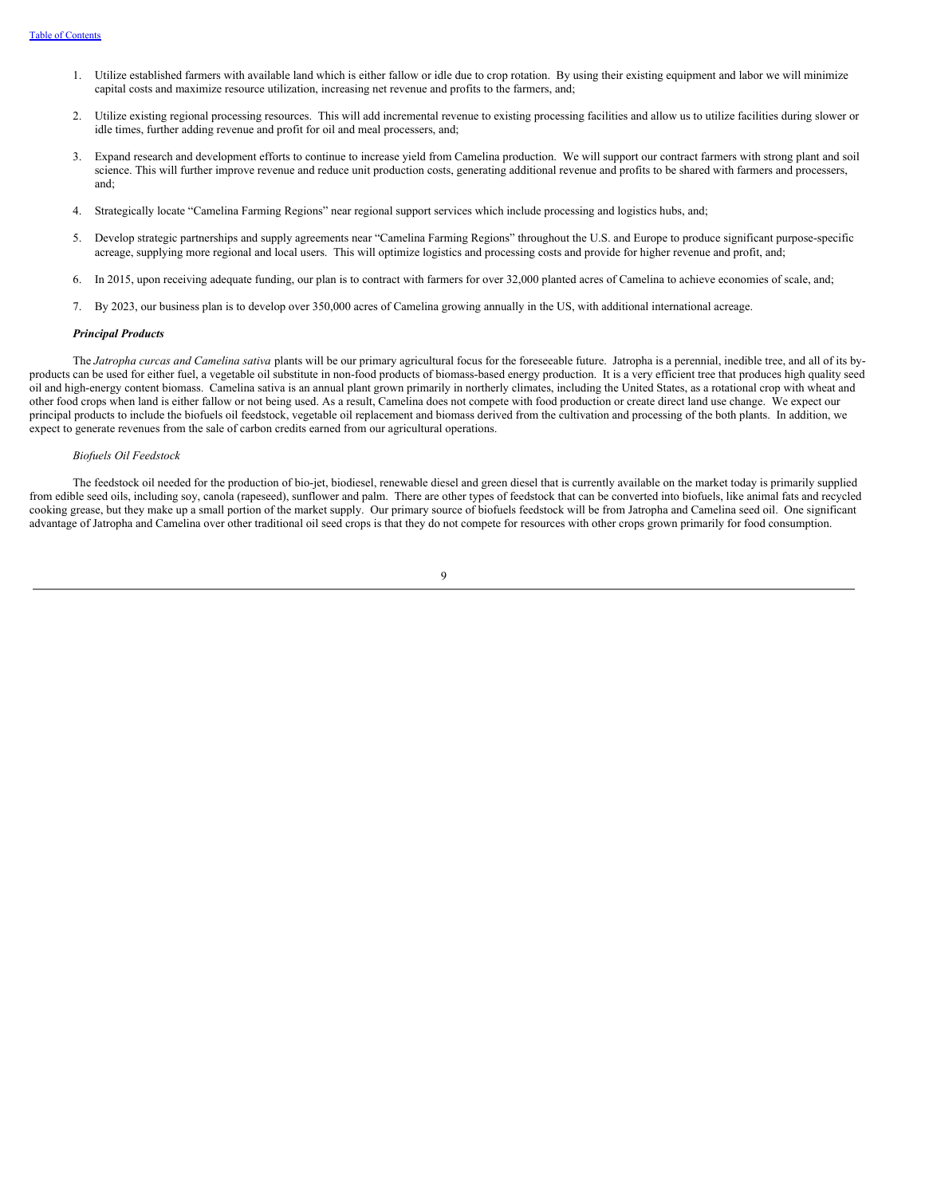1. Utilize established farmers with available land which is either fallow or idle due to crop rotation. By using their existing equipment and labor we will minimize capital costs and maximize resource utilization, increasing net revenue and profits to the farmers, and;

2. Utilize existing regional processing resources. This will add incremental revenue to existing processing facilities and allow us to utilize facilities during slower or idle times, further adding revenue and profit for oil and meal processers, and;

3. Expand research and development efforts to continue to increase yield from Camelina production. We will support our contract farmers with strong plant and soil science. This will further improve revenue and reduce unit production costs, generating additional revenue and profits to be shared with farmers and processers, and;

4. Strategically locate "Camelina Farming Regions" near regional support services which include processing and logistics hubs, and;

5. Develop strategic partnerships and supply agreements near "Camelina Farming Regions" throughout the U.S. and Europe to produce significant purpose-specific acreage, supplying more regional and local users. This will optimize logistics and processing costs and provide for higher revenue and profit, and;

6. In 2015, upon receiving adequate funding, our plan is to contract with farmers for over 32,000 planted acres of Camelina to achieve economies of scale, and;

7. By 2023, our business plan is to develop over 350,000 acres of Camelina growing annually in the US, with additional international acreage.

***Principal Products***

The *Jatropha curcas and Camelina sativa* plants will be our primary agricultural focus for the foreseeable future. Jatropha is a perennial, inedible tree, and all of its by-products can be used for either fuel, a vegetable oil substitute in non-food products of biomass-based energy production. It is a very efficient tree that produces high quality seed oil and high-energy content biomass. Camelina sativa is an annual plant grown primarily in northerly climates, including the United States, as a rotational crop with wheat and other food crops when land is either fallow or not being used. As a result, Camelina does not compete with food production or create direct land use change. We expect our principal products to include the biofuels oil feedstock, vegetable oil replacement and biomass derived from the cultivation and processing of the both plants. In addition, we expect to generate revenues from the sale of carbon credits earned from our agricultural operations.

*Biofuels Oil Feedstock*

The feedstock oil needed for the production of bio-jet, biodiesel, renewable diesel and green diesel that is currently available on the market today is primarily supplied from edible seed oils, including soy, canola (rapeseed), sunflower and palm. There are other types of feedstock that can be converted into biofuels, like animal fats and recycled cooking grease, but they make up a small portion of the market supply. Our primary source of biofuels feedstock will be from Jatropha and Camelina seed oil. One significant advantage of Jatropha and Camelina over other traditional oil seed crops is that they do not compete for resources with other crops grown primarily for food consumption.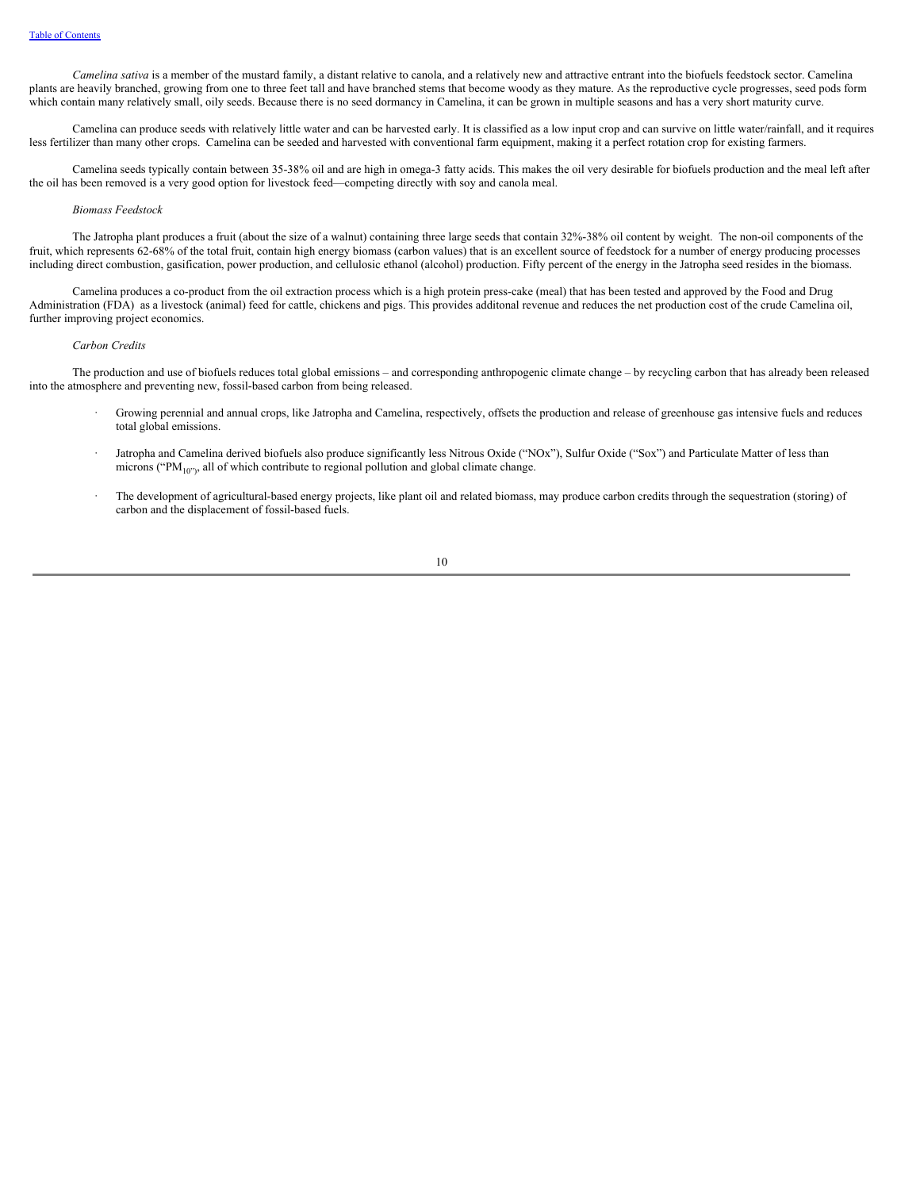*Camelina sativa* is a member of the mustard family, a distant relative to canola, and a relatively new and attractive entrant into the biofuels feedstock sector. Camelina plants are heavily branched, growing from one to three feet tall and have branched stems that become woody as they mature. As the reproductive cycle progresses, seed pods form which contain many relatively small, oily seeds. Because there is no seed dormancy in Camelina, it can be grown in multiple seasons and has a very short maturity curve.

Camelina can produce seeds with relatively little water and can be harvested early. It is classified as a low input crop and can survive on little water/rainfall, and it requires less fertilizer than many other crops. Camelina can be seeded and harvested with conventional farm equipment, making it a perfect rotation crop for existing farmers.

Camelina seeds typically contain between 35-38% oil and are high in omega-3 fatty acids. This makes the oil very desirable for biofuels production and the meal left after the oil has been removed is a very good option for livestock feed—competing directly with soy and canola meal.

*Biomass Feedstock*

The Jatropha plant produces a fruit (about the size of a walnut) containing three large seeds that contain 32%-38% oil content by weight. The non-oil components of the fruit, which represents 62-68% of the total fruit, contain high energy biomass (carbon values) that is an excellent source of feedstock for a number of energy producing processes including direct combustion, gasification, power production, and cellulosic ethanol (alcohol) production. Fifty percent of the energy in the Jatropha seed resides in the biomass.

Camelina produces a co-product from the oil extraction process which is a high protein press-cake (meal) that has been tested and approved by the Food and Drug Administration (FDA) as a livestock (animal) feed for cattle, chickens and pigs. This provides additonal revenue and reduces the net production cost of the crude Camelina oil, further improving project economics.

*Carbon Credits*

The production and use of biofuels reduces total global emissions – and corresponding anthropogenic climate change – by recycling carbon that has already been released into the atmosphere and preventing new, fossil-based carbon from being released.

- Growing perennial and annual crops, like Jatropha and Camelina, respectively, offsets the production and release of greenhouse gas intensive fuels and reduces total global emissions.
- Jatropha and Camelina derived biofuels also produce significantly less Nitrous Oxide ("NOx"), Sulfur Oxide ("Sox") and Particulate Matter of less than microns ("$PM_{10}$"), all of which contribute to regional pollution and global climate change.
- The development of agricultural-based energy projects, like plant oil and related biomass, may produce carbon credits through the sequestration (storing) of carbon and the displacement of fossil-based fuels.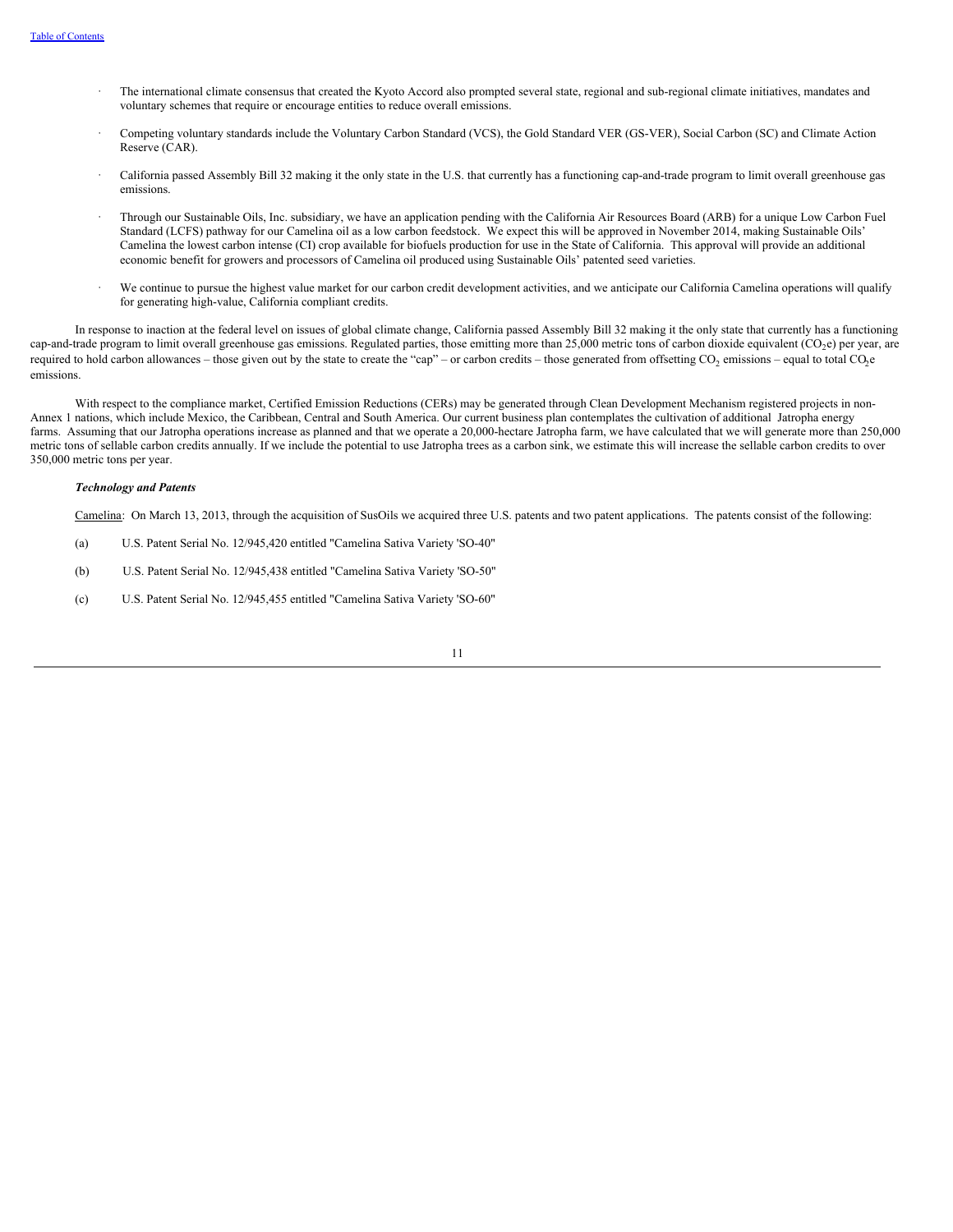- The international climate consensus that created the Kyoto Accord also prompted several state, regional and sub-regional climate initiatives, mandates and voluntary schemes that require or encourage entities to reduce overall emissions.

- Competing voluntary standards include the Voluntary Carbon Standard (VCS), the Gold Standard VER (GS-VER), Social Carbon (SC) and Climate Action Reserve (CAR).

- California passed Assembly Bill 32 making it the only state in the U.S. that currently has a functioning cap-and-trade program to limit overall greenhouse gas emissions.

- Through our Sustainable Oils, Inc. subsidiary, we have an application pending with the California Air Resources Board (ARB) for a unique Low Carbon Fuel Standard (LCFS) pathway for our Camelina oil as a low carbon feedstock. We expect this will be approved in November 2014, making Sustainable Oils' Camelina the lowest carbon intense (CI) crop available for biofuels production for use in the State of California. This approval will provide an additional economic benefit for growers and processors of Camelina oil produced using Sustainable Oils' patented seed varieties.

- We continue to pursue the highest value market for our carbon credit development activities, and we anticipate our California Camelina operations will qualify for generating high-value, California compliant credits.

In response to inaction at the federal level on issues of global climate change, California passed Assembly Bill 32 making it the only state that currently has a functioning cap-and-trade program to limit overall greenhouse gas emissions. Regulated parties, those emitting more than 25,000 metric tons of carbon dioxide equivalent ($CO_2e$) per year, are required to hold carbon allowances – those given out by the state to create the "cap" – or carbon credits – those generated from offsetting $CO_2$ emissions – equal to total $CO_2e$ emissions.

With respect to the compliance market, Certified Emission Reductions (CERs) may be generated through Clean Development Mechanism registered projects in non-Annex 1 nations, which include Mexico, the Caribbean, Central and South America. Our current business plan contemplates the cultivation of additional Jatropha energy farms. Assuming that our Jatropha operations increase as planned and that we operate a 20,000-hectare Jatropha farm, we have calculated that we will generate more than 250,000 metric tons of sellable carbon credits annually. If we include the potential to use Jatropha trees as a carbon sink, we estimate this will increase the sellable carbon credits to over 350,000 metric tons per year.

***Technology and Patents***

Camelina: On March 13, 2013, through the acquisition of SusOils we acquired three U.S. patents and two patent applications. The patents consist of the following:

(a) U.S. Patent Serial No. 12/945,420 entitled "Camelina Sativa Variety 'SO-40"

(b) U.S. Patent Serial No. 12/945,438 entitled "Camelina Sativa Variety 'SO-50"

(c) U.S. Patent Serial No. 12/945,455 entitled "Camelina Sativa Variety 'SO-60"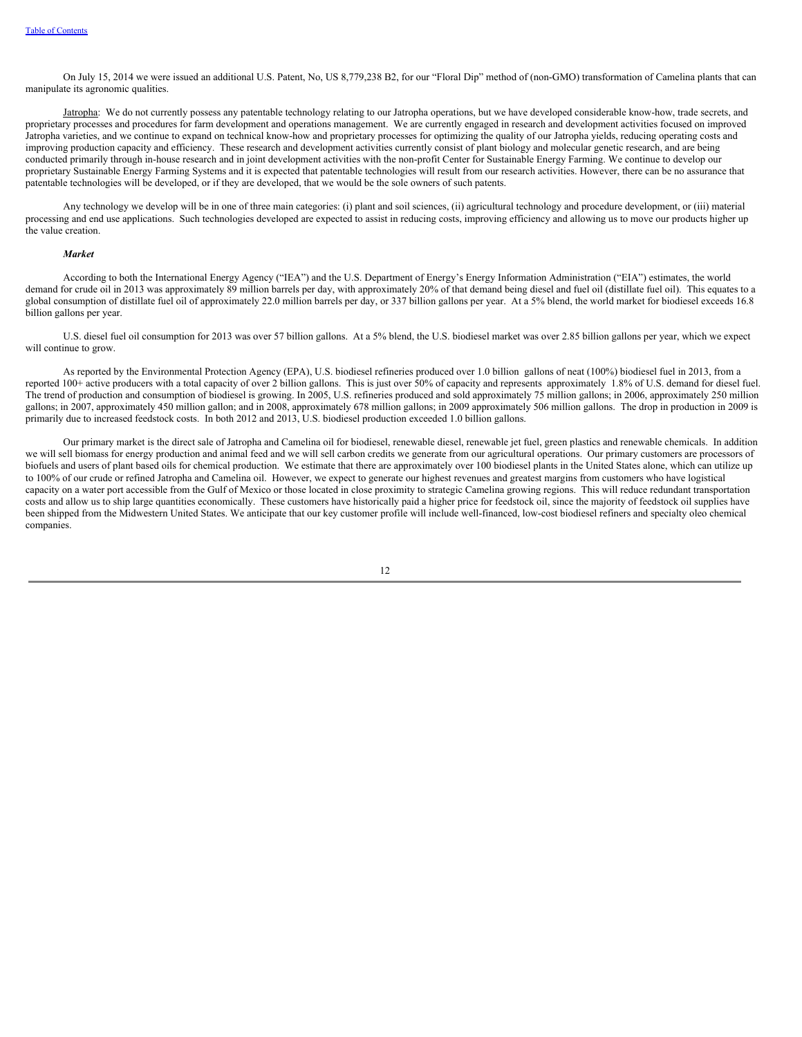On July 15, 2014 we were issued an additional U.S. Patent, No, US 8,779,238 B2, for our "Floral Dip" method of (non-GMO) transformation of Camelina plants that can manipulate its agronomic qualities.

Jatropha: We do not currently possess any patentable technology relating to our Jatropha operations, but we have developed considerable know-how, trade secrets, and proprietary processes and procedures for farm development and operations management. We are currently engaged in research and development activities focused on improved Jatropha varieties, and we continue to expand on technical know-how and proprietary processes for optimizing the quality of our Jatropha yields, reducing operating costs and improving production capacity and efficiency. These research and development activities currently consist of plant biology and molecular genetic research, and are being conducted primarily through in-house research and in joint development activities with the non-profit Center for Sustainable Energy Farming. We continue to develop our proprietary Sustainable Energy Farming Systems and it is expected that patentable technologies will result from our research activities. However, there can be no assurance that patentable technologies will be developed, or if they are developed, that we would be the sole owners of such patents.

Any technology we develop will be in one of three main categories: (i) plant and soil sciences, (ii) agricultural technology and procedure development, or (iii) material processing and end use applications. Such technologies developed are expected to assist in reducing costs, improving efficiency and allowing us to move our products higher up the value creation.

***Market***

According to both the International Energy Agency ("IEA") and the U.S. Department of Energy's Energy Information Administration ("EIA") estimates, the world demand for crude oil in 2013 was approximately 89 million barrels per day, with approximately 20% of that demand being diesel and fuel oil (distillate fuel oil). This equates to a global consumption of distillate fuel oil of approximately 22.0 million barrels per day, or 337 billion gallons per year. At a 5% blend, the world market for biodiesel exceeds 16.8 billion gallons per year.

U.S. diesel fuel oil consumption for 2013 was over 57 billion gallons. At a 5% blend, the U.S. biodiesel market was over 2.85 billion gallons per year, which we expect will continue to grow.

As reported by the Environmental Protection Agency (EPA), U.S. biodiesel refineries produced over 1.0 billion gallons of neat (100%) biodiesel fuel in 2013, from a reported 100+ active producers with a total capacity of over 2 billion gallons. This is just over 50% of capacity and represents approximately 1.8% of U.S. demand for diesel fuel. The trend of production and consumption of biodiesel is growing. In 2005, U.S. refineries produced and sold approximately 75 million gallons; in 2006, approximately 250 million gallons; in 2007, approximately 450 million gallon; and in 2008, approximately 678 million gallons; in 2009 approximately 506 million gallons. The drop in production in 2009 is primarily due to increased feedstock costs. In both 2012 and 2013, U.S. biodiesel production exceeded 1.0 billion gallons.

Our primary market is the direct sale of Jatropha and Camelina oil for biodiesel, renewable diesel, renewable jet fuel, green plastics and renewable chemicals. In addition we will sell biomass for energy production and animal feed and we will sell carbon credits we generate from our agricultural operations. Our primary customers are processors of biofuels and users of plant based oils for chemical production. We estimate that there are approximately over 100 biodiesel plants in the United States alone, which can utilize up to 100% of our crude or refined Jatropha and Camelina oil. However, we expect to generate our highest revenues and greatest margins from customers who have logistical capacity on a water port accessible from the Gulf of Mexico or those located in close proximity to strategic Camelina growing regions. This will reduce redundant transportation costs and allow us to ship large quantities economically. These customers have historically paid a higher price for feedstock oil, since the majority of feedstock oil supplies have been shipped from the Midwestern United States. We anticipate that our key customer profile will include well-financed, low-cost biodiesel refiners and specialty oleo chemical companies.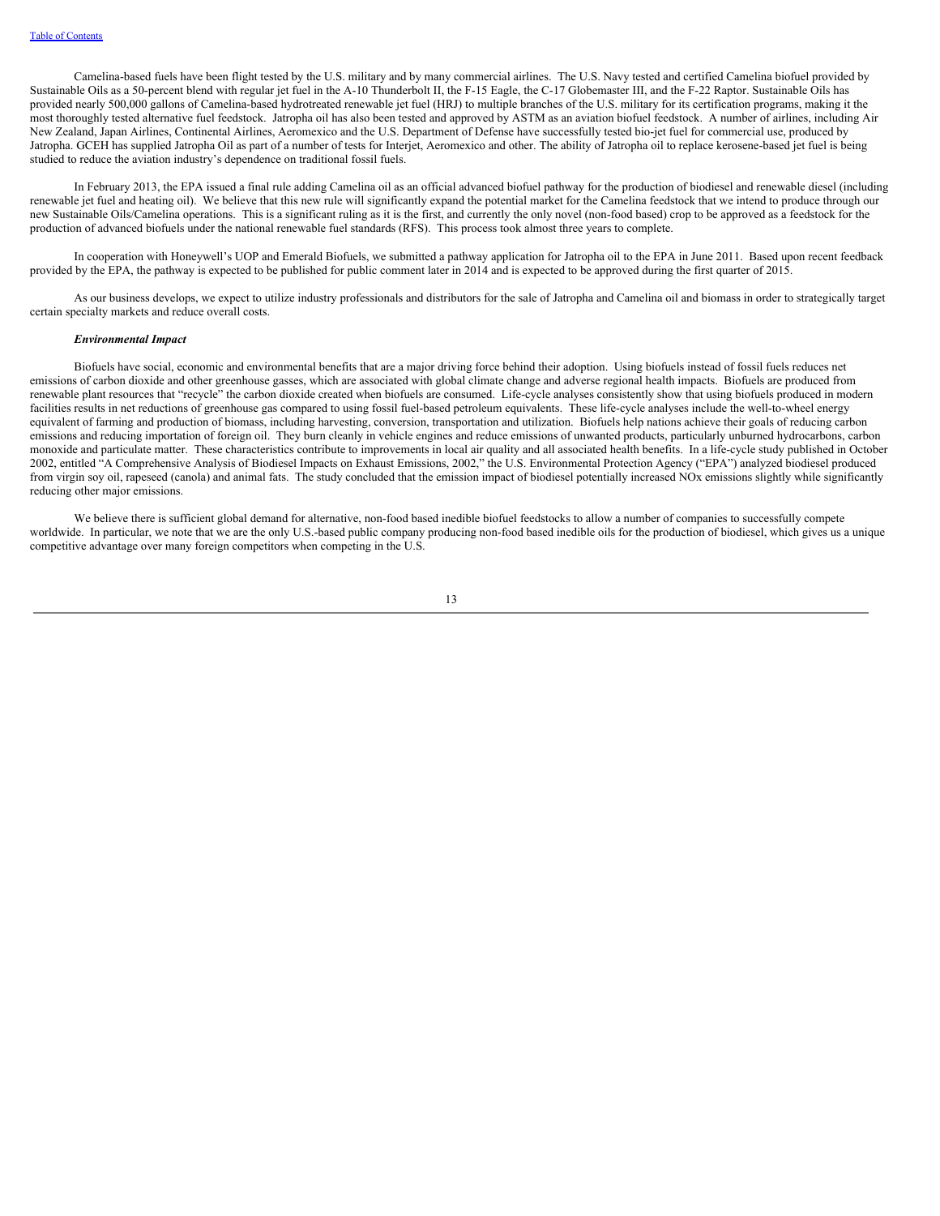Camelina-based fuels have been flight tested by the U.S. military and by many commercial airlines. The U.S. Navy tested and certified Camelina biofuel provided by Sustainable Oils as a 50-percent blend with regular jet fuel in the A-10 Thunderbolt II, the F-15 Eagle, the C-17 Globemaster III, and the F-22 Raptor. Sustainable Oils has provided nearly 500,000 gallons of Camelina-based hydrotreated renewable jet fuel (HRJ) to multiple branches of the U.S. military for its certification programs, making it the most thoroughly tested alternative fuel feedstock. Jatropha oil has also been tested and approved by ASTM as an aviation biofuel feedstock. A number of airlines, including Air New Zealand, Japan Airlines, Continental Airlines, Aeromexico and the U.S. Department of Defense have successfully tested bio-jet fuel for commercial use, produced by Jatropha. GCEH has supplied Jatropha Oil as part of a number of tests for Interjet, Aeromexico and other. The ability of Jatropha oil to replace kerosene-based jet fuel is being studied to reduce the aviation industry's dependence on traditional fossil fuels.

In February 2013, the EPA issued a final rule adding Camelina oil as an official advanced biofuel pathway for the production of biodiesel and renewable diesel (including renewable jet fuel and heating oil). We believe that this new rule will significantly expand the potential market for the Camelina feedstock that we intend to produce through our new Sustainable Oils/Camelina operations. This is a significant ruling as it is the first, and currently the only novel (non-food based) crop to be approved as a feedstock for the production of advanced biofuels under the national renewable fuel standards (RFS). This process took almost three years to complete.

In cooperation with Honeywell's UOP and Emerald Biofuels, we submitted a pathway application for Jatropha oil to the EPA in June 2011. Based upon recent feedback provided by the EPA, the pathway is expected to be published for public comment later in 2014 and is expected to be approved during the first quarter of 2015.

As our business develops, we expect to utilize industry professionals and distributors for the sale of Jatropha and Camelina oil and biomass in order to strategically target certain specialty markets and reduce overall costs.

***Environmental Impact***

Biofuels have social, economic and environmental benefits that are a major driving force behind their adoption. Using biofuels instead of fossil fuels reduces net emissions of carbon dioxide and other greenhouse gasses, which are associated with global climate change and adverse regional health impacts. Biofuels are produced from renewable plant resources that "recycle" the carbon dioxide created when biofuels are consumed. Life-cycle analyses consistently show that using biofuels produced in modern facilities results in net reductions of greenhouse gas compared to using fossil fuel-based petroleum equivalents. These life-cycle analyses include the well-to-wheel energy equivalent of farming and production of biomass, including harvesting, conversion, transportation and utilization. Biofuels help nations achieve their goals of reducing carbon emissions and reducing importation of foreign oil. They burn cleanly in vehicle engines and reduce emissions of unwanted products, particularly unburned hydrocarbons, carbon monoxide and particulate matter. These characteristics contribute to improvements in local air quality and all associated health benefits. In a life-cycle study published in October 2002, entitled "A Comprehensive Analysis of Biodiesel Impacts on Exhaust Emissions, 2002," the U.S. Environmental Protection Agency ("EPA") analyzed biodiesel produced from virgin soy oil, rapeseed (canola) and animal fats. The study concluded that the emission impact of biodiesel potentially increased NOx emissions slightly while significantly reducing other major emissions.

We believe there is sufficient global demand for alternative, non-food based inedible biofuel feedstocks to allow a number of companies to successfully compete worldwide. In particular, we note that we are the only U.S.-based public company producing non-food based inedible oils for the production of biodiesel, which gives us a unique competitive advantage over many foreign competitors when competing in the U.S.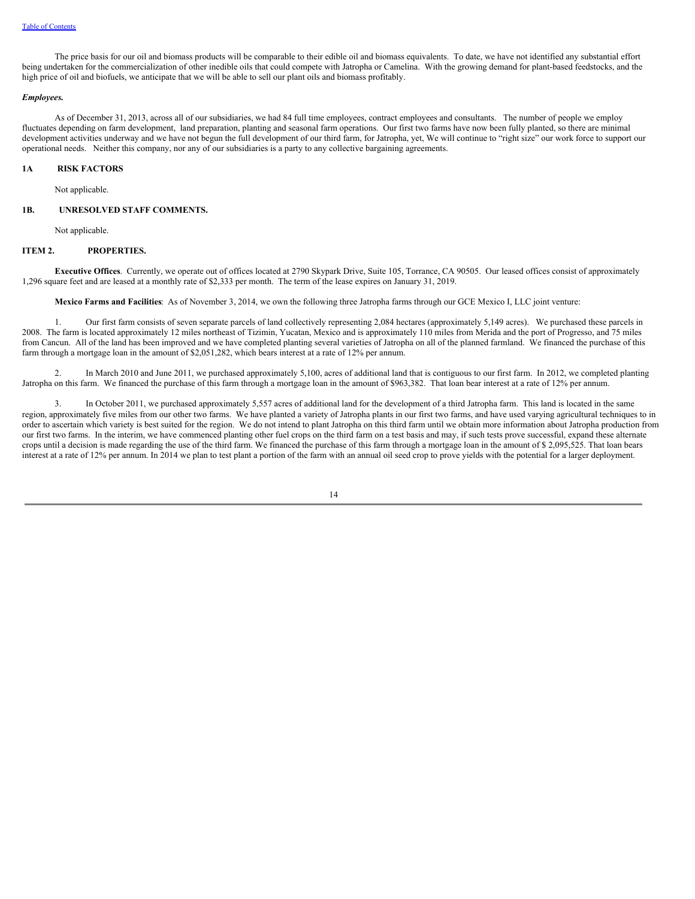The price basis for our oil and biomass products will be comparable to their edible oil and biomass equivalents. To date, we have not identified any substantial effort being undertaken for the commercialization of other inedible oils that could compete with Jatropha or Camelina. With the growing demand for plant-based feedstocks, and the high price of oil and biofuels, we anticipate that we will be able to sell our plant oils and biomass profitably.

***Employees.***

As of December 31, 2013, across all of our subsidiaries, we had 84 full time employees, contract employees and consultants. The number of people we employ fluctuates depending on farm development, land preparation, planting and seasonal farm operations. Our first two farms have now been fully planted, so there are minimal development activities underway and we have not begun the full development of our third farm, for Jatropha, yet, We will continue to "right size" our work force to support our operational needs. Neither this company, nor any of our subsidiaries is a party to any collective bargaining agreements.

## 1A RISK FACTORS

Not applicable.

## 1B. UNRESOLVED STAFF COMMENTS.

Not applicable.

## ITEM 2. PROPERTIES.

**Executive Offices**. Currently, we operate out of offices located at 2790 Skypark Drive, Suite 105, Torrance, CA 90505. Our leased offices consist of approximately 1,296 square feet and are leased at a monthly rate of $2,333 per month. The term of the lease expires on January 31, 2019.

**Mexico Farms and Facilities**: As of November 3, 2014, we own the following three Jatropha farms through our GCE Mexico I, LLC joint venture:

1. Our first farm consists of seven separate parcels of land collectively representing 2,084 hectares (approximately 5,149 acres). We purchased these parcels in 2008. The farm is located approximately 12 miles northeast of Tizimin, Yucatan, Mexico and is approximately 110 miles from Merida and the port of Progresso, and 75 miles from Cancun. All of the land has been improved and we have completed planting several varieties of Jatropha on all of the planned farmland. We financed the purchase of this farm through a mortgage loan in the amount of $2,051,282, which bears interest at a rate of 12% per annum.

2. In March 2010 and June 2011, we purchased approximately 5,100, acres of additional land that is contiguous to our first farm. In 2012, we completed planting Jatropha on this farm. We financed the purchase of this farm through a mortgage loan in the amount of $963,382. That loan bear interest at a rate of 12% per annum.

3. In October 2011, we purchased approximately 5,557 acres of additional land for the development of a third Jatropha farm. This land is located in the same region, approximately five miles from our other two farms. We have planted a variety of Jatropha plants in our first two farms, and have used varying agricultural techniques to in order to ascertain which variety is best suited for the region. We do not intend to plant Jatropha on this third farm until we obtain more information about Jatropha production from our first two farms. In the interim, we have commenced planting other fuel crops on the third farm on a test basis and may, if such tests prove successful, expand these alternate crops until a decision is made regarding the use of the third farm. We financed the purchase of this farm through a mortgage loan in the amount of $ 2,095,525. That loan bears interest at a rate of 12% per annum. In 2014 we plan to test plant a portion of the farm with an annual oil seed crop to prove yields with the potential for a larger deployment.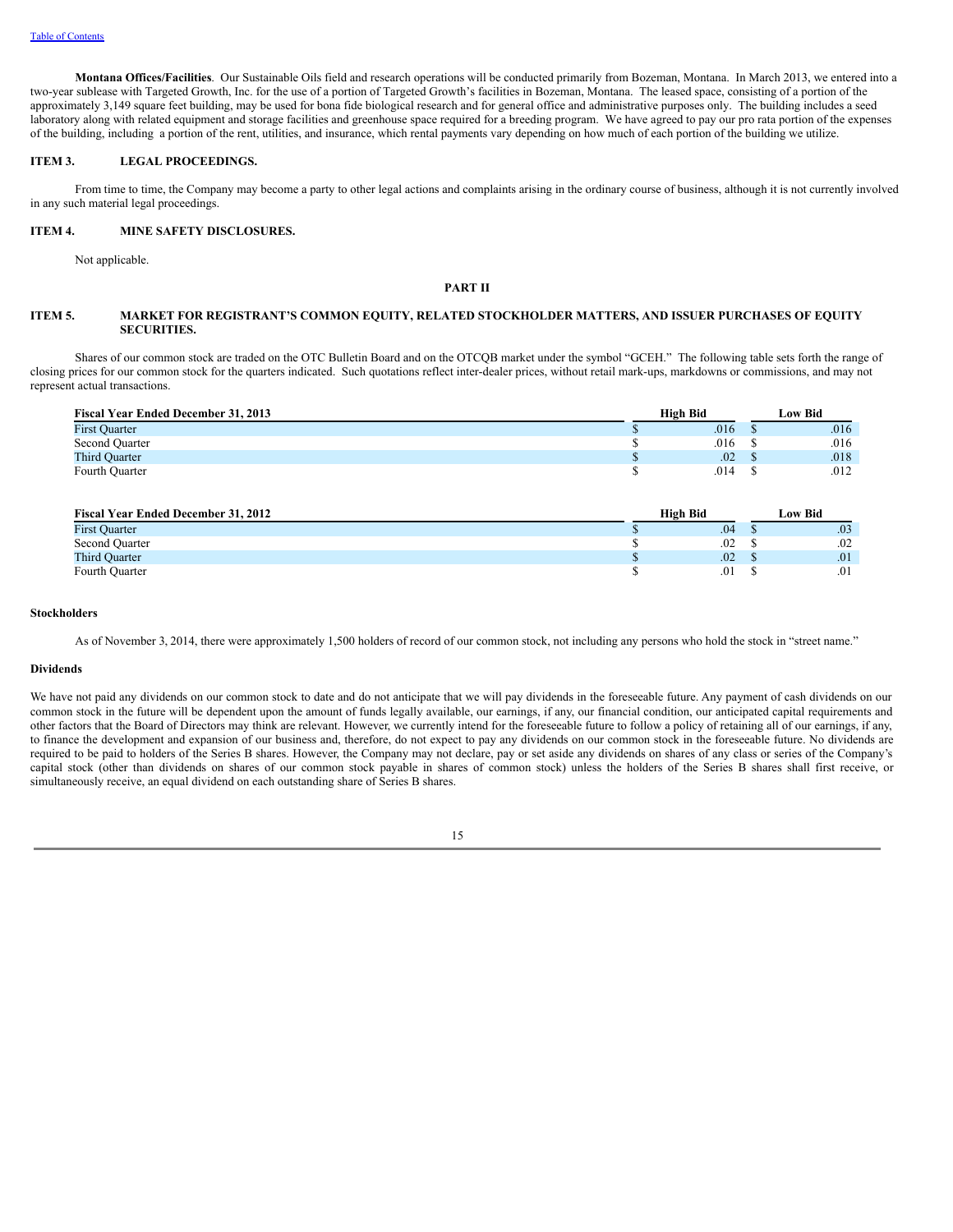**Montana Offices/Facilities**. Our Sustainable Oils field and research operations will be conducted primarily from Bozeman, Montana. In March 2013, we entered into a two-year sublease with Targeted Growth, Inc. for the use of a portion of Targeted Growth's facilities in Bozeman, Montana. The leased space, consisting of a portion of the approximately 3,149 square feet building, may be used for bona fide biological research and for general office and administrative purposes only. The building includes a seed laboratory along with related equipment and storage facilities and greenhouse space required for a breeding program. We have agreed to pay our pro rata portion of the expenses of the building, including a portion of the rent, utilities, and insurance, which rental payments vary depending on how much of each portion of the building we utilize.

## ITEM 3. LEGAL PROCEEDINGS.

From time to time, the Company may become a party to other legal actions and complaints arising in the ordinary course of business, although it is not currently involved in any such material legal proceedings.

## ITEM 4. MINE SAFETY DISCLOSURES.

Not applicable.

# PART II

## ITEM 5. MARKET FOR REGISTRANT'S COMMON EQUITY, RELATED STOCKHOLDER MATTERS, AND ISSUER PURCHASES OF EQUITY SECURITIES.

Shares of our common stock are traded on the OTC Bulletin Board and on the OTCQB market under the symbol "GCEH." The following table sets forth the range of closing prices for our common stock for the quarters indicated. Such quotations reflect inter-dealer prices, without retail mark-ups, markdowns or commissions, and may not represent actual transactions.

| Fiscal Year Ended December 31, 2013 | High Bid | Low Bid |
|---|---|---|
| First Quarter | $ .016 | $ .016 |
| Second Quarter | $ .016 | $ .016 |
| Third Quarter | $ .02 | $ .018 |
| Fourth Quarter | $ .014 | $ .012 |

| Fiscal Year Ended December 31, 2012 | High Bid | Low Bid |
|---|---|---|
| First Quarter | $ .04 | $ .03 |
| Second Quarter | $ .02 | $ .02 |
| Third Quarter | $ .02 | $ .01 |
| Fourth Quarter | $ .01 | $ .01 |

### Stockholders

As of November 3, 2014, there were approximately 1,500 holders of record of our common stock, not including any persons who hold the stock in "street name."

### Dividends

We have not paid any dividends on our common stock to date and do not anticipate that we will pay dividends in the foreseeable future. Any payment of cash dividends on our common stock in the future will be dependent upon the amount of funds legally available, our earnings, if any, our financial condition, our anticipated capital requirements and other factors that the Board of Directors may think are relevant. However, we currently intend for the foreseeable future to follow a policy of retaining all of our earnings, if any, to finance the development and expansion of our business and, therefore, do not expect to pay any dividends on our common stock in the foreseeable future. No dividends are required to be paid to holders of the Series B shares. However, the Company may not declare, pay or set aside any dividends on shares of any class or series of the Company's capital stock (other than dividends on shares of our common stock payable in shares of common stock) unless the holders of the Series B shares shall first receive, or simultaneously receive, an equal dividend on each outstanding share of Series B shares.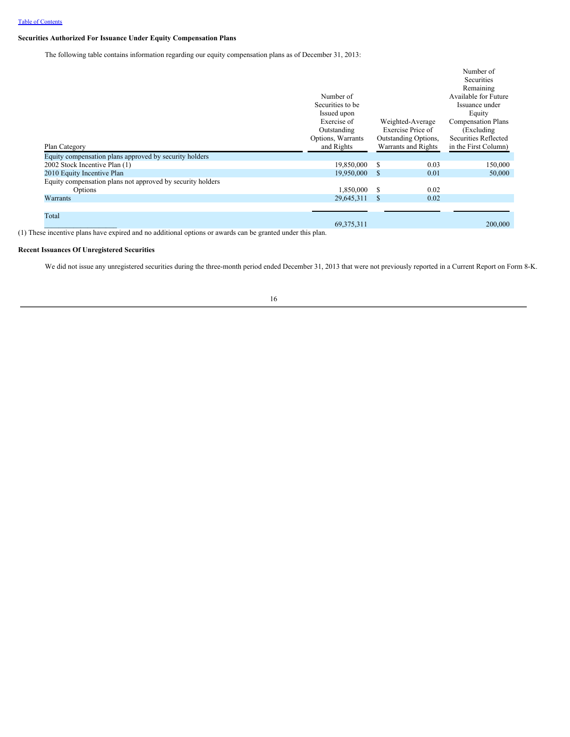[Table of Contents](#)

**Securities Authorized For Issuance Under Equity Compensation Plans**

The following table contains information regarding our equity compensation plans as of December 31, 2013:

| Plan Category | Number of Securities to be Issued upon Exercise of Outstanding Options, Warrants and Rights | Weighted-Average Exercise Price of Outstanding Options, Warrants and Rights | Number of Securities Remaining Available for Future Issuance under Equity Compensation Plans (Excluding Securities Reflected in the First Column) |
|---|---|---|---|
| Equity compensation plans approved by security holders | | | |
| 2002 Stock Incentive Plan (1) | 19,850,000 | $ 0.03 | 150,000 |
| 2010 Equity Incentive Plan | 19,950,000 | $ 0.01 | 50,000 |
| Equity compensation plans not approved by security holders | | | |
| Options | 1,850,000 | $ 0.02 | |
| Warrants | 29,645,311 | $ 0.02 | |
| Total | 69,375,311 | | 200,000 |

(1) These incentive plans have expired and no additional options or awards can be granted under this plan.

**Recent Issuances Of Unregistered Securities**

We did not issue any unregistered securities during the three-month period ended December 31, 2013 that were not previously reported in a Current Report on Form 8-K.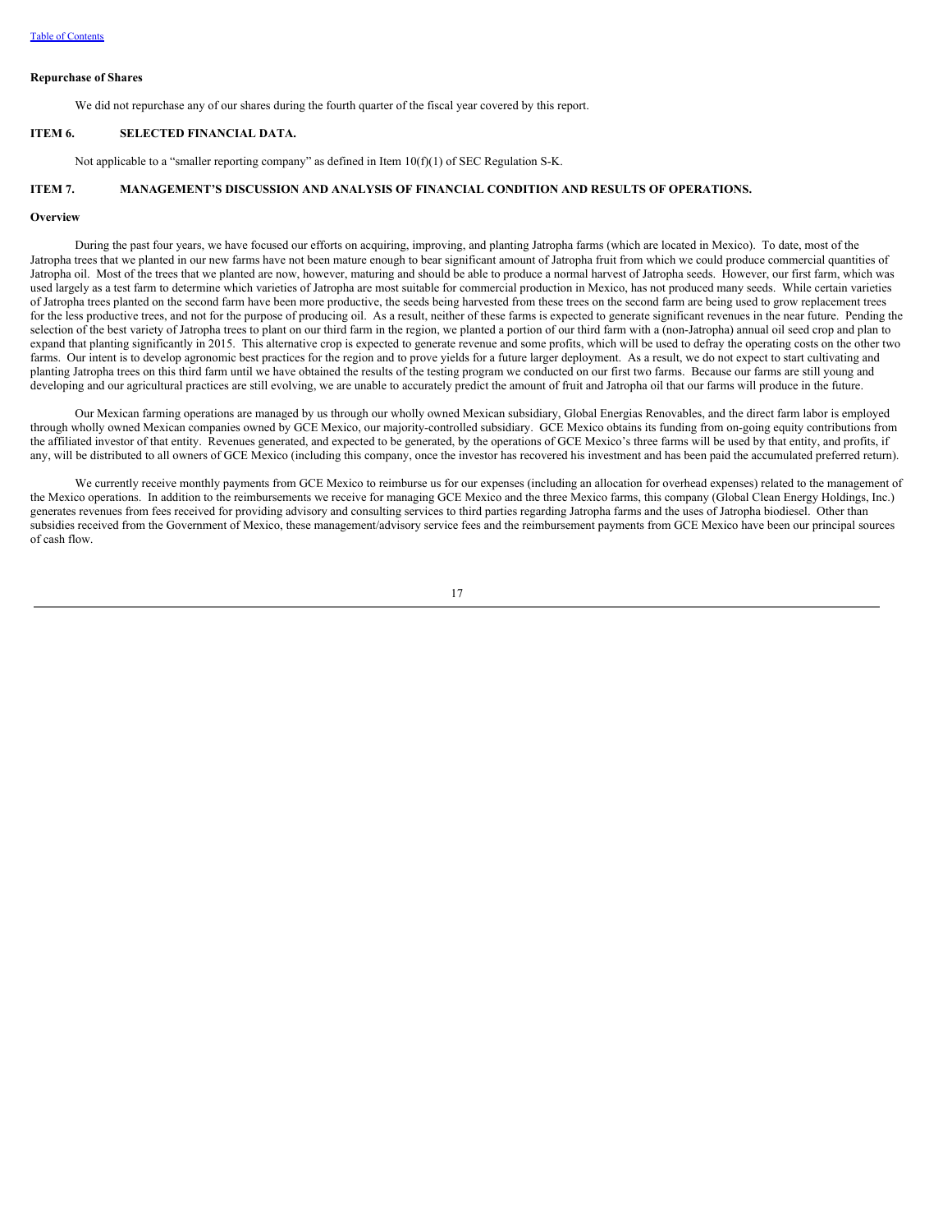**Repurchase of Shares**

We did not repurchase any of our shares during the fourth quarter of the fiscal year covered by this report.

## ITEM 6. SELECTED FINANCIAL DATA.

Not applicable to a "smaller reporting company" as defined in Item 10(f)(1) of SEC Regulation S-K.

## ITEM 7. MANAGEMENT'S DISCUSSION AND ANALYSIS OF FINANCIAL CONDITION AND RESULTS OF OPERATIONS.

**Overview**

During the past four years, we have focused our efforts on acquiring, improving, and planting Jatropha farms (which are located in Mexico). To date, most of the Jatropha trees that we planted in our new farms have not been mature enough to bear significant amount of Jatropha fruit from which we could produce commercial quantities of Jatropha oil. Most of the trees that we planted are now, however, maturing and should be able to produce a normal harvest of Jatropha seeds. However, our first farm, which was used largely as a test farm to determine which varieties of Jatropha are most suitable for commercial production in Mexico, has not produced many seeds. While certain varieties of Jatropha trees planted on the second farm have been more productive, the seeds being harvested from these trees on the second farm are being used to grow replacement trees for the less productive trees, and not for the purpose of producing oil. As a result, neither of these farms is expected to generate significant revenues in the near future. Pending the selection of the best variety of Jatropha trees to plant on our third farm in the region, we planted a portion of our third farm with a (non-Jatropha) annual oil seed crop and plan to expand that planting significantly in 2015. This alternative crop is expected to generate revenue and some profits, which will be used to defray the operating costs on the other two farms. Our intent is to develop agronomic best practices for the region and to prove yields for a future larger deployment. As a result, we do not expect to start cultivating and planting Jatropha trees on this third farm until we have obtained the results of the testing program we conducted on our first two farms. Because our farms are still young and developing and our agricultural practices are still evolving, we are unable to accurately predict the amount of fruit and Jatropha oil that our farms will produce in the future.

Our Mexican farming operations are managed by us through our wholly owned Mexican subsidiary, Global Energias Renovables, and the direct farm labor is employed through wholly owned Mexican companies owned by GCE Mexico, our majority-controlled subsidiary. GCE Mexico obtains its funding from on-going equity contributions from the affiliated investor of that entity. Revenues generated, and expected to be generated, by the operations of GCE Mexico's three farms will be used by that entity, and profits, if any, will be distributed to all owners of GCE Mexico (including this company, once the investor has recovered his investment and has been paid the accumulated preferred return).

We currently receive monthly payments from GCE Mexico to reimburse us for our expenses (including an allocation for overhead expenses) related to the management of the Mexico operations. In addition to the reimbursements we receive for managing GCE Mexico and the three Mexico farms, this company (Global Clean Energy Holdings, Inc.) generates revenues from fees received for providing advisory and consulting services to third parties regarding Jatropha farms and the uses of Jatropha biodiesel. Other than subsidies received from the Government of Mexico, these management/advisory service fees and the reimbursement payments from GCE Mexico have been our principal sources of cash flow.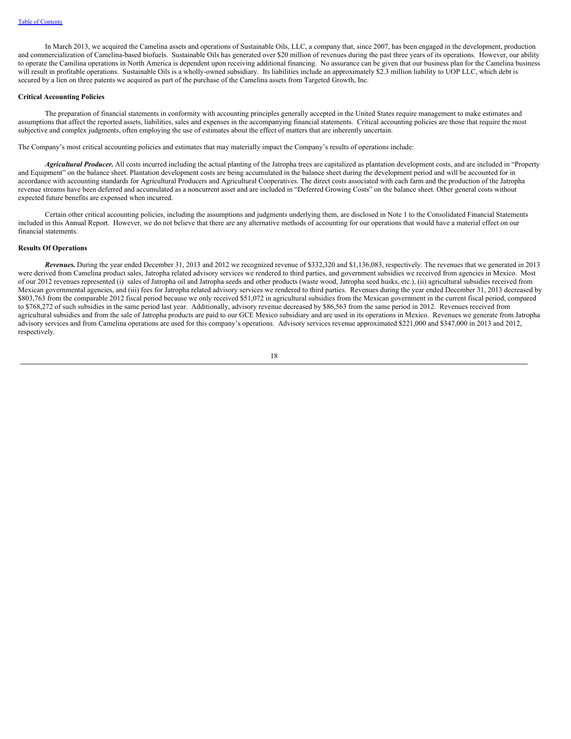In March 2013, we acquired the Camelina assets and operations of Sustainable Oils, LLC, a company that, since 2007, has been engaged in the development, production and commercialization of Camelina-based biofuels. Sustainable Oils has generated over $20 million of revenues during the past three years of its operations. However, our ability to operate the Camilina operations in North America is dependent upon receiving additional financing. No assurance can be given that our business plan for the Camelina business will result in profitable operations. Sustainable Oils is a wholly-owned subsidiary. Its liabilities include an approximately $2.3 million liability to UOP LLC, which debt is secured by a lien on three patents we acquired as part of the purchase of the Camelina assets from Targeted Growth, Inc.

**Critical Accounting Policies**

The preparation of financial statements in conformity with accounting principles generally accepted in the United States require management to make estimates and assumptions that affect the reported assets, liabilities, sales and expenses in the accompanying financial statements. Critical accounting policies are those that require the most subjective and complex judgments, often employing the use of estimates about the effect of matters that are inherently uncertain.

The Company's most critical accounting policies and estimates that may materially impact the Company's results of operations include:

***Agricultural Producer.*** All costs incurred including the actual planting of the Jatropha trees are capitalized as plantation development costs, and are included in "Property and Equipment" on the balance sheet. Plantation development costs are being accumulated in the balance sheet during the development period and will be accounted for in accordance with accounting standards for Agricultural Producers and Agricultural Cooperatives. The direct costs associated with each farm and the production of the Jatropha revenue streams have been deferred and accumulated as a noncurrent asset and are included in "Deferred Growing Costs" on the balance sheet. Other general costs without expected future benefits are expensed when incurred.

Certain other critical accounting policies, including the assumptions and judgments underlying them, are disclosed in Note 1 to the Consolidated Financial Statements included in this Annual Report. However, we do not believe that there are any alternative methods of accounting for our operations that would have a material effect on our financial statements.

**Results Of Operations**

***Revenues.*** During the year ended December 31, 2013 and 2012 we recognized revenue of $332,320 and $1,136,083, respectively. The revenues that we generated in 2013 were derived from Camelina product sales, Jatropha related advisory services we rendered to third parties, and government subsidies we received from agencies in Mexico. Most of our 2012 revenues represented (i) sales of Jatropha oil and Jatropha seeds and other products (waste wood, Jatropha seed husks, etc.), (ii) agricultural subsidies received from Mexican governmental agencies, and (iii) fees for Jatropha related advisory services we rendered to third parties. Revenues during the year ended December 31, 2013 decreased by $803,763 from the comparable 2012 fiscal period because we only received $51,072 in agricultural subsidies from the Mexican government in the current fiscal period, compared to $768,272 of such subsidies in the same period last year. Additionally, advisory revenue decreased by $86,563 from the same period in 2012. Revenues received from agricultural subsidies and from the sale of Jatropha products are paid to our GCE Mexico subsidiary and are used in its operations in Mexico. Revenues we generate from Jatropha advisory services and from Camelina operations are used for this company's operations. Advisory services revenue approximated $221,000 and $347,000 in 2013 and 2012, respectively.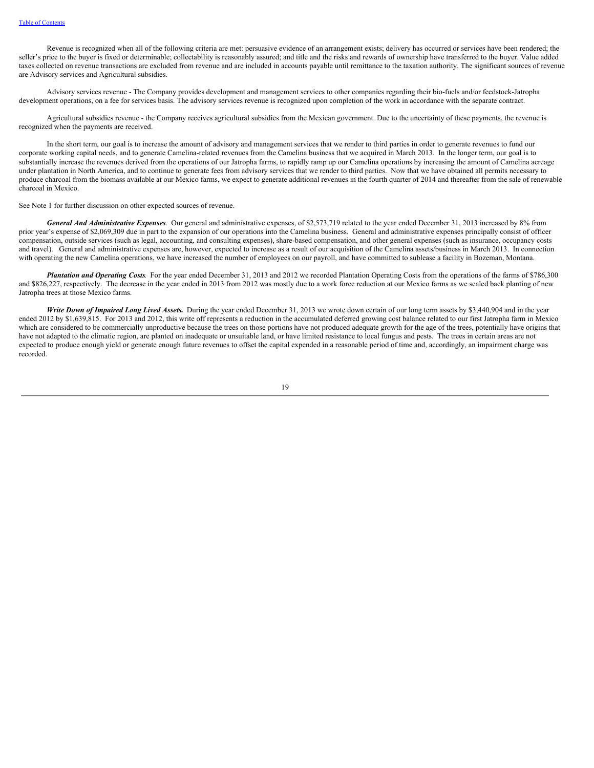Revenue is recognized when all of the following criteria are met: persuasive evidence of an arrangement exists; delivery has occurred or services have been rendered; the seller's price to the buyer is fixed or determinable; collectability is reasonably assured; and title and the risks and rewards of ownership have transferred to the buyer. Value added taxes collected on revenue transactions are excluded from revenue and are included in accounts payable until remittance to the taxation authority. The significant sources of revenue are Advisory services and Agricultural subsidies.

Advisory services revenue - The Company provides development and management services to other companies regarding their bio-fuels and/or feedstock-Jatropha development operations, on a fee for services basis. The advisory services revenue is recognized upon completion of the work in accordance with the separate contract.

Agricultural subsidies revenue - the Company receives agricultural subsidies from the Mexican government. Due to the uncertainty of these payments, the revenue is recognized when the payments are received.

In the short term, our goal is to increase the amount of advisory and management services that we render to third parties in order to generate revenues to fund our corporate working capital needs, and to generate Camelina-related revenues from the Camelina business that we acquired in March 2013. In the longer term, our goal is to substantially increase the revenues derived from the operations of our Jatropha farms, to rapidly ramp up our Camelina operations by increasing the amount of Camelina acreage under plantation in North America, and to continue to generate fees from advisory services that we render to third parties. Now that we have obtained all permits necessary to produce charcoal from the biomass available at our Mexico farms, we expect to generate additional revenues in the fourth quarter of 2014 and thereafter from the sale of renewable charcoal in Mexico.

See Note 1 for further discussion on other expected sources of revenue.

***General And Administrative Expenses***. Our general and administrative expenses, of $2,573,719 related to the year ended December 31, 2013 increased by 8% from prior year's expense of $2,069,309 due in part to the expansion of our operations into the Camelina business. General and administrative expenses principally consist of officer compensation, outside services (such as legal, accounting, and consulting expenses), share-based compensation, and other general expenses (such as insurance, occupancy costs and travel). General and administrative expenses are, however, expected to increase as a result of our acquisition of the Camelina assets/business in March 2013. In connection with operating the new Camelina operations, we have increased the number of employees on our payroll, and have committed to sublease a facility in Bozeman, Montana.

***Plantation and Operating Costs***. For the year ended December 31, 2013 and 2012 we recorded Plantation Operating Costs from the operations of the farms of $786,300 and $826,227, respectively. The decrease in the year ended in 2013 from 2012 was mostly due to a work force reduction at our Mexico farms as we scaled back planting of new Jatropha trees at those Mexico farms.

***Write Down of Impaired Long Lived Assets.*** During the year ended December 31, 2013 we wrote down certain of our long term assets by $3,440,904 and in the year ended 2012 by $1,639,815. For 2013 and 2012, this write off represents a reduction in the accumulated deferred growing cost balance related to our first Jatropha farm in Mexico which are considered to be commercially unproductive because the trees on those portions have not produced adequate growth for the age of the trees, potentially have origins that have not adapted to the climatic region, are planted on inadequate or unsuitable land, or have limited resistance to local fungus and pests. The trees in certain areas are not expected to produce enough yield or generate enough future revenues to offset the capital expended in a reasonable period of time and, accordingly, an impairment charge was recorded.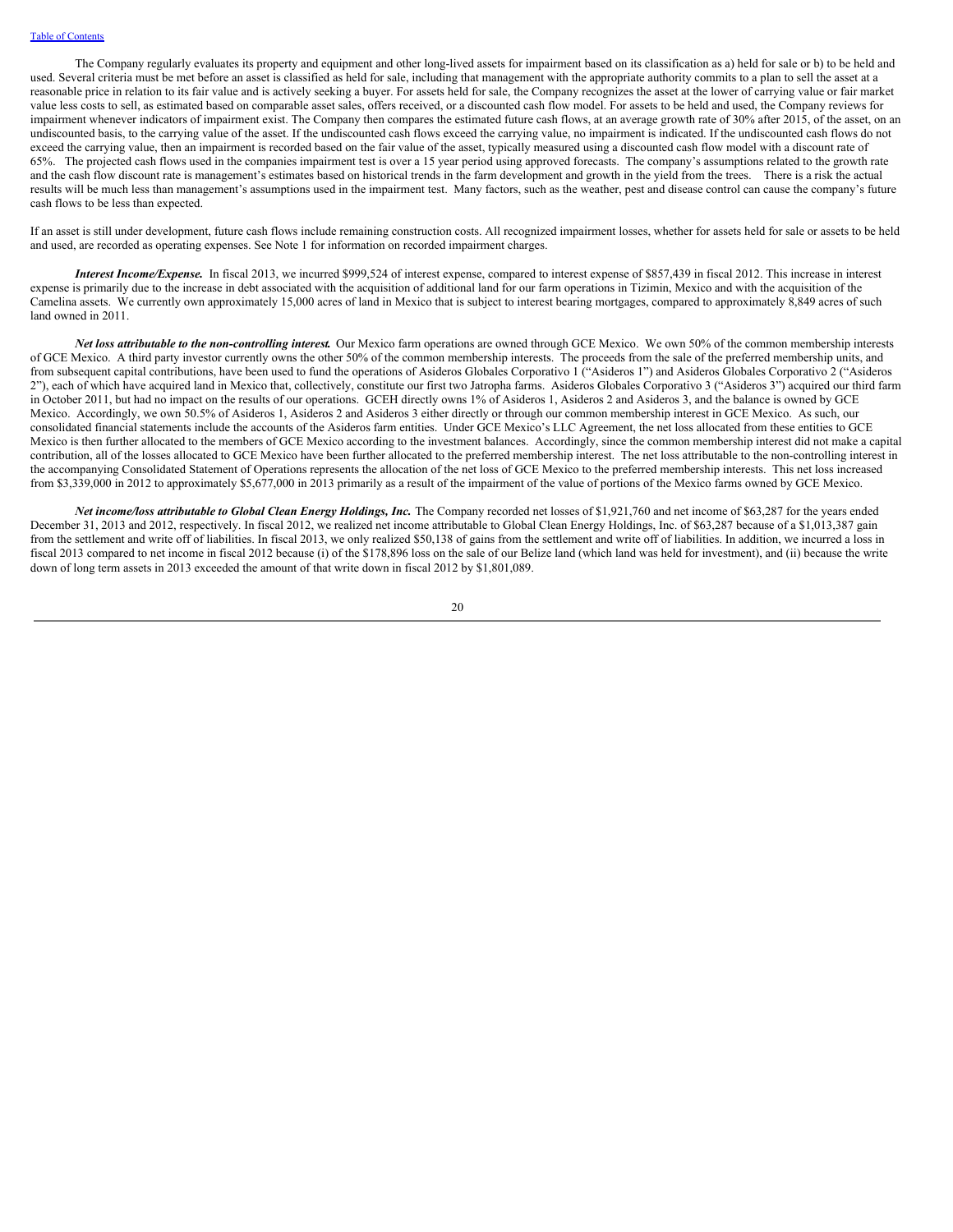The Company regularly evaluates its property and equipment and other long-lived assets for impairment based on its classification as a) held for sale or b) to be held and used. Several criteria must be met before an asset is classified as held for sale, including that management with the appropriate authority commits to a plan to sell the asset at a reasonable price in relation to its fair value and is actively seeking a buyer. For assets held for sale, the Company recognizes the asset at the lower of carrying value or fair market value less costs to sell, as estimated based on comparable asset sales, offers received, or a discounted cash flow model. For assets to be held and used, the Company reviews for impairment whenever indicators of impairment exist. The Company then compares the estimated future cash flows, at an average growth rate of 30% after 2015, of the asset, on an undiscounted basis, to the carrying value of the asset. If the undiscounted cash flows exceed the carrying value, no impairment is indicated. If the undiscounted cash flows do not exceed the carrying value, then an impairment is recorded based on the fair value of the asset, typically measured using a discounted cash flow model with a discount rate of 65%. The projected cash flows used in the companies impairment test is over a 15 year period using approved forecasts. The company's assumptions related to the growth rate and the cash flow discount rate is management's estimates based on historical trends in the farm development and growth in the yield from the trees. There is a risk the actual results will be much less than management's assumptions used in the impairment test. Many factors, such as the weather, pest and disease control can cause the company's future cash flows to be less than expected.

If an asset is still under development, future cash flows include remaining construction costs. All recognized impairment losses, whether for assets held for sale or assets to be held and used, are recorded as operating expenses. See Note 1 for information on recorded impairment charges.

***Interest Income/Expense.*** In fiscal 2013, we incurred $999,524 of interest expense, compared to interest expense of $857,439 in fiscal 2012. This increase in interest expense is primarily due to the increase in debt associated with the acquisition of additional land for our farm operations in Tizimin, Mexico and with the acquisition of the Camelina assets. We currently own approximately 15,000 acres of land in Mexico that is subject to interest bearing mortgages, compared to approximately 8,849 acres of such land owned in 2011.

***Net loss attributable to the non-controlling interest.*** Our Mexico farm operations are owned through GCE Mexico. We own 50% of the common membership interests of GCE Mexico. A third party investor currently owns the other 50% of the common membership interests. The proceeds from the sale of the preferred membership units, and from subsequent capital contributions, have been used to fund the operations of Asideros Globales Corporativo 1 ("Asideros 1") and Asideros Globales Corporativo 2 ("Asideros 2"), each of which have acquired land in Mexico that, collectively, constitute our first two Jatropha farms. Asideros Globales Corporativo 3 ("Asideros 3") acquired our third farm in October 2011, but had no impact on the results of our operations. GCEH directly owns 1% of Asideros 1, Asideros 2 and Asideros 3, and the balance is owned by GCE Mexico. Accordingly, we own 50.5% of Asideros 1, Asideros 2 and Asideros 3 either directly or through our common membership interest in GCE Mexico. As such, our consolidated financial statements include the accounts of the Asideros farm entities. Under GCE Mexico's LLC Agreement, the net loss allocated from these entities to GCE Mexico is then further allocated to the members of GCE Mexico according to the investment balances. Accordingly, since the common membership interest did not make a capital contribution, all of the losses allocated to GCE Mexico have been further allocated to the preferred membership interest. The net loss attributable to the non-controlling interest in the accompanying Consolidated Statement of Operations represents the allocation of the net loss of GCE Mexico to the preferred membership interests. This net loss increased from $3,339,000 in 2012 to approximately $5,677,000 in 2013 primarily as a result of the impairment of the value of portions of the Mexico farms owned by GCE Mexico.

***Net income/loss attributable to Global Clean Energy Holdings, Inc.*** The Company recorded net losses of $1,921,760 and net income of $63,287 for the years ended December 31, 2013 and 2012, respectively. In fiscal 2012, we realized net income attributable to Global Clean Energy Holdings, Inc. of $63,287 because of a $1,013,387 gain from the settlement and write off of liabilities. In fiscal 2013, we only realized $50,138 of gains from the settlement and write off of liabilities. In addition, we incurred a loss in fiscal 2013 compared to net income in fiscal 2012 because (i) of the $178,896 loss on the sale of our Belize land (which land was held for investment), and (ii) because the write down of long term assets in 2013 exceeded the amount of that write down in fiscal 2012 by $1,801,089.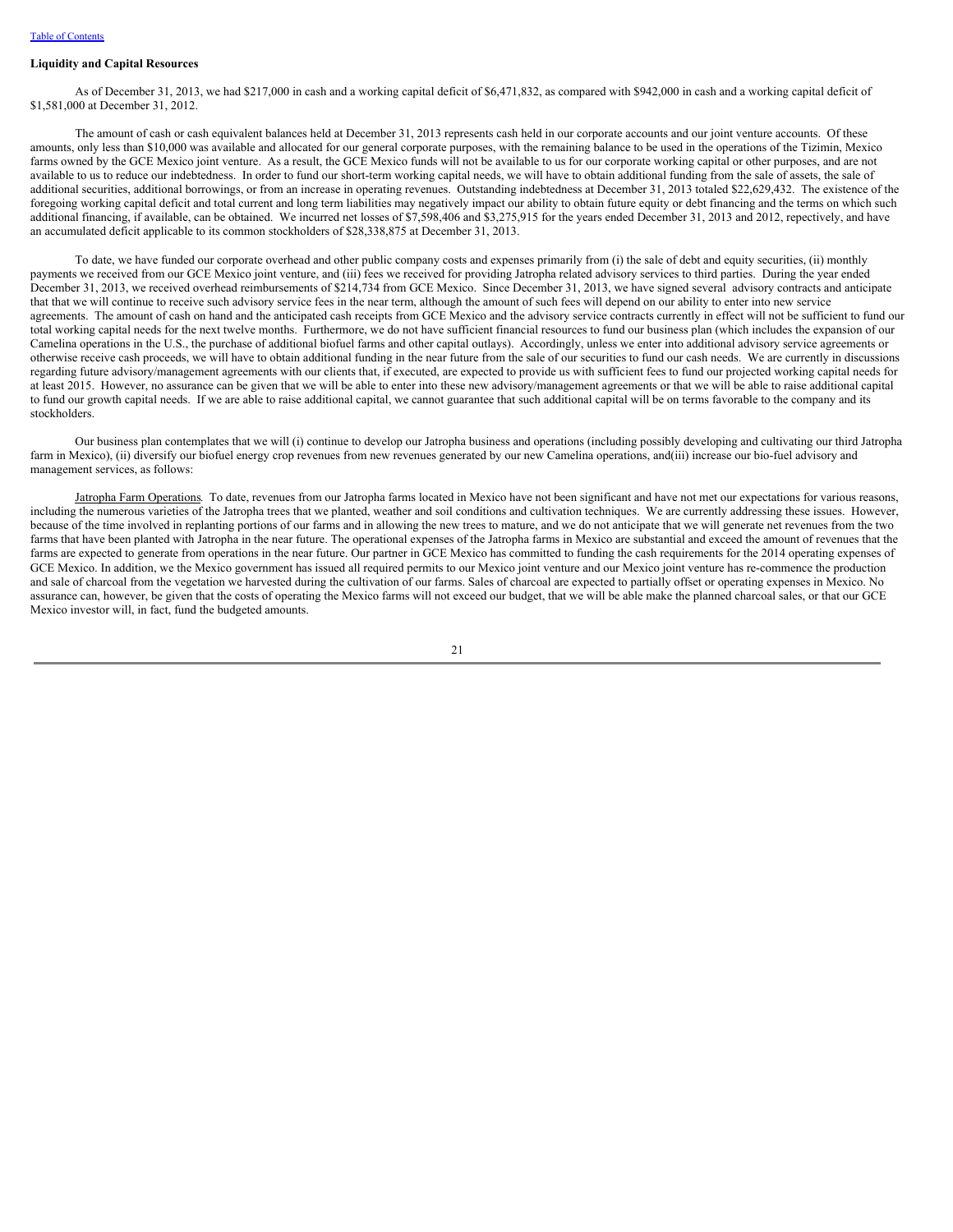**Liquidity and Capital Resources**

As of December 31, 2013, we had $217,000 in cash and a working capital deficit of $6,471,832, as compared with $942,000 in cash and a working capital deficit of $1,581,000 at December 31, 2012.

The amount of cash or cash equivalent balances held at December 31, 2013 represents cash held in our corporate accounts and our joint venture accounts. Of these amounts, only less than $10,000 was available and allocated for our general corporate purposes, with the remaining balance to be used in the operations of the Tizimin, Mexico farms owned by the GCE Mexico joint venture. As a result, the GCE Mexico funds will not be available to us for our corporate working capital or other purposes, and are not available to us to reduce our indebtedness. In order to fund our short-term working capital needs, we will have to obtain additional funding from the sale of assets, the sale of additional securities, additional borrowings, or from an increase in operating revenues. Outstanding indebtedness at December 31, 2013 totaled $22,629,432. The existence of the foregoing working capital deficit and total current and long term liabilities may negatively impact our ability to obtain future equity or debt financing and the terms on which such additional financing, if available, can be obtained. We incurred net losses of $7,598,406 and $3,275,915 for the years ended December 31, 2013 and 2012, respectively, and have an accumulated deficit applicable to its common stockholders of $28,338,875 at December 31, 2013.

To date, we have funded our corporate overhead and other public company costs and expenses primarily from (i) the sale of debt and equity securities, (ii) monthly payments we received from our GCE Mexico joint venture, and (iii) fees we received for providing Jatropha related advisory services to third parties. During the year ended December 31, 2013, we received overhead reimbursements of $214,734 from GCE Mexico. Since December 31, 2013, we have signed several advisory contracts and anticipate that that we will continue to receive such advisory service fees in the near term, although the amount of such fees will depend on our ability to enter into new service agreements. The amount of cash on hand and the anticipated cash receipts from GCE Mexico and the advisory service contracts currently in effect will not be sufficient to fund our total working capital needs for the next twelve months. Furthermore, we do not have sufficient financial resources to fund our business plan (which includes the expansion of our Camelina operations in the U.S., the purchase of additional biofuel farms and other capital outlays). Accordingly, unless we enter into additional advisory service agreements or otherwise receive cash proceeds, we will have to obtain additional funding in the near future from the sale of our securities to fund our cash needs. We are currently in discussions regarding future advisory/management agreements with our clients that, if executed, are expected to provide us with sufficient fees to fund our projected working capital needs for at least 2015. However, no assurance can be given that we will be able to enter into these new advisory/management agreements or that we will be able to raise additional capital to fund our growth capital needs. If we are able to raise additional capital, we cannot guarantee that such additional capital will be on terms favorable to the company and its stockholders.

Our business plan contemplates that we will (i) continue to develop our Jatropha business and operations (including possibly developing and cultivating our third Jatropha farm in Mexico), (ii) diversify our biofuel energy crop revenues from new revenues generated by our new Camelina operations, and(iii) increase our bio-fuel advisory and management services, as follows:

Jatropha Farm Operations. To date, revenues from our Jatropha farms located in Mexico have not been significant and have not met our expectations for various reasons, including the numerous varieties of the Jatropha trees that we planted, weather and soil conditions and cultivation techniques. We are currently addressing these issues. However, because of the time involved in replanting portions of our farms and in allowing the new trees to mature, and we do not anticipate that we will generate net revenues from the two farms that have been planted with Jatropha in the near future. The operational expenses of the Jatropha farms in Mexico are substantial and exceed the amount of revenues that the farms are expected to generate from operations in the near future. Our partner in GCE Mexico has committed to funding the cash requirements for the 2014 operating expenses of GCE Mexico. In addition, we the Mexico government has issued all required permits to our Mexico joint venture and our Mexico joint venture has re-commence the production and sale of charcoal from the vegetation we harvested during the cultivation of our farms. Sales of charcoal are expected to partially offset or operating expenses in Mexico. No assurance can, however, be given that the costs of operating the Mexico farms will not exceed our budget, that we will be able make the planned charcoal sales, or that our GCE Mexico investor will, in fact, fund the budgeted amounts.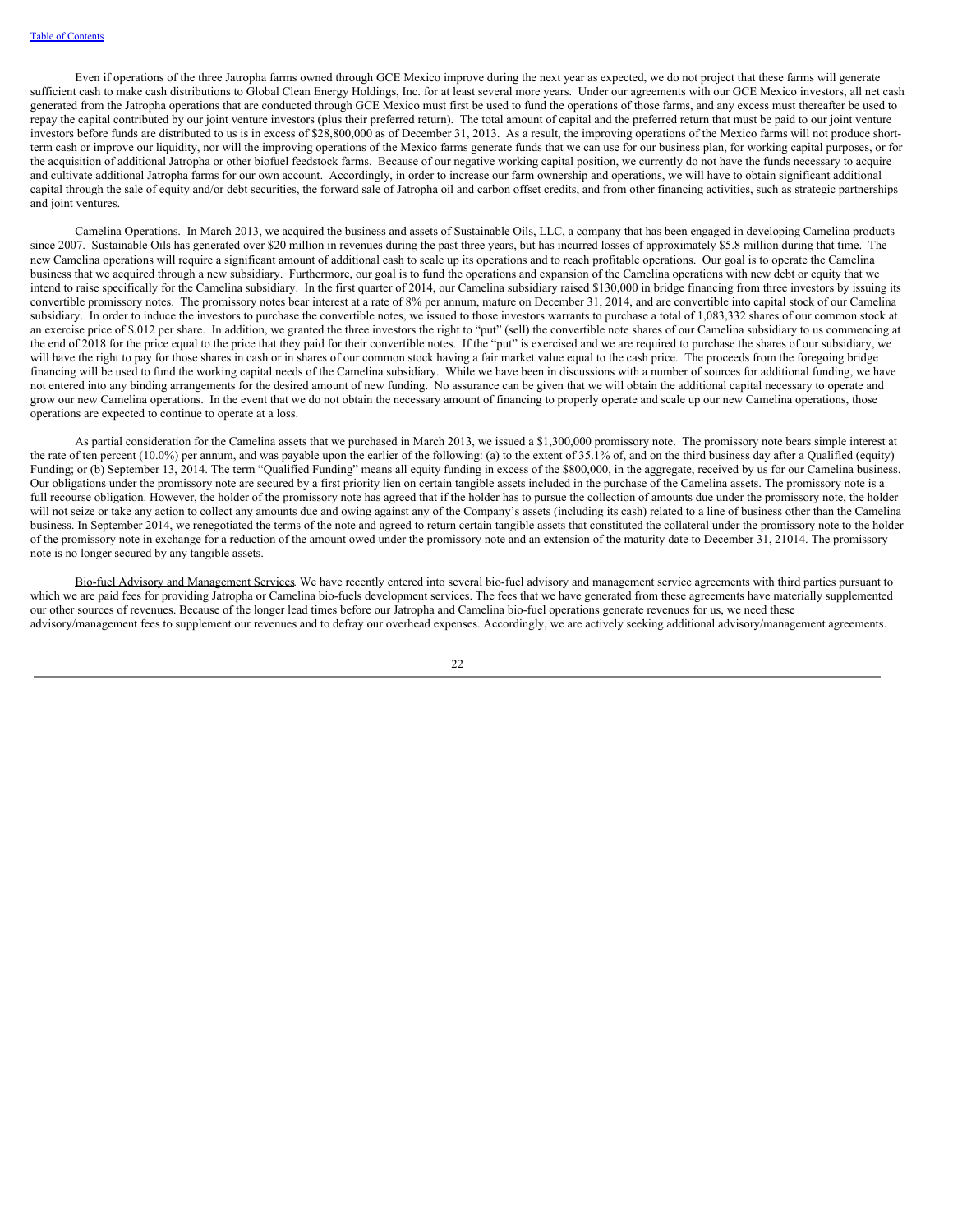Even if operations of the three Jatropha farms owned through GCE Mexico improve during the next year as expected, we do not project that these farms will generate sufficient cash to make cash distributions to Global Clean Energy Holdings, Inc. for at least several more years. Under our agreements with our GCE Mexico investors, all net cash generated from the Jatropha operations that are conducted through GCE Mexico must first be used to fund the operations of those farms, and any excess must thereafter be used to repay the capital contributed by our joint venture investors (plus their preferred return). The total amount of capital and the preferred return that must be paid to our joint venture investors before funds are distributed to us is in excess of $28,800,000 as of December 31, 2013. As a result, the improving operations of the Mexico farms will not produce short-term cash or improve our liquidity, nor will the improving operations of the Mexico farms generate funds that we can use for our business plan, for working capital purposes, or for the acquisition of additional Jatropha or other biofuel feedstock farms. Because of our negative working capital position, we currently do not have the funds necessary to acquire and cultivate additional Jatropha farms for our own account. Accordingly, in order to increase our farm ownership and operations, we will have to obtain significant additional capital through the sale of equity and/or debt securities, the forward sale of Jatropha oil and carbon offset credits, and from other financing activities, such as strategic partnerships and joint ventures.

Camelina Operations. In March 2013, we acquired the business and assets of Sustainable Oils, LLC, a company that has been engaged in developing Camelina products since 2007. Sustainable Oils has generated over $20 million in revenues during the past three years, but has incurred losses of approximately $5.8 million during that time. The new Camelina operations will require a significant amount of additional cash to scale up its operations and to reach profitable operations. Our goal is to operate the Camelina business that we acquired through a new subsidiary. Furthermore, our goal is to fund the operations and expansion of the Camelina operations with new debt or equity that we intend to raise specifically for the Camelina subsidiary. In the first quarter of 2014, our Camelina subsidiary raised $130,000 in bridge financing from three investors by issuing its convertible promissory notes. The promissory notes bear interest at a rate of 8% per annum, mature on December 31, 2014, and are convertible into capital stock of our Camelina subsidiary. In order to induce the investors to purchase the convertible notes, we issued to those investors warrants to purchase a total of 1,083,332 shares of our common stock at an exercise price of $.012 per share. In addition, we granted the three investors the right to "put" (sell) the convertible note shares of our Camelina subsidiary to us commencing at the end of 2018 for the price equal to the price that they paid for their convertible notes. If the "put" is exercised and we are required to purchase the shares of our subsidiary, we will have the right to pay for those shares in cash or in shares of our common stock having a fair market value equal to the cash price. The proceeds from the foregoing bridge financing will be used to fund the working capital needs of the Camelina subsidiary. While we have been in discussions with a number of sources for additional funding, we have not entered into any binding arrangements for the desired amount of new funding. No assurance can be given that we will obtain the additional capital necessary to operate and grow our new Camelina operations. In the event that we do not obtain the necessary amount of financing to properly operate and scale up our new Camelina operations, those operations are expected to continue to operate at a loss.

As partial consideration for the Camelina assets that we purchased in March 2013, we issued a $1,300,000 promissory note. The promissory note bears simple interest at the rate of ten percent (10.0%) per annum, and was payable upon the earlier of the following: (a) to the extent of 35.1% of, and on the third business day after a Qualified (equity) Funding; or (b) September 13, 2014. The term "Qualified Funding" means all equity funding in excess of the $800,000, in the aggregate, received by us for our Camelina business. Our obligations under the promissory note are secured by a first priority lien on certain tangible assets included in the purchase of the Camelina assets. The promissory note is a full recourse obligation. However, the holder of the promissory note has agreed that if the holder has to pursue the collection of amounts due under the promissory note, the holder will not seize or take any action to collect any amounts due and owing against any of the Company's assets (including its cash) related to a line of business other than the Camelina business. In September 2014, we renegotiated the terms of the note and agreed to return certain tangible assets that constituted the collateral under the promissory note to the holder of the promissory note in exchange for a reduction of the amount owed under the promissory note and an extension of the maturity date to December 31, 21014. The promissory note is no longer secured by any tangible assets.

Bio-fuel Advisory and Management Services. We have recently entered into several bio-fuel advisory and management service agreements with third parties pursuant to which we are paid fees for providing Jatropha or Camelina bio-fuels development services. The fees that we have generated from these agreements have materially supplemented our other sources of revenues. Because of the longer lead times before our Jatropha and Camelina bio-fuel operations generate revenues for us, we need these advisory/management fees to supplement our revenues and to defray our overhead expenses. Accordingly, we are actively seeking additional advisory/management agreements.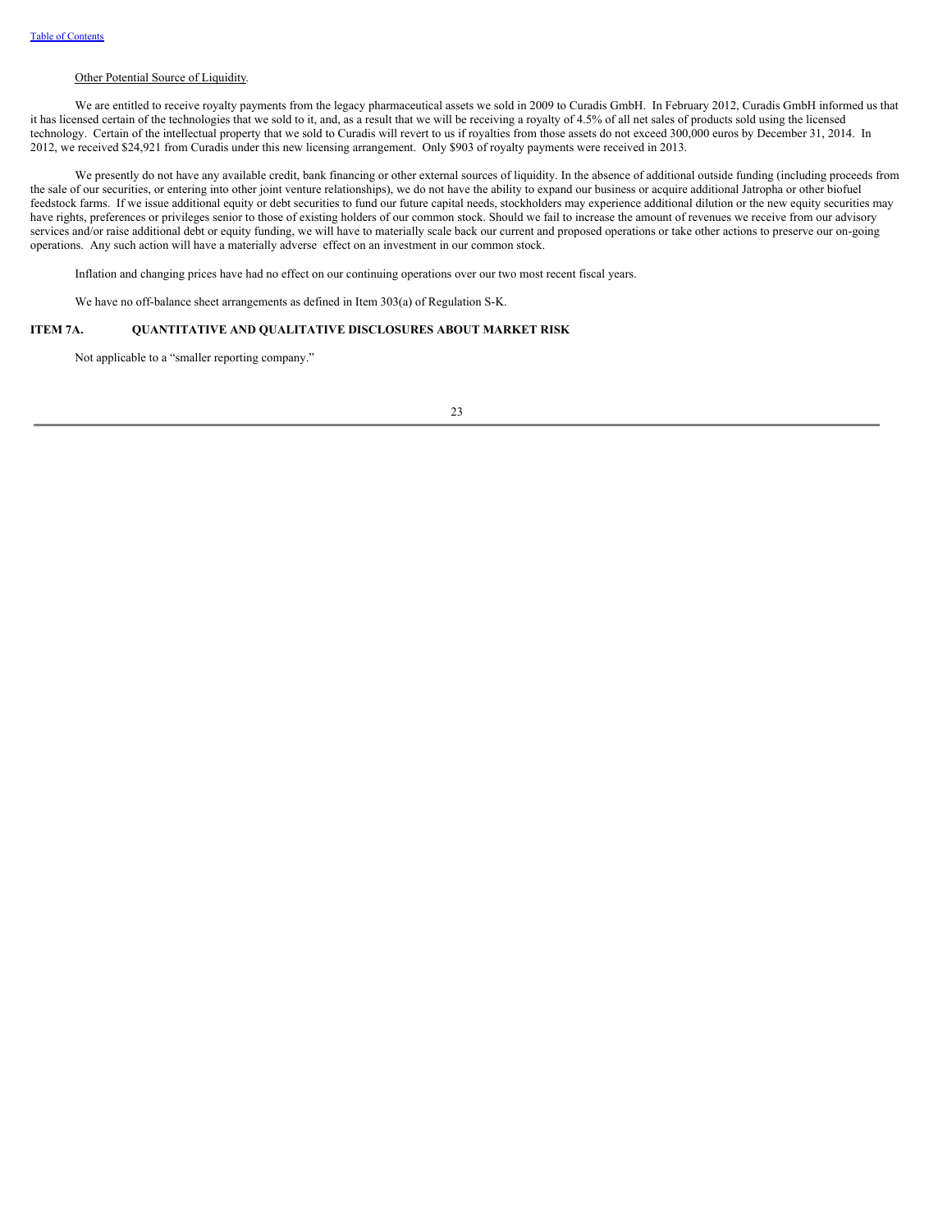Other Potential Source of Liquidity.

We are entitled to receive royalty payments from the legacy pharmaceutical assets we sold in 2009 to Curadis GmbH. In February 2012, Curadis GmbH informed us that it has licensed certain of the technologies that we sold to it, and, as a result that we will be receiving a royalty of 4.5% of all net sales of products sold using the licensed technology. Certain of the intellectual property that we sold to Curadis will revert to us if royalties from those assets do not exceed 300,000 euros by December 31, 2014. In 2012, we received $24,921 from Curadis under this new licensing arrangement. Only $903 of royalty payments were received in 2013.

We presently do not have any available credit, bank financing or other external sources of liquidity. In the absence of additional outside funding (including proceeds from the sale of our securities, or entering into other joint venture relationships), we do not have the ability to expand our business or acquire additional Jatropha or other biofuel feedstock farms. If we issue additional equity or debt securities to fund our future capital needs, stockholders may experience additional dilution or the new equity securities may have rights, preferences or privileges senior to those of existing holders of our common stock. Should we fail to increase the amount of revenues we receive from our advisory services and/or raise additional debt or equity funding, we will have to materially scale back our current and proposed operations or take other actions to preserve our on-going operations. Any such action will have a materially adverse effect on an investment in our common stock.

Inflation and changing prices have had no effect on our continuing operations over our two most recent fiscal years.

We have no off-balance sheet arrangements as defined in Item 303(a) of Regulation S-K.

## ITEM 7A. QUANTITATIVE AND QUALITATIVE DISCLOSURES ABOUT MARKET RISK

Not applicable to a "smaller reporting company."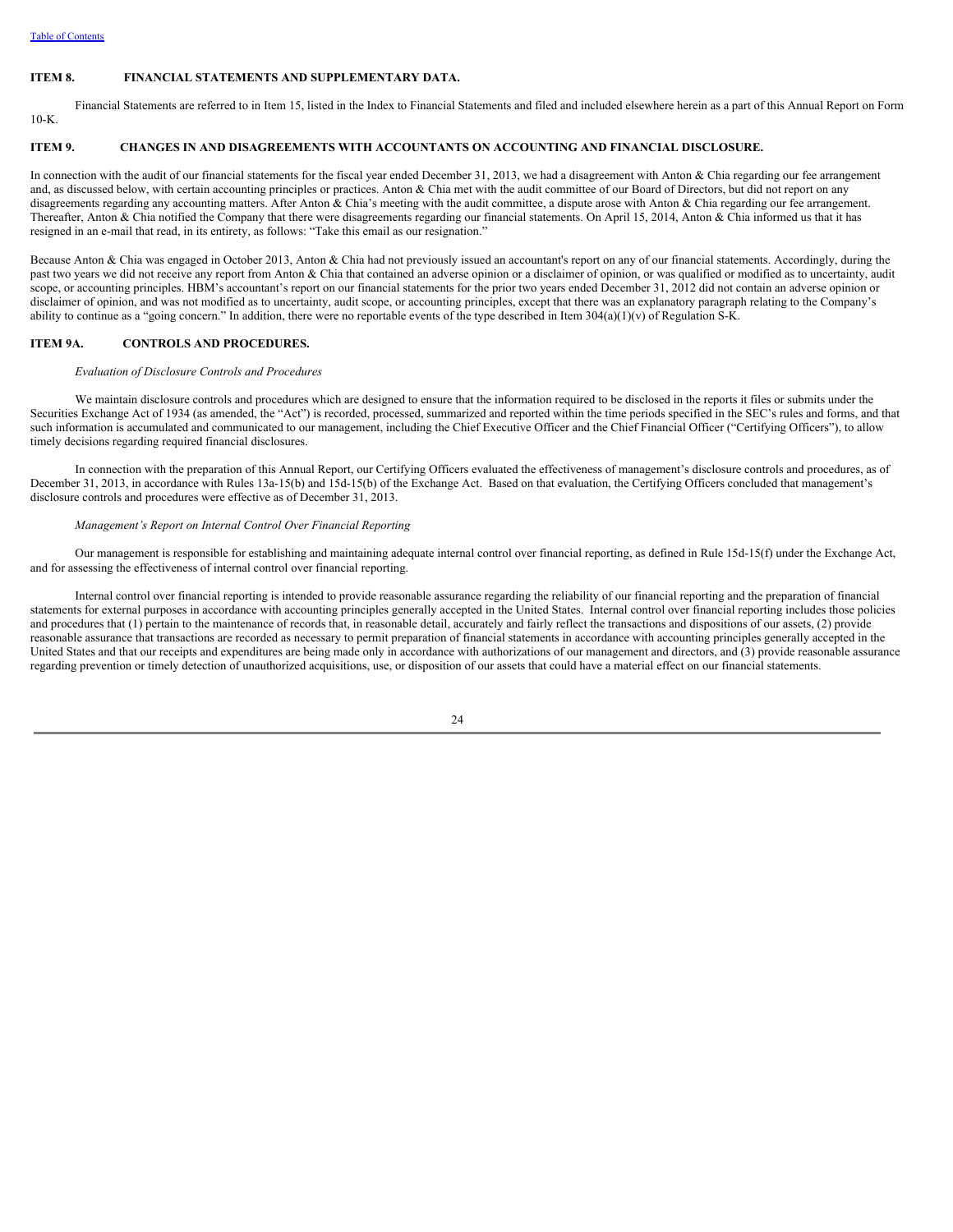## ITEM 8. FINANCIAL STATEMENTS AND SUPPLEMENTARY DATA.

Financial Statements are referred to in Item 15, listed in the Index to Financial Statements and filed and included elsewhere herein as a part of this Annual Report on Form 10-K.

## ITEM 9. CHANGES IN AND DISAGREEMENTS WITH ACCOUNTANTS ON ACCOUNTING AND FINANCIAL DISCLOSURE.

In connection with the audit of our financial statements for the fiscal year ended December 31, 2013, we had a disagreement with Anton & Chia regarding our fee arrangement and, as discussed below, with certain accounting principles or practices. Anton & Chia met with the audit committee of our Board of Directors, but did not report on any disagreements regarding any accounting matters. After Anton & Chia's meeting with the audit committee, a dispute arose with Anton & Chia regarding our fee arrangement. Thereafter, Anton & Chia notified the Company that there were disagreements regarding our financial statements. On April 15, 2014, Anton & Chia informed us that it has resigned in an e-mail that read, in its entirety, as follows: "Take this email as our resignation."

Because Anton & Chia was engaged in October 2013, Anton & Chia had not previously issued an accountant's report on any of our financial statements. Accordingly, during the past two years we did not receive any report from Anton & Chia that contained an adverse opinion or a disclaimer of opinion, or was qualified or modified as to uncertainty, audit scope, or accounting principles. HBM's accountant's report on our financial statements for the prior two years ended December 31, 2012 did not contain an adverse opinion or disclaimer of opinion, and was not modified as to uncertainty, audit scope, or accounting principles, except that there was an explanatory paragraph relating to the Company's ability to continue as a "going concern." In addition, there were no reportable events of the type described in Item 304(a)(1)(v) of Regulation S-K.

## ITEM 9A. CONTROLS AND PROCEDURES.

*Evaluation of Disclosure Controls and Procedures*

We maintain disclosure controls and procedures which are designed to ensure that the information required to be disclosed in the reports it files or submits under the Securities Exchange Act of 1934 (as amended, the "Act") is recorded, processed, summarized and reported within the time periods specified in the SEC's rules and forms, and that such information is accumulated and communicated to our management, including the Chief Executive Officer and the Chief Financial Officer ("Certifying Officers"), to allow timely decisions regarding required financial disclosures.

In connection with the preparation of this Annual Report, our Certifying Officers evaluated the effectiveness of management's disclosure controls and procedures, as of December 31, 2013, in accordance with Rules 13a-15(b) and 15d-15(b) of the Exchange Act. Based on that evaluation, the Certifying Officers concluded that management's disclosure controls and procedures were effective as of December 31, 2013.

*Management's Report on Internal Control Over Financial Reporting*

Our management is responsible for establishing and maintaining adequate internal control over financial reporting, as defined in Rule 15d-15(f) under the Exchange Act, and for assessing the effectiveness of internal control over financial reporting.

Internal control over financial reporting is intended to provide reasonable assurance regarding the reliability of our financial reporting and the preparation of financial statements for external purposes in accordance with accounting principles generally accepted in the United States. Internal control over financial reporting includes those policies and procedures that (1) pertain to the maintenance of records that, in reasonable detail, accurately and fairly reflect the transactions and dispositions of our assets, (2) provide reasonable assurance that transactions are recorded as necessary to permit preparation of financial statements in accordance with accounting principles generally accepted in the United States and that our receipts and expenditures are being made only in accordance with authorizations of our management and directors, and (3) provide reasonable assurance regarding prevention or timely detection of unauthorized acquisitions, use, or disposition of our assets that could have a material effect on our financial statements.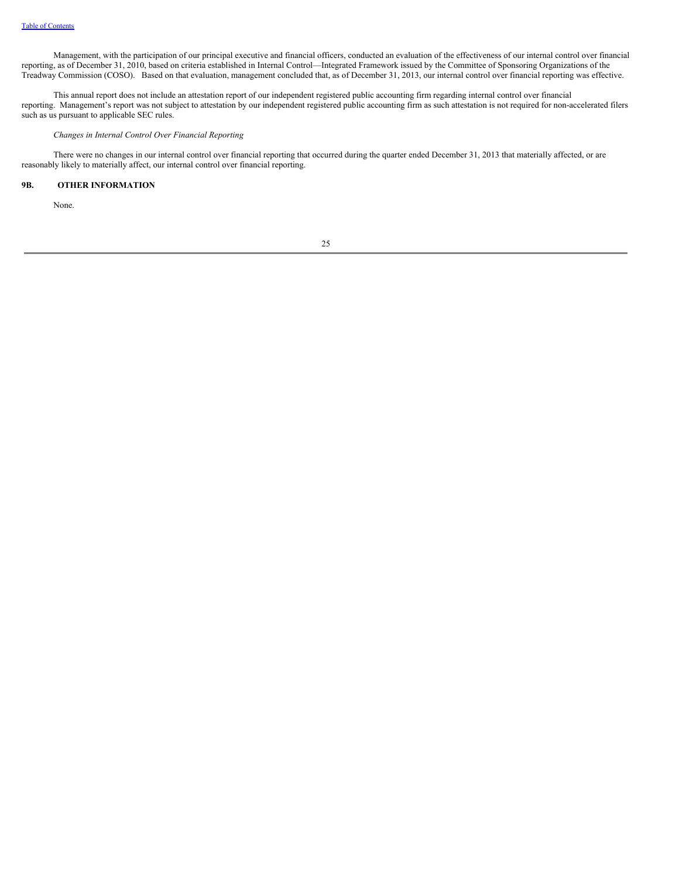Management, with the participation of our principal executive and financial officers, conducted an evaluation of the effectiveness of our internal control over financial reporting, as of December 31, 2010, based on criteria established in Internal Control—Integrated Framework issued by the Committee of Sponsoring Organizations of the Treadway Commission (COSO). Based on that evaluation, management concluded that, as of December 31, 2013, our internal control over financial reporting was effective.

This annual report does not include an attestation report of our independent registered public accounting firm regarding internal control over financial reporting. Management's report was not subject to attestation by our independent registered public accounting firm as such attestation is not required for non-accelerated filers such as us pursuant to applicable SEC rules.

*Changes in Internal Control Over Financial Reporting*

There were no changes in our internal control over financial reporting that occurred during the quarter ended December 31, 2013 that materially affected, or are reasonably likely to materially affect, our internal control over financial reporting.

## 9B. OTHER INFORMATION

None.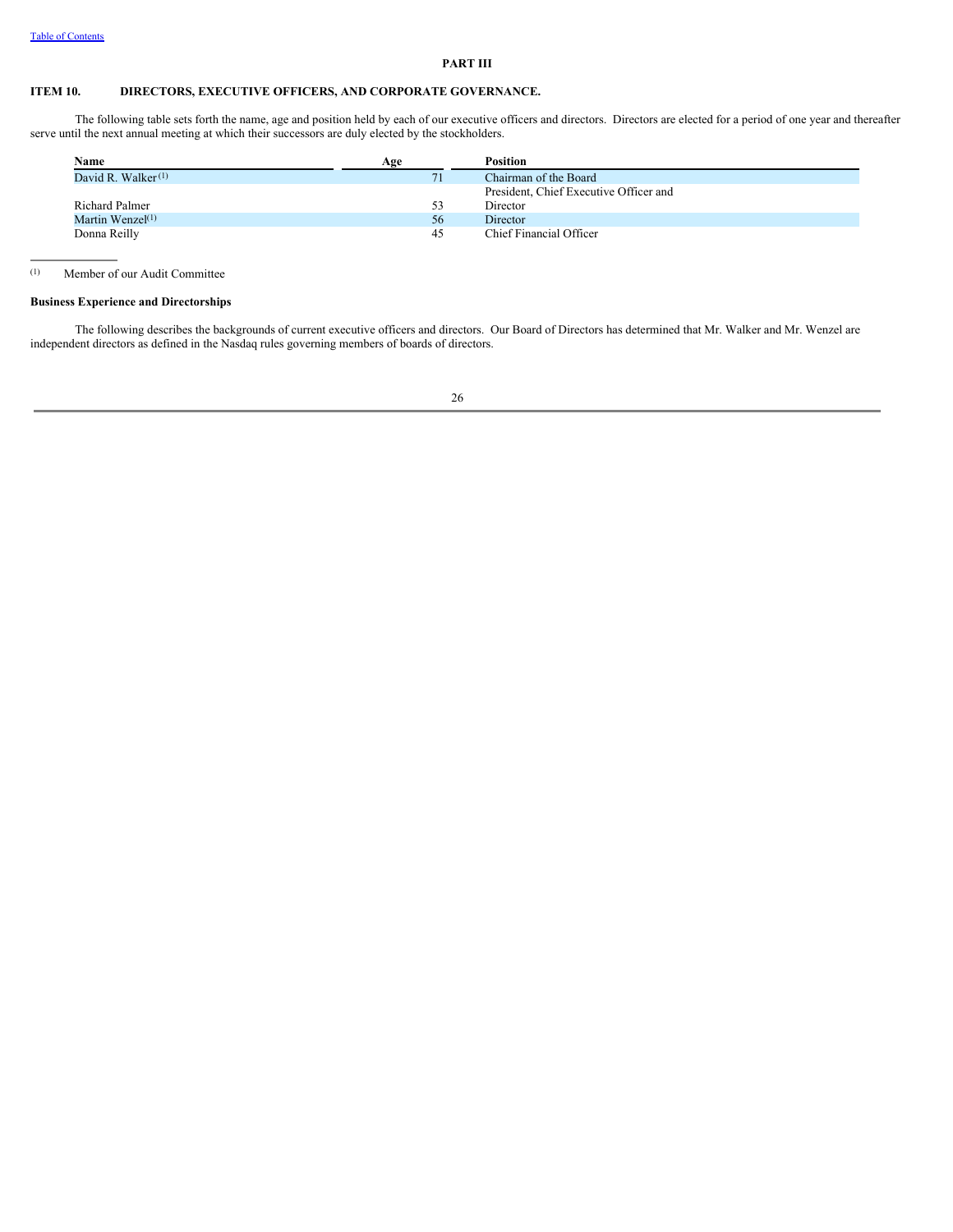PART III

## ITEM 10. DIRECTORS, EXECUTIVE OFFICERS, AND CORPORATE GOVERNANCE.

The following table sets forth the name, age and position held by each of our executive officers and directors. Directors are elected for a period of one year and thereafter serve until the next annual meeting at which their successors are duly elected by the stockholders.

| Name | Age | Position |
| --- | --- | --- |
| David R. Walker[(1)] | 71 | Chairman of the Board |
| Richard Palmer | 53 | President, Chief Executive Officer and Director |
| Martin Wenzel[(1)] | 56 | Director |
| Donna Reilly | 45 | Chief Financial Officer |

(1) Member of our Audit Committee

**Business Experience and Directorships**

The following describes the backgrounds of current executive officers and directors. Our Board of Directors has determined that Mr. Walker and Mr. Wenzel are independent directors as defined in the Nasdaq rules governing members of boards of directors.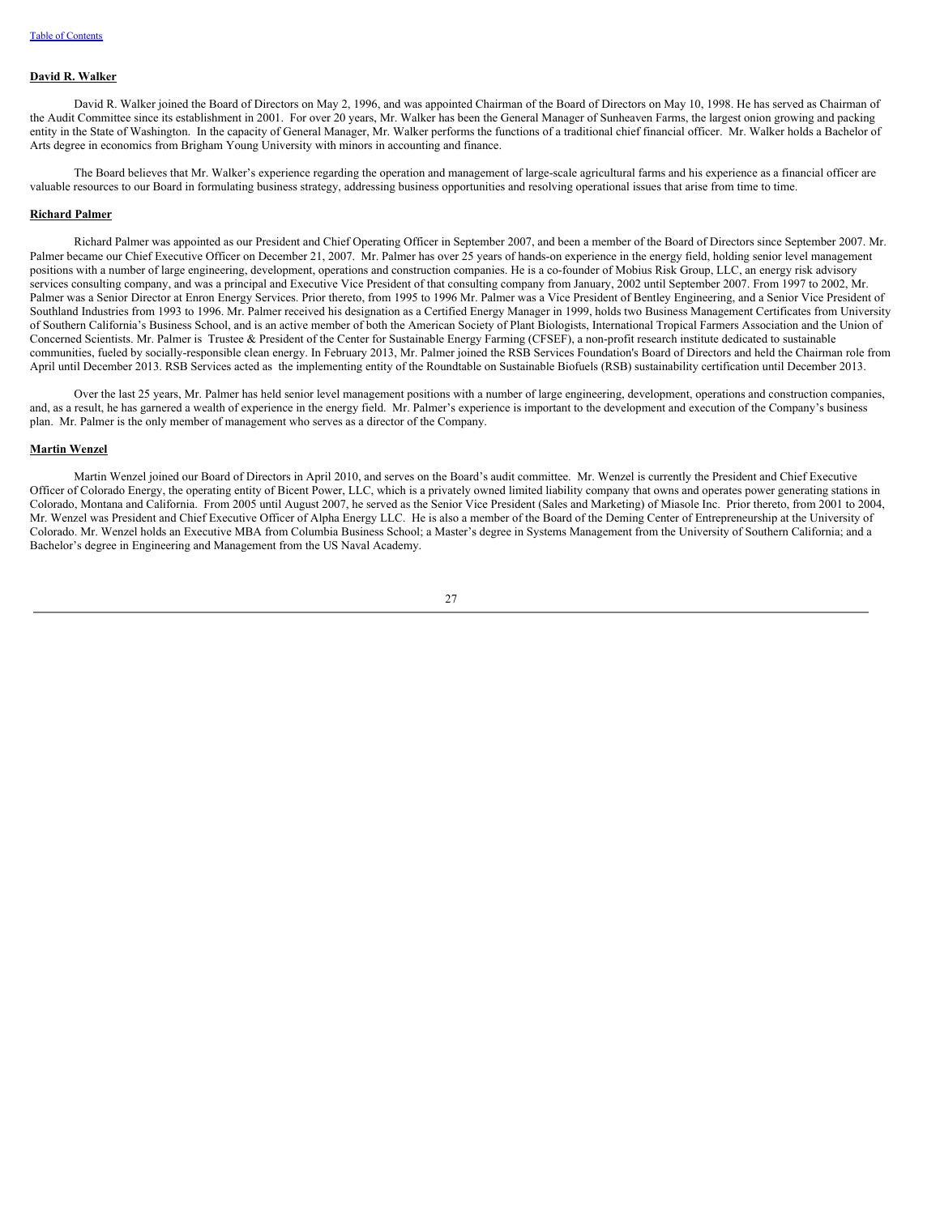**David R. Walker**

David R. Walker joined the Board of Directors on May 2, 1996, and was appointed Chairman of the Board of Directors on May 10, 1998. He has served as Chairman of the Audit Committee since its establishment in 2001. For over 20 years, Mr. Walker has been the General Manager of Sunheaven Farms, the largest onion growing and packing entity in the State of Washington. In the capacity of General Manager, Mr. Walker performs the functions of a traditional chief financial officer. Mr. Walker holds a Bachelor of Arts degree in economics from Brigham Young University with minors in accounting and finance.

The Board believes that Mr. Walker's experience regarding the operation and management of large-scale agricultural farms and his experience as a financial officer are valuable resources to our Board in formulating business strategy, addressing business opportunities and resolving operational issues that arise from time to time.

**Richard Palmer**

Richard Palmer was appointed as our President and Chief Operating Officer in September 2007, and been a member of the Board of Directors since September 2007. Mr. Palmer became our Chief Executive Officer on December 21, 2007. Mr. Palmer has over 25 years of hands-on experience in the energy field, holding senior level management positions with a number of large engineering, development, operations and construction companies. He is a co-founder of Mobius Risk Group, LLC, an energy risk advisory services consulting company, and was a principal and Executive Vice President of that consulting company from January, 2002 until September 2007. From 1997 to 2002, Mr. Palmer was a Senior Director at Enron Energy Services. Prior thereto, from 1995 to 1996 Mr. Palmer was a Vice President of Bentley Engineering, and a Senior Vice President of Southland Industries from 1993 to 1996. Mr. Palmer received his designation as a Certified Energy Manager in 1999, holds two Business Management Certificates from University of Southern California's Business School, and is an active member of both the American Society of Plant Biologists, International Tropical Farmers Association and the Union of Concerned Scientists. Mr. Palmer is Trustee & President of the Center for Sustainable Energy Farming (CFSEF), a non-profit research institute dedicated to sustainable communities, fueled by socially-responsible clean energy. In February 2013, Mr. Palmer joined the RSB Services Foundation's Board of Directors and held the Chairman role from April until December 2013. RSB Services acted as the implementing entity of the Roundtable on Sustainable Biofuels (RSB) sustainability certification until December 2013.

Over the last 25 years, Mr. Palmer has held senior level management positions with a number of large engineering, development, operations and construction companies, and, as a result, he has garnered a wealth of experience in the energy field. Mr. Palmer's experience is important to the development and execution of the Company's business plan. Mr. Palmer is the only member of management who serves as a director of the Company.

**Martin Wenzel**

Martin Wenzel joined our Board of Directors in April 2010, and serves on the Board's audit committee. Mr. Wenzel is currently the President and Chief Executive Officer of Colorado Energy, the operating entity of Bicent Power, LLC, which is a privately owned limited liability company that owns and operates power generating stations in Colorado, Montana and California. From 2005 until August 2007, he served as the Senior Vice President (Sales and Marketing) of Miasole Inc. Prior thereto, from 2001 to 2004, Mr. Wenzel was President and Chief Executive Officer of Alpha Energy LLC. He is also a member of the Board of the Deming Center of Entrepreneurship at the University of Colorado. Mr. Wenzel holds an Executive MBA from Columbia Business School; a Master's degree in Systems Management from the University of Southern California; and a Bachelor's degree in Engineering and Management from the US Naval Academy.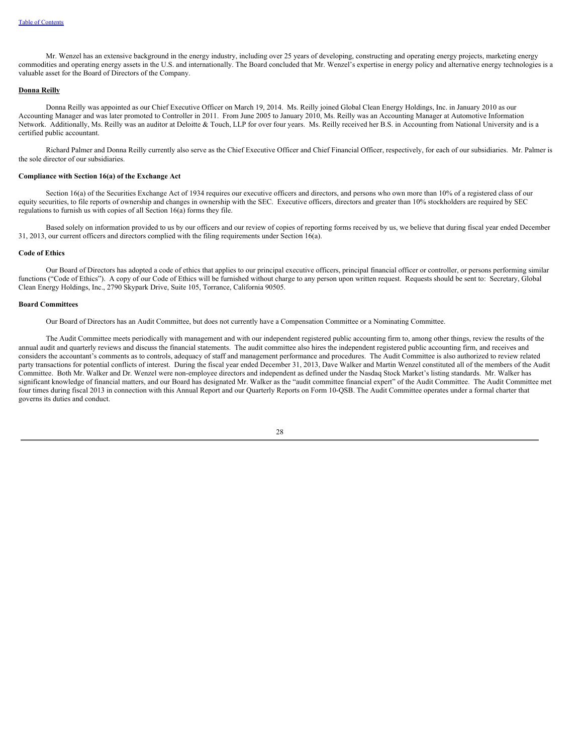Mr. Wenzel has an extensive background in the energy industry, including over 25 years of developing, constructing and operating energy projects, marketing energy commodities and operating energy assets in the U.S. and internationally. The Board concluded that Mr. Wenzel's expertise in energy policy and alternative energy technologies is a valuable asset for the Board of Directors of the Company.

**Donna Reilly**

Donna Reilly was appointed as our Chief Executive Officer on March 19, 2014. Ms. Reilly joined Global Clean Energy Holdings, Inc. in January 2010 as our Accounting Manager and was later promoted to Controller in 2011. From June 2005 to January 2010, Ms. Reilly was an Accounting Manager at Automotive Information Network. Additionally, Ms. Reilly was an auditor at Deloitte & Touch, LLP for over four years. Ms. Reilly received her B.S. in Accounting from National University and is a certified public accountant.

Richard Palmer and Donna Reilly currently also serve as the Chief Executive Officer and Chief Financial Officer, respectively, for each of our subsidiaries. Mr. Palmer is the sole director of our subsidiaries.

**Compliance with Section 16(a) of the Exchange Act**

Section 16(a) of the Securities Exchange Act of 1934 requires our executive officers and directors, and persons who own more than 10% of a registered class of our equity securities, to file reports of ownership and changes in ownership with the SEC. Executive officers, directors and greater than 10% stockholders are required by SEC regulations to furnish us with copies of all Section 16(a) forms they file.

Based solely on information provided to us by our officers and our review of copies of reporting forms received by us, we believe that during fiscal year ended December 31, 2013, our current officers and directors complied with the filing requirements under Section 16(a).

**Code of Ethics**

Our Board of Directors has adopted a code of ethics that applies to our principal executive officers, principal financial officer or controller, or persons performing similar functions ("Code of Ethics"). A copy of our Code of Ethics will be furnished without charge to any person upon written request. Requests should be sent to: Secretary, Global Clean Energy Holdings, Inc., 2790 Skypark Drive, Suite 105, Torrance, California 90505.

**Board Committees**

Our Board of Directors has an Audit Committee, but does not currently have a Compensation Committee or a Nominating Committee.

The Audit Committee meets periodically with management and with our independent registered public accounting firm to, among other things, review the results of the annual audit and quarterly reviews and discuss the financial statements. The audit committee also hires the independent registered public accounting firm, and receives and considers the accountant's comments as to controls, adequacy of staff and management performance and procedures. The Audit Committee is also authorized to review related party transactions for potential conflicts of interest. During the fiscal year ended December 31, 2013, Dave Walker and Martin Wenzel constituted all of the members of the Audit Committee. Both Mr. Walker and Dr. Wenzel were non-employee directors and independent as defined under the Nasdaq Stock Market's listing standards. Mr. Walker has significant knowledge of financial matters, and our Board has designated Mr. Walker as the "audit committee financial expert" of the Audit Committee. The Audit Committee met four times during fiscal 2013 in connection with this Annual Report and our Quarterly Reports on Form 10-QSB. The Audit Committee operates under a formal charter that governs its duties and conduct.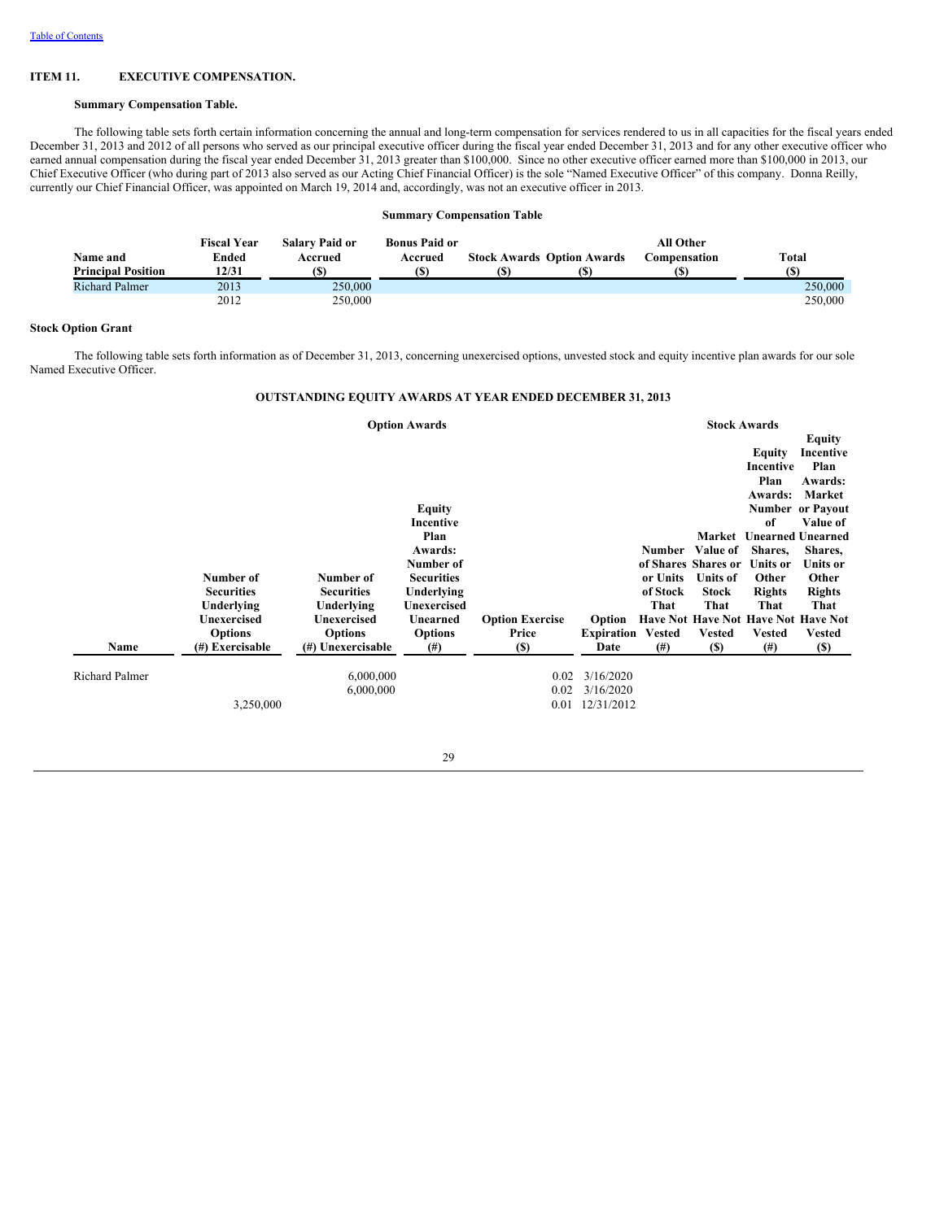## ITEM 11. EXECUTIVE COMPENSATION.

**Summary Compensation Table.**

The following table sets forth certain information concerning the annual and long-term compensation for services rendered to us in all capacities for the fiscal years ended December 31, 2013 and 2012 of all persons who served as our principal executive officer during the fiscal year ended December 31, 2013 and for any other executive officer who earned annual compensation during the fiscal year ended December 31, 2013 greater than $100,000. Since no other executive officer earned more than $100,000 in 2013, our Chief Executive Officer (who during part of 2013 also served as our Acting Chief Financial Officer) is the sole "Named Executive Officer" of this company. Donna Reilly, currently our Chief Financial Officer, was appointed on March 19, 2014 and, accordingly, was not an executive officer in 2013.

**Summary Compensation Table**

| Name and Principal Position | Fiscal Year Ended 12/31 | Salary Paid or Accrued ($) | Bonus Paid or Accrued ($) | Stock Awards ($) | Option Awards ($) | All Other Compensation ($) | Total ($) |
|---|---|---|---|---|---|---|---|
| Richard Palmer | 2013 | 250,000 | | | | | 250,000 |
| | 2012 | 250,000 | | | | | 250,000 |

**Stock Option Grant**

The following table sets forth information as of December 31, 2013, concerning unexercised options, unvested stock and equity incentive plan awards for our sole Named Executive Officer.

**OUTSTANDING EQUITY AWARDS AT YEAR ENDED DECEMBER 31, 2013**

| | Option Awards | | | | | Stock Awards | | | |
|---|---|---|---|---|---|---|---|---|---|
| Name | Number of Securities Underlying Unexercised Options (#) Exercisable | Number of Securities Underlying Unexercised Options (#) Unexercisable | Equity Incentive Plan Awards: Number of Securities Underlying Unexercised Unearned Options (#) | Option Exercise Price ($) | Option Expiration Date | Number of Shares or Units of Stock That Have Not Vested (#) | Market Value of Shares or Units of Stock That Have Not Vested ($) | Equity Incentive Plan Awards: Number of Unearned Shares, Units or Other Rights That Have Not Vested (#) | Equity Incentive Plan Awards: Market or Payout Value of Unearned Shares, Units or Other Rights That Have Not Vested ($) |
| Richard Palmer | | 6,000,000 | | 0.02 | 3/16/2020 | | | | |
| | | 6,000,000 | | 0.02 | 3/16/2020 | | | | |
| | 3,250,000 | | | 0.01 | 12/31/2012 | | | | |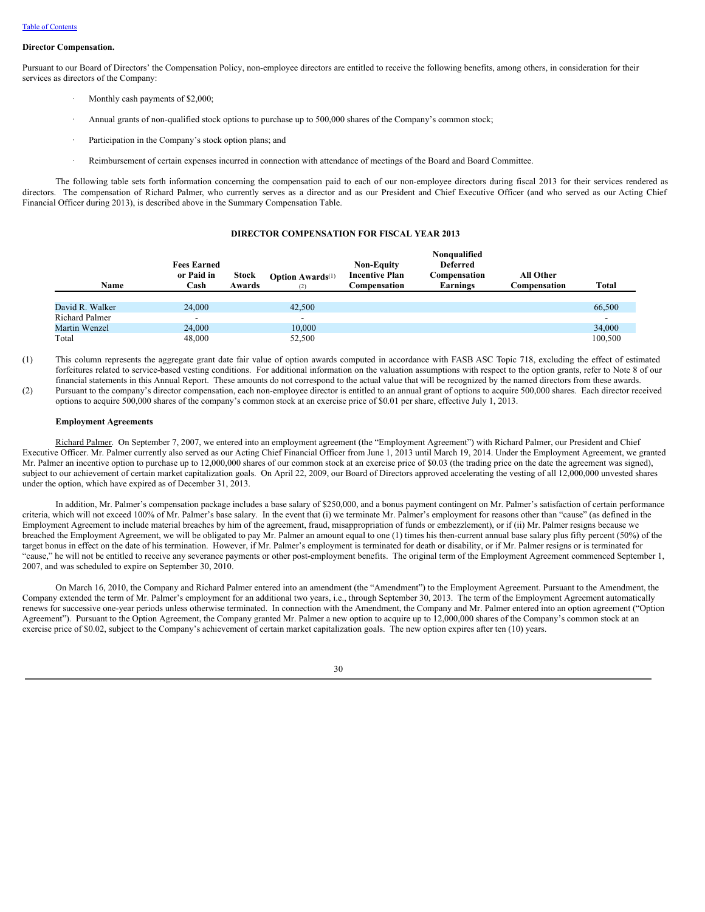[Table of Contents](#)

**Director Compensation.**

Pursuant to our Board of Directors' the Compensation Policy, non-employee directors are entitled to receive the following benefits, among others, in consideration for their services as directors of the Company:

- Monthly cash payments of $2,000;
- Annual grants of non-qualified stock options to purchase up to 500,000 shares of the Company's common stock;
- Participation in the Company's stock option plans; and
- Reimbursement of certain expenses incurred in connection with attendance of meetings of the Board and Board Committee.

The following table sets forth information concerning the compensation paid to each of our non-employee directors during fiscal 2013 for their services rendered as directors. The compensation of Richard Palmer, who currently serves as a director and as our President and Chief Executive Officer (and who served as our Acting Chief Financial Officer during 2013), is described above in the Summary Compensation Table.

**DIRECTOR COMPENSATION FOR FISCAL YEAR 2013**

| Name | Fees Earned or Paid in Cash | Stock Awards | Option Awards(1) (2) | Non-Equity Incentive Plan Compensation | Nonqualified Deferred Compensation Earnings | All Other Compensation | Total |
|---|---|---|---|---|---|---|---|
| David R. Walker | 24,000 | | 42,500 | | | | 66,500 |
| Richard Palmer | - | | - | | | | - |
| Martin Wenzel | 24,000 | | 10,000 | | | | 34,000 |
| Total | 48,000 | | 52,500 | | | | 100,500 |

(1) This column represents the aggregate grant date fair value of option awards computed in accordance with FASB ASC Topic 718, excluding the effect of estimated forfeitures related to service-based vesting conditions. For additional information on the valuation assumptions with respect to the option grants, refer to Note 8 of our financial statements in this Annual Report. These amounts do not correspond to the actual value that will be recognized by the named directors from these awards.

(2) Pursuant to the company's director compensation, each non-employee director is entitled to an annual grant of options to acquire 500,000 shares. Each director received options to acquire 500,000 shares of the company's common stock at an exercise price of $0.01 per share, effective July 1, 2013.

**Employment Agreements**

Richard Palmer. On September 7, 2007, we entered into an employment agreement (the "Employment Agreement") with Richard Palmer, our President and Chief Executive Officer. Mr. Palmer currently also served as our Acting Chief Financial Officer from June 1, 2013 until March 19, 2014. Under the Employment Agreement, we granted Mr. Palmer an incentive option to purchase up to 12,000,000 shares of our common stock at an exercise price of $0.03 (the trading price on the date the agreement was signed), subject to our achievement of certain market capitalization goals. On April 22, 2009, our Board of Directors approved accelerating the vesting of all 12,000,000 unvested shares under the option, which have expired as of December 31, 2013.

In addition, Mr. Palmer's compensation package includes a base salary of $250,000, and a bonus payment contingent on Mr. Palmer's satisfaction of certain performance criteria, which will not exceed 100% of Mr. Palmer's base salary. In the event that (i) we terminate Mr. Palmer's employment for reasons other than "cause" (as defined in the Employment Agreement to include material breaches by him of the agreement, fraud, misappropriation of funds or embezzlement), or if (ii) Mr. Palmer resigns because we breached the Employment Agreement, we will be obligated to pay Mr. Palmer an amount equal to one (1) times his then-current annual base salary plus fifty percent (50%) of the target bonus in effect on the date of his termination. However, if Mr. Palmer's employment is terminated for death or disability, or if Mr. Palmer resigns or is terminated for "cause," he will not be entitled to receive any severance payments or other post-employment benefits. The original term of the Employment Agreement commenced September 1, 2007, and was scheduled to expire on September 30, 2010.

On March 16, 2010, the Company and Richard Palmer entered into an amendment (the "Amendment") to the Employment Agreement. Pursuant to the Amendment, the Company extended the term of Mr. Palmer's employment for an additional two years, i.e., through September 30, 2013. The term of the Employment Agreement automatically renews for successive one-year periods unless otherwise terminated. In connection with the Amendment, the Company and Mr. Palmer entered into an option agreement ("Option Agreement"). Pursuant to the Option Agreement, the Company granted Mr. Palmer a new option to acquire up to 12,000,000 shares of the Company's common stock at an exercise price of $0.02, subject to the Company's achievement of certain market capitalization goals. The new option expires after ten (10) years.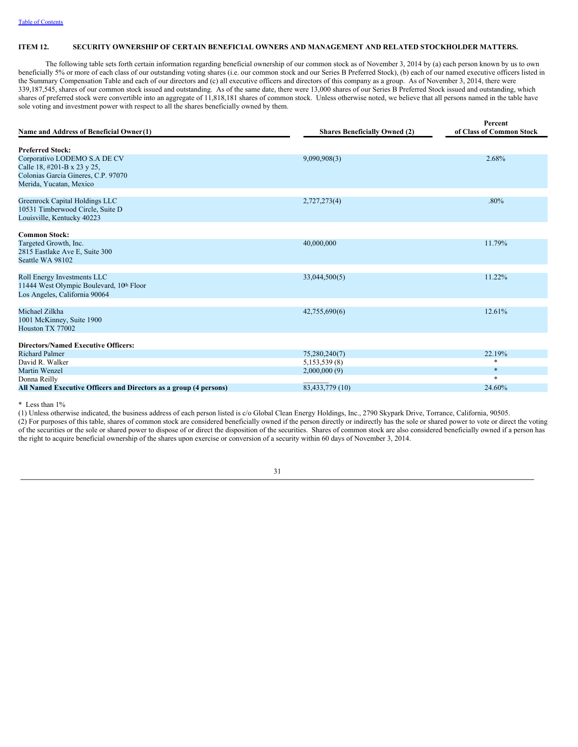## ITEM 12. SECURITY OWNERSHIP OF CERTAIN BENEFICIAL OWNERS AND MANAGEMENT AND RELATED STOCKHOLDER MATTERS.

The following table sets forth certain information regarding beneficial ownership of our common stock as of November 3, 2014 by (a) each person known by us to own beneficially 5% or more of each class of our outstanding voting shares (i.e. our common stock and our Series B Preferred Stock), (b) each of our named executive officers listed in the Summary Compensation Table and each of our directors and (c) all executive officers and directors of this company as a group. As of November 3, 2014, there were 339,187,545, shares of our common stock issued and outstanding. As of the same date, there were 13,000 shares of our Series B Preferred Stock issued and outstanding, which shares of preferred stock were convertible into an aggregate of 11,818,181 shares of common stock. Unless otherwise noted, we believe that all persons named in the table have sole voting and investment power with respect to all the shares beneficially owned by them.

| Name and Address of Beneficial Owner(1) | Shares Beneficially Owned (2) | Percent of Class of Common Stock |
|---|---|---|
| **Preferred Stock:** | | |
| Corporativo LODEMO S.A DE CV<br>Calle 18, #201-B x 23 y 25,<br>Colonias Garcia Gineres, C.P. 97070<br>Merida, Yucatan, Mexico | 9,090,908(3) | 2.68% |
| Greenrock Capital Holdings LLC<br>10531 Timberwood Circle, Suite D<br>Louisville, Kentucky 40223 | 2,727,273(4) | .80% |
| **Common Stock:** | | |
| Targeted Growth, Inc.<br>2815 Eastlake Ave E, Suite 300<br>Seattle WA 98102 | 40,000,000 | 11.79% |
| Roll Energy Investments LLC<br>11444 West Olympic Boulevard, 10th Floor<br>Los Angeles, California 90064 | 33,044,500(5) | 11.22% |
| Michael Zilkha<br>1001 McKinney, Suite 1900<br>Houston TX 77002 | 42,755,690(6) | 12.61% |
| **Directors/Named Executive Officers:** | | |
| Richard Palmer | 75,280,240(7) | 22.19% |
| David R. Walker | 5,153,539 (8) | * |
| Martin Wenzel | 2,000,000 (9) | * |
| Donna Reilly | | * |
| **All Named Executive Officers and Directors as a group (4 persons)** | 83,433,779 (10) | 24.60% |

\* Less than 1%

(1) Unless otherwise indicated, the business address of each person listed is c/o Global Clean Energy Holdings, Inc., 2790 Skypark Drive, Torrance, California, 90505.

(2) For purposes of this table, shares of common stock are considered beneficially owned if the person directly or indirectly has the sole or shared power to vote or direct the voting of the securities or the sole or shared power to dispose of or direct the disposition of the securities. Shares of common stock are also considered beneficially owned if a person has the right to acquire beneficial ownership of the shares upon exercise or conversion of a security within 60 days of November 3, 2014.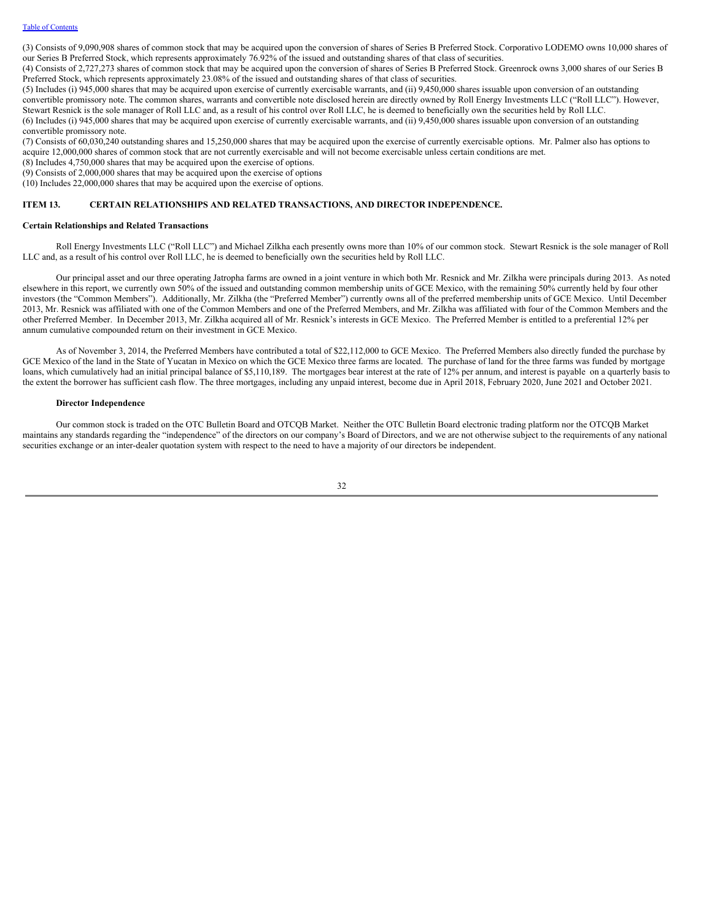(3) Consists of 9,090,908 shares of common stock that may be acquired upon the conversion of shares of Series B Preferred Stock. Corporativo LODEMO owns 10,000 shares of our Series B Preferred Stock, which represents approximately 76.92% of the issued and outstanding shares of that class of securities.

(4) Consists of 2,727,273 shares of common stock that may be acquired upon the conversion of shares of Series B Preferred Stock. Greenrock owns 3,000 shares of our Series B Preferred Stock, which represents approximately 23.08% of the issued and outstanding shares of that class of securities.

(5) Includes (i) 945,000 shares that may be acquired upon exercise of currently exercisable warrants, and (ii) 9,450,000 shares issuable upon conversion of an outstanding convertible promissory note. The common shares, warrants and convertible note disclosed herein are directly owned by Roll Energy Investments LLC ("Roll LLC"). However, Stewart Resnick is the sole manager of Roll LLC and, as a result of his control over Roll LLC, he is deemed to beneficially own the securities held by Roll LLC.

(6) Includes (i) 945,000 shares that may be acquired upon exercise of currently exercisable warrants, and (ii) 9,450,000 shares issuable upon conversion of an outstanding convertible promissory note.

(7) Consists of 60,030,240 outstanding shares and 15,250,000 shares that may be acquired upon the exercise of currently exercisable options. Mr. Palmer also has options to acquire 12,000,000 shares of common stock that are not currently exercisable and will not become exercisable unless certain conditions are met.

(8) Includes 4,750,000 shares that may be acquired upon the exercise of options.

(9) Consists of 2,000,000 shares that may be acquired upon the exercise of options

(10) Includes 22,000,000 shares that may be acquired upon the exercise of options.

## ITEM 13. CERTAIN RELATIONSHIPS AND RELATED TRANSACTIONS, AND DIRECTOR INDEPENDENCE.

**Certain Relationships and Related Transactions**

Roll Energy Investments LLC ("Roll LLC") and Michael Zilkha each presently owns more than 10% of our common stock. Stewart Resnick is the sole manager of Roll LLC and, as a result of his control over Roll LLC, he is deemed to beneficially own the securities held by Roll LLC.

Our principal asset and our three operating Jatropha farms are owned in a joint venture in which both Mr. Resnick and Mr. Zilkha were principals during 2013. As noted elsewhere in this report, we currently own 50% of the issued and outstanding common membership units of GCE Mexico, with the remaining 50% currently held by four other investors (the "Common Members"). Additionally, Mr. Zilkha (the "Preferred Member") currently owns all of the preferred membership units of GCE Mexico. Until December 2013, Mr. Resnick was affiliated with one of the Common Members and one of the Preferred Members, and Mr. Zilkha was affiliated with four of the Common Members and the other Preferred Member. In December 2013, Mr. Zilkha acquired all of Mr. Resnick's interests in GCE Mexico. The Preferred Member is entitled to a preferential 12% per annum cumulative compounded return on their investment in GCE Mexico.

As of November 3, 2014, the Preferred Members have contributed a total of $22,112,000 to GCE Mexico. The Preferred Members also directly funded the purchase by GCE Mexico of the land in the State of Yucatan in Mexico on which the GCE Mexico three farms are located. The purchase of land for the three farms was funded by mortgage loans, which cumulatively had an initial principal balance of $5,110,189. The mortgages bear interest at the rate of 12% per annum, and interest is payable on a quarterly basis to the extent the borrower has sufficient cash flow. The three mortgages, including any unpaid interest, become due in April 2018, February 2020, June 2021 and October 2021.

**Director Independence**

Our common stock is traded on the OTC Bulletin Board and OTCQB Market. Neither the OTC Bulletin Board electronic trading platform nor the OTCQB Market maintains any standards regarding the "independence" of the directors on our company's Board of Directors, and we are not otherwise subject to the requirements of any national securities exchange or an inter-dealer quotation system with respect to the need to have a majority of our directors be independent.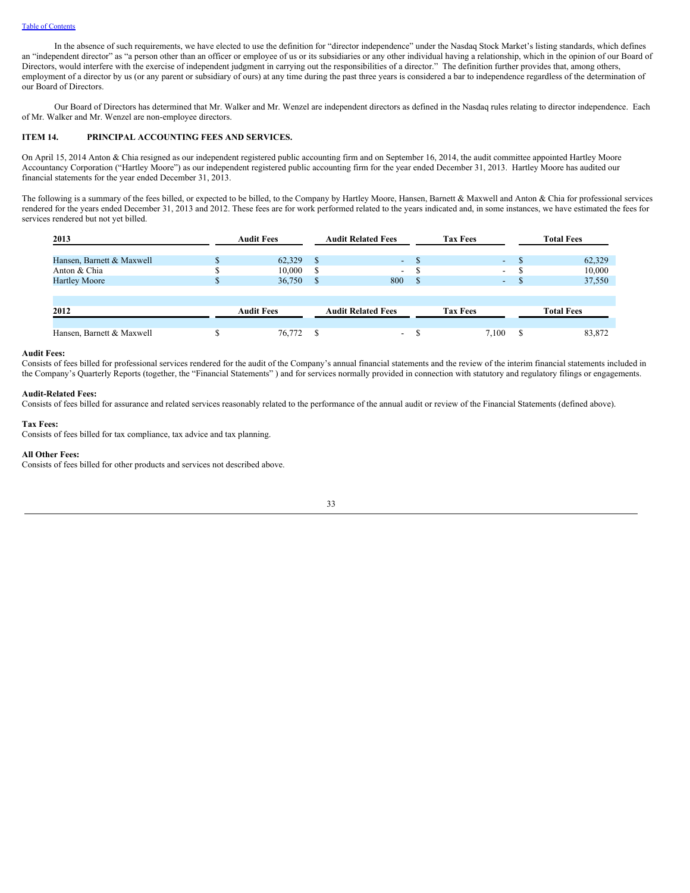In the absence of such requirements, we have elected to use the definition for "director independence" under the Nasdaq Stock Market's listing standards, which defines an "independent director" as "a person other than an officer or employee of us or its subsidiaries or any other individual having a relationship, which in the opinion of our Board of Directors, would interfere with the exercise of independent judgment in carrying out the responsibilities of a director." The definition further provides that, among others, employment of a director by us (or any parent or subsidiary of ours) at any time during the past three years is considered a bar to independence regardless of the determination of our Board of Directors.

Our Board of Directors has determined that Mr. Walker and Mr. Wenzel are independent directors as defined in the Nasdaq rules relating to director independence. Each of Mr. Walker and Mr. Wenzel are non-employee directors.

## ITEM 14. PRINCIPAL ACCOUNTING FEES AND SERVICES.

On April 15, 2014 Anton & Chia resigned as our independent registered public accounting firm and on September 16, 2014, the audit committee appointed Hartley Moore Accountancy Corporation ("Hartley Moore") as our independent registered public accounting firm for the year ended December 31, 2013. Hartley Moore has audited our financial statements for the year ended December 31, 2013.

The following is a summary of the fees billed, or expected to be billed, to the Company by Hartley Moore, Hansen, Barnett & Maxwell and Anton & Chia for professional services rendered for the years ended December 31, 2013 and 2012. These fees are for work performed related to the years indicated and, in some instances, we have estimated the fees for services rendered but not yet billed.

| 2013 | Audit Fees | Audit Related Fees | Tax Fees | Total Fees |
|---|---|---|---|---|
| Hansen, Barnett & Maxwell | $ 62,329 | $ - | $ - | $ 62,329 |
| Anton & Chia | $ 10,000 | $ - | $ - | $ 10,000 |
| Hartley Moore | $ 36,750 | $ 800 | $ - | $ 37,550 |

| 2012 | Audit Fees | Audit Related Fees | Tax Fees | Total Fees |
|---|---|---|---|---|
| Hansen, Barnett & Maxwell | $ 76,772 | $ - | $ 7,100 | $ 83,872 |

**Audit Fees:**
Consists of fees billed for professional services rendered for the audit of the Company's annual financial statements and the review of the interim financial statements included in the Company's Quarterly Reports (together, the "Financial Statements" ) and for services normally provided in connection with statutory and regulatory filings or engagements.

**Audit-Related Fees:**
Consists of fees billed for assurance and related services reasonably related to the performance of the annual audit or review of the Financial Statements (defined above).

**Tax Fees:**
Consists of fees billed for tax compliance, tax advice and tax planning.

**All Other Fees:**
Consists of fees billed for other products and services not described above.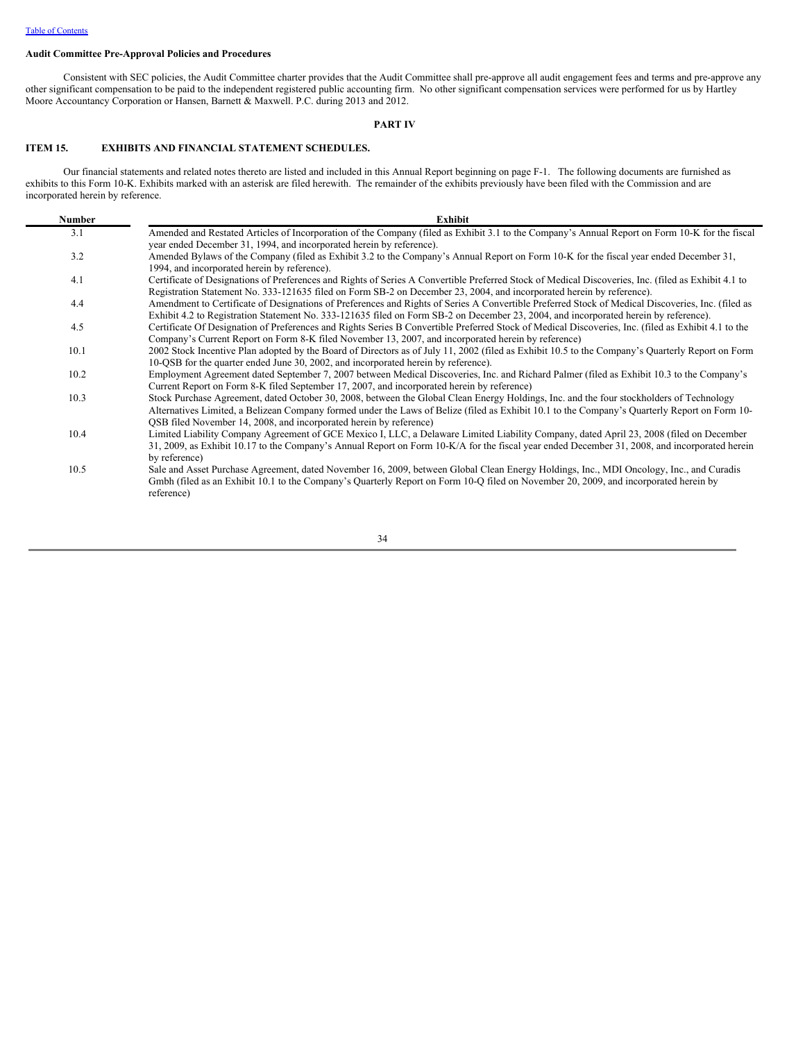### Audit Committee Pre-Approval Policies and Procedures

Consistent with SEC policies, the Audit Committee charter provides that the Audit Committee shall pre-approve all audit engagement fees and terms and pre-approve any other significant compensation to be paid to the independent registered public accounting firm. No other significant compensation services were performed for us by Hartley Moore Accountancy Corporation or Hansen, Barnett & Maxwell. P.C. during 2013 and 2012.

## PART IV

### ITEM 15. EXHIBITS AND FINANCIAL STATEMENT SCHEDULES.

Our financial statements and related notes thereto are listed and included in this Annual Report beginning on page F-1. The following documents are furnished as exhibits to this Form 10-K. Exhibits marked with an asterisk are filed herewith. The remainder of the exhibits previously have been filed with the Commission and are incorporated herein by reference.

| Number | Exhibit |
|---|---|
| 3.1 | Amended and Restated Articles of Incorporation of the Company (filed as Exhibit 3.1 to the Company's Annual Report on Form 10-K for the fiscal year ended December 31, 1994, and incorporated herein by reference). |
| 3.2 | Amended Bylaws of the Company (filed as Exhibit 3.2 to the Company's Annual Report on Form 10-K for the fiscal year ended December 31, 1994, and incorporated herein by reference). |
| 4.1 | Certificate of Designations of Preferences and Rights of Series A Convertible Preferred Stock of Medical Discoveries, Inc. (filed as Exhibit 4.1 to Registration Statement No. 333-121635 filed on Form SB-2 on December 23, 2004, and incorporated herein by reference). |
| 4.4 | Amendment to Certificate of Designations of Preferences and Rights of Series A Convertible Preferred Stock of Medical Discoveries, Inc. (filed as Exhibit 4.2 to Registration Statement No. 333-121635 filed on Form SB-2 on December 23, 2004, and incorporated herein by reference). |
| 4.5 | Certificate Of Designation of Preferences and Rights Series B Convertible Preferred Stock of Medical Discoveries, Inc. (filed as Exhibit 4.1 to the Company's Current Report on Form 8-K filed November 13, 2007, and incorporated herein by reference) |
| 10.1 | 2002 Stock Incentive Plan adopted by the Board of Directors as of July 11, 2002 (filed as Exhibit 10.5 to the Company's Quarterly Report on Form 10-QSB for the quarter ended June 30, 2002, and incorporated herein by reference). |
| 10.2 | Employment Agreement dated September 7, 2007 between Medical Discoveries, Inc. and Richard Palmer (filed as Exhibit 10.3 to the Company's Current Report on Form 8-K filed September 17, 2007, and incorporated herein by reference) |
| 10.3 | Stock Purchase Agreement, dated October 30, 2008, between the Global Clean Energy Holdings, Inc. and the four stockholders of Technology Alternatives Limited, a Belizean Company formed under the Laws of Belize (filed as Exhibit 10.1 to the Company's Quarterly Report on Form 10-QSB filed November 14, 2008, and incorporated herein by reference) |
| 10.4 | Limited Liability Company Agreement of GCE Mexico I, LLC, a Delaware Limited Liability Company, dated April 23, 2008 (filed on December 31, 2009, as Exhibit 10.17 to the Company's Annual Report on Form 10-K/A for the fiscal year ended December 31, 2008, and incorporated herein by reference) |
| 10.5 | Sale and Asset Purchase Agreement, dated November 16, 2009, between Global Clean Energy Holdings, Inc., MDI Oncology, Inc., and Curadis Gmbh (filed as an Exhibit 10.1 to the Company's Quarterly Report on Form 10-Q filed on November 20, 2009, and incorporated herein by reference) |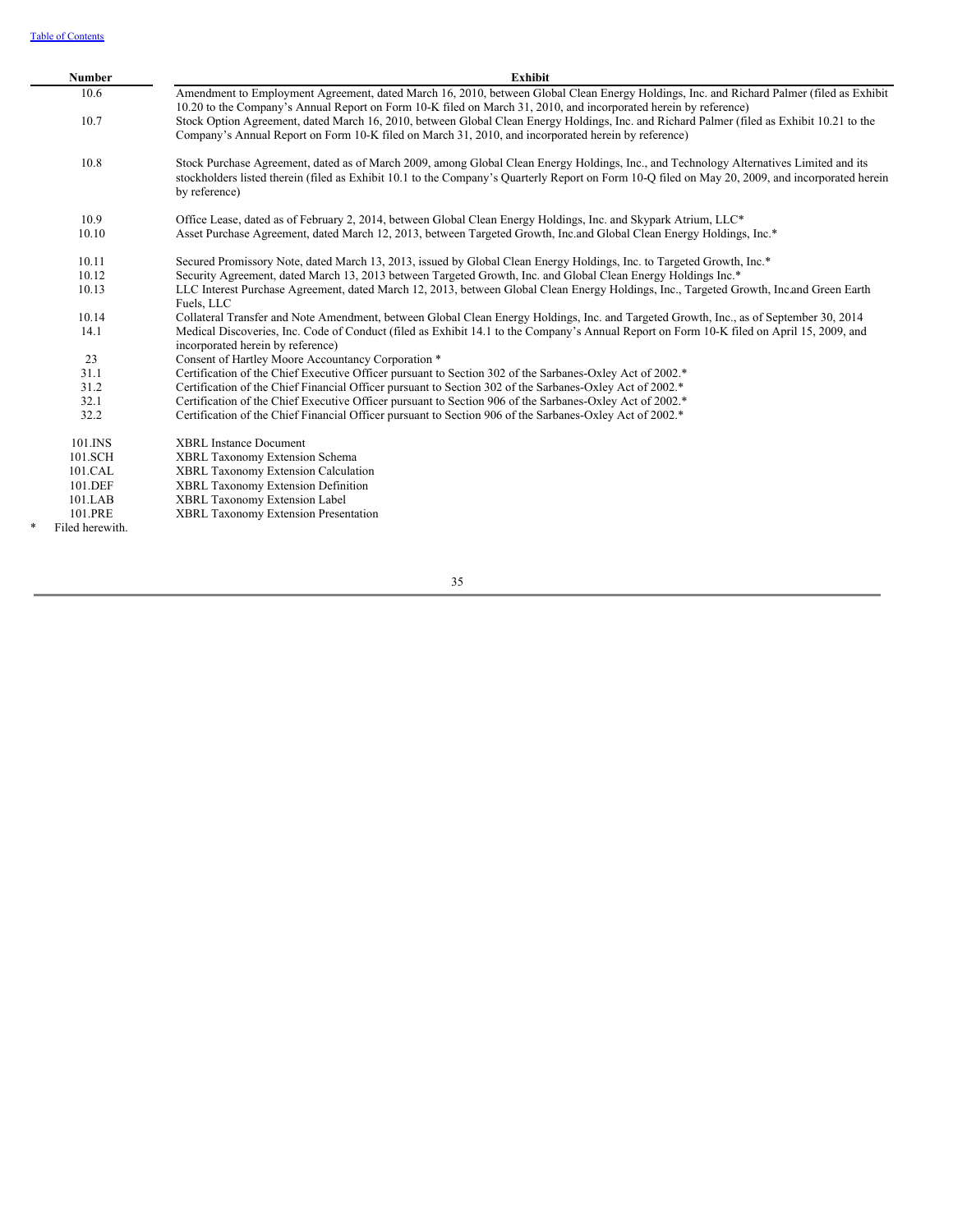| Number | Exhibit |
|---|---|
| 10.6 | Amendment to Employment Agreement, dated March 16, 2010, between Global Clean Energy Holdings, Inc. and Richard Palmer (filed as Exhibit 10.20 to the Company's Annual Report on Form 10-K filed on March 31, 2010, and incorporated herein by reference) |
| 10.7 | Stock Option Agreement, dated March 16, 2010, between Global Clean Energy Holdings, Inc. and Richard Palmer (filed as Exhibit 10.21 to the Company's Annual Report on Form 10-K filed on March 31, 2010, and incorporated herein by reference) |
| 10.8 | Stock Purchase Agreement, dated as of March 2009, among Global Clean Energy Holdings, Inc., and Technology Alternatives Limited and its stockholders listed therein (filed as Exhibit 10.1 to the Company's Quarterly Report on Form 10-Q filed on May 20, 2009, and incorporated herein by reference) |
| 10.9 | Office Lease, dated as of February 2, 2014, between Global Clean Energy Holdings, Inc. and Skypark Atrium, LLC* |
| 10.10 | Asset Purchase Agreement, dated March 12, 2013, between Targeted Growth, Inc.and Global Clean Energy Holdings, Inc.* |
| 10.11 | Secured Promissory Note, dated March 13, 2013, issued by Global Clean Energy Holdings, Inc. to Targeted Growth, Inc.* |
| 10.12 | Security Agreement, dated March 13, 2013 between Targeted Growth, Inc. and Global Clean Energy Holdings Inc.* |
| 10.13 | LLC Interest Purchase Agreement, dated March 12, 2013, between Global Clean Energy Holdings, Inc., Targeted Growth, Inc.and Green Earth Fuels, LLC |
| 10.14 | Collateral Transfer and Note Amendment, between Global Clean Energy Holdings, Inc. and Targeted Growth, Inc., as of September 30, 2014 |
| 14.1 | Medical Discoveries, Inc. Code of Conduct (filed as Exhibit 14.1 to the Company's Annual Report on Form 10-K filed on April 15, 2009, and incorporated herein by reference) |
| 23 | Consent of Hartley Moore Accountancy Corporation * |
| 31.1 | Certification of the Chief Executive Officer pursuant to Section 302 of the Sarbanes-Oxley Act of 2002.* |
| 31.2 | Certification of the Chief Financial Officer pursuant to Section 302 of the Sarbanes-Oxley Act of 2002.* |
| 32.1 | Certification of the Chief Executive Officer pursuant to Section 906 of the Sarbanes-Oxley Act of 2002.* |
| 32.2 | Certification of the Chief Financial Officer pursuant to Section 906 of the Sarbanes-Oxley Act of 2002.* |
| 101.INS | XBRL Instance Document |
| 101.SCH | XBRL Taxonomy Extension Schema |
| 101.CAL | XBRL Taxonomy Extension Calculation |
| 101.DEF | XBRL Taxonomy Extension Definition |
| 101.LAB | XBRL Taxonomy Extension Label |
| 101.PRE | XBRL Taxonomy Extension Presentation |

\* Filed herewith.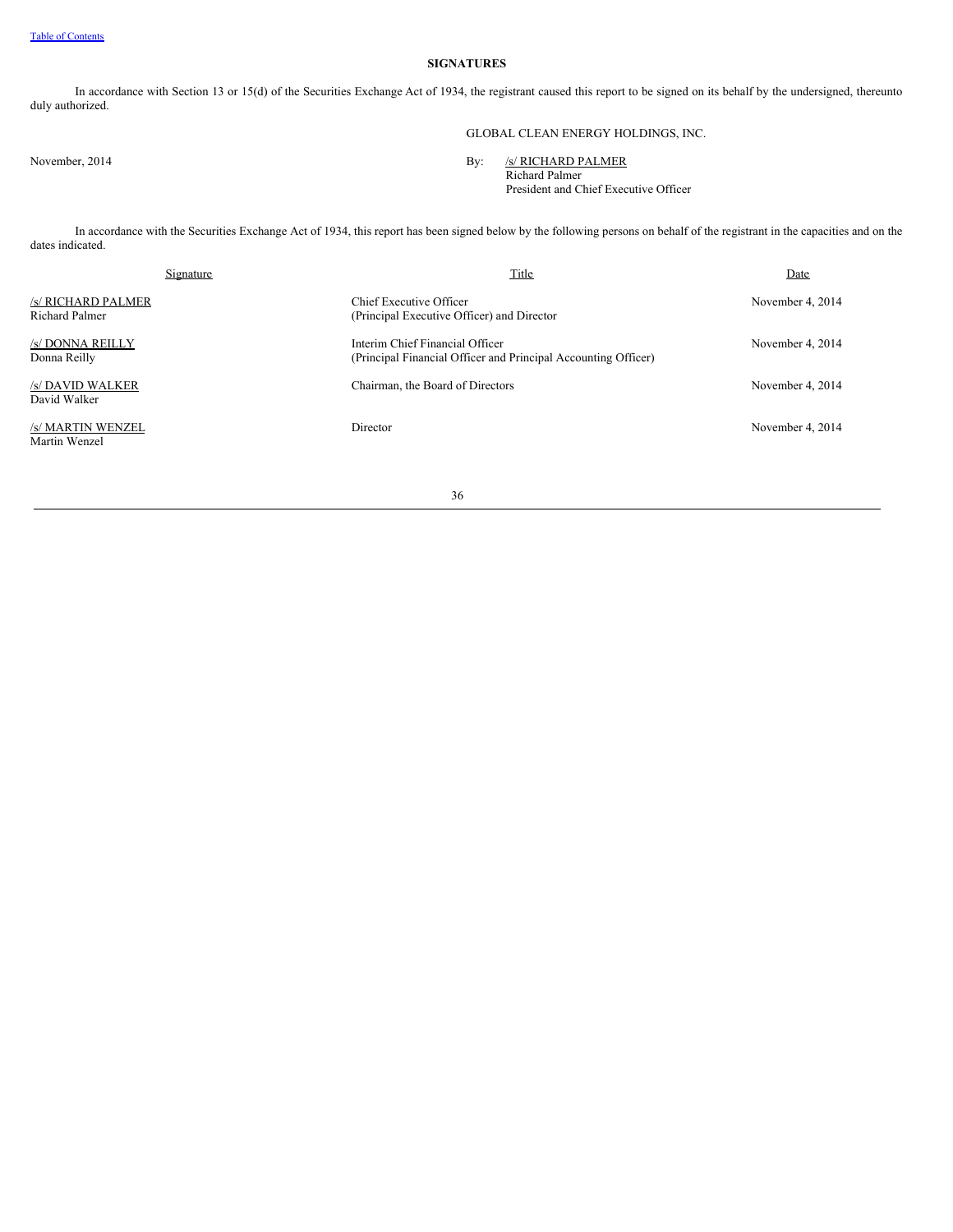## SIGNATURES

In accordance with Section 13 or 15(d) of the Securities Exchange Act of 1934, the registrant caused this report to be signed on its behalf by the undersigned, thereunto duly authorized.

GLOBAL CLEAN ENERGY HOLDINGS, INC.

November, 2014

By: /s/ RICHARD PALMER
Richard Palmer
President and Chief Executive Officer

In accordance with the Securities Exchange Act of 1934, this report has been signed below by the following persons on behalf of the registrant in the capacities and on the dates indicated.

| Signature | Title | Date |
|---|---|---|
| /s/ RICHARD PALMER<br>Richard Palmer | Chief Executive Officer<br>(Principal Executive Officer) and Director | November 4, 2014 |
| /s/ DONNA REILLY<br>Donna Reilly | Interim Chief Financial Officer<br>(Principal Financial Officer and Principal Accounting Officer) | November 4, 2014 |
| /s/ DAVID WALKER<br>David Walker | Chairman, the Board of Directors | November 4, 2014 |
| /s/ MARTIN WENZEL<br>Martin Wenzel | Director | November 4, 2014 |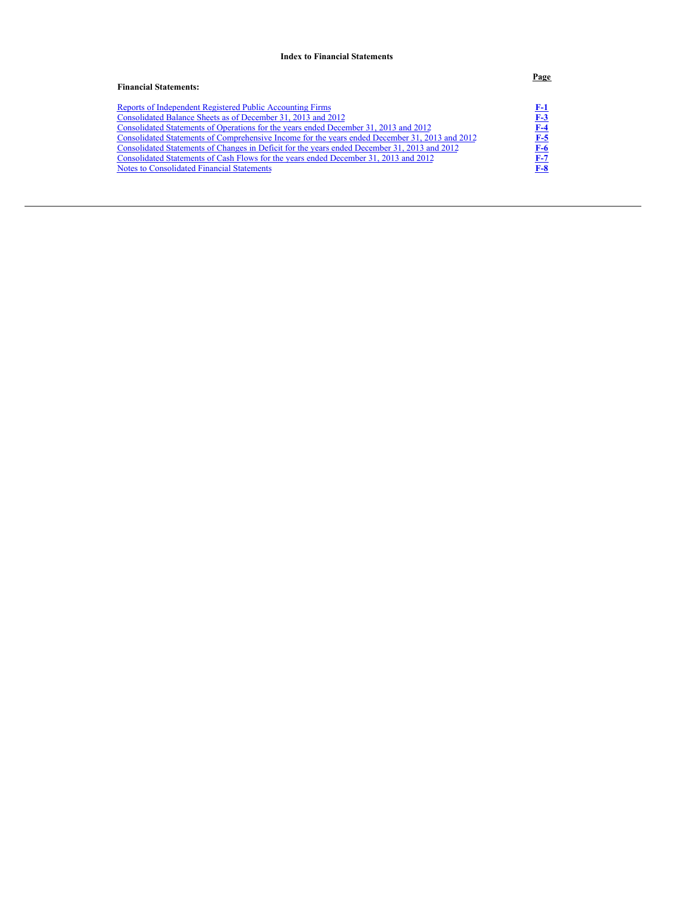# Index to Financial Statements

| Financial Statements: | Page |
| --- | --- |
| Reports of Independent Registered Public Accounting Firms | F-1 |
| Consolidated Balance Sheets as of December 31, 2013 and 2012 | F-3 |
| Consolidated Statements of Operations for the years ended December 31, 2013 and 2012 | F-4 |
| Consolidated Statements of Comprehensive Income for the years ended December 31, 2013 and 2012 | F-5 |
| Consolidated Statements of Changes in Deficit for the years ended December 31, 2013 and 2012 | F-6 |
| Consolidated Statements of Cash Flows for the years ended December 31, 2013 and 2012 | F-7 |
| Notes to Consolidated Financial Statements | F-8 |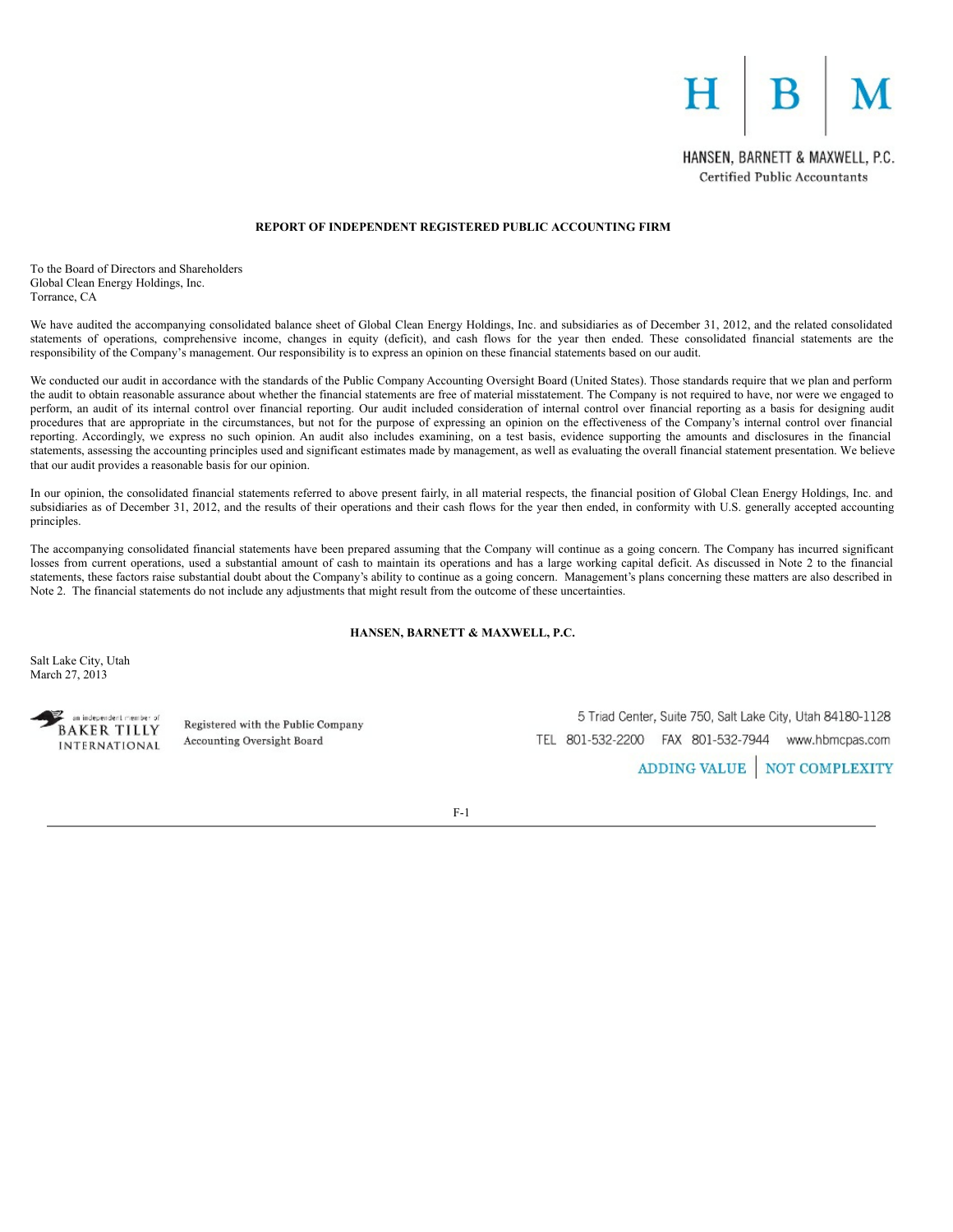H | B | M

HANSEN, BARNETT & MAXWELL, P.C.
Certified Public Accountants

**REPORT OF INDEPENDENT REGISTERED PUBLIC ACCOUNTING FIRM**

To the Board of Directors and Shareholders
Global Clean Energy Holdings, Inc.
Torrance, CA

We have audited the accompanying consolidated balance sheet of Global Clean Energy Holdings, Inc. and subsidiaries as of December 31, 2012, and the related consolidated statements of operations, comprehensive income, changes in equity (deficit), and cash flows for the year then ended. These consolidated financial statements are the responsibility of the Company's management. Our responsibility is to express an opinion on these financial statements based on our audit.

We conducted our audit in accordance with the standards of the Public Company Accounting Oversight Board (United States). Those standards require that we plan and perform the audit to obtain reasonable assurance about whether the financial statements are free of material misstatement. The Company is not required to have, nor were we engaged to perform, an audit of its internal control over financial reporting. Our audit included consideration of internal control over financial reporting as a basis for designing audit procedures that are appropriate in the circumstances, but not for the purpose of expressing an opinion on the effectiveness of the Company's internal control over financial reporting. Accordingly, we express no such opinion. An audit also includes examining, on a test basis, evidence supporting the amounts and disclosures in the financial statements, assessing the accounting principles used and significant estimates made by management, as well as evaluating the overall financial statement presentation. We believe that our audit provides a reasonable basis for our opinion.

In our opinion, the consolidated financial statements referred to above present fairly, in all material respects, the financial position of Global Clean Energy Holdings, Inc. and subsidiaries as of December 31, 2012, and the results of their operations and their cash flows for the year then ended, in conformity with U.S. generally accepted accounting principles.

The accompanying consolidated financial statements have been prepared assuming that the Company will continue as a going concern. The Company has incurred significant losses from current operations, used a substantial amount of cash to maintain its operations and has a large working capital deficit. As discussed in Note 2 to the financial statements, these factors raise substantial doubt about the Company's ability to continue as a going concern. Management's plans concerning these matters are also described in Note 2. The financial statements do not include any adjustments that might result from the outcome of these uncertainties.

**HANSEN, BARNETT & MAXWELL, P.C.**

Salt Lake City, Utah
March 27, 2013

an independent member of BAKER TILLY INTERNATIONAL

Registered with the Public Company Accounting Oversight Board

5 Triad Center, Suite 750, Salt Lake City, Utah 84180-1128
TEL 801-532-2200 FAX 801-532-7944 www.hbmcpas.com

ADDING VALUE | NOT COMPLEXITY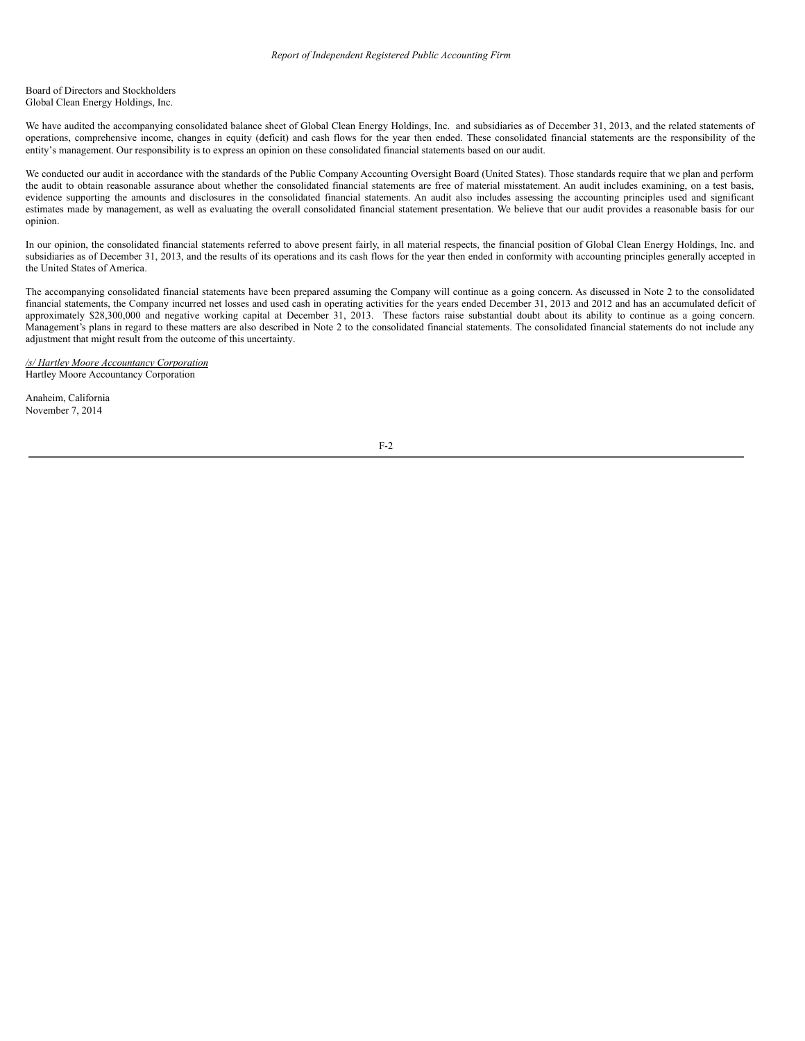*Report of Independent Registered Public Accounting Firm*

Board of Directors and Stockholders
Global Clean Energy Holdings, Inc.

We have audited the accompanying consolidated balance sheet of Global Clean Energy Holdings, Inc. and subsidiaries as of December 31, 2013, and the related statements of operations, comprehensive income, changes in equity (deficit) and cash flows for the year then ended. These consolidated financial statements are the responsibility of the entity's management. Our responsibility is to express an opinion on these consolidated financial statements based on our audit.

We conducted our audit in accordance with the standards of the Public Company Accounting Oversight Board (United States). Those standards require that we plan and perform the audit to obtain reasonable assurance about whether the consolidated financial statements are free of material misstatement. An audit includes examining, on a test basis, evidence supporting the amounts and disclosures in the consolidated financial statements. An audit also includes assessing the accounting principles used and significant estimates made by management, as well as evaluating the overall consolidated financial statement presentation. We believe that our audit provides a reasonable basis for our opinion.

In our opinion, the consolidated financial statements referred to above present fairly, in all material respects, the financial position of Global Clean Energy Holdings, Inc. and subsidiaries as of December 31, 2013, and the results of its operations and its cash flows for the year then ended in conformity with accounting principles generally accepted in the United States of America.

The accompanying consolidated financial statements have been prepared assuming the Company will continue as a going concern. As discussed in Note 2 to the consolidated financial statements, the Company incurred net losses and used cash in operating activities for the years ended December 31, 2013 and 2012 and has an accumulated deficit of approximately $28,300,000 and negative working capital at December 31, 2013. These factors raise substantial doubt about its ability to continue as a going concern. Management's plans in regard to these matters are also described in Note 2 to the consolidated financial statements. The consolidated financial statements do not include any adjustment that might result from the outcome of this uncertainty.

*/s/ Hartley Moore Accountancy Corporation*
Hartley Moore Accountancy Corporation

Anaheim, California
November 7, 2014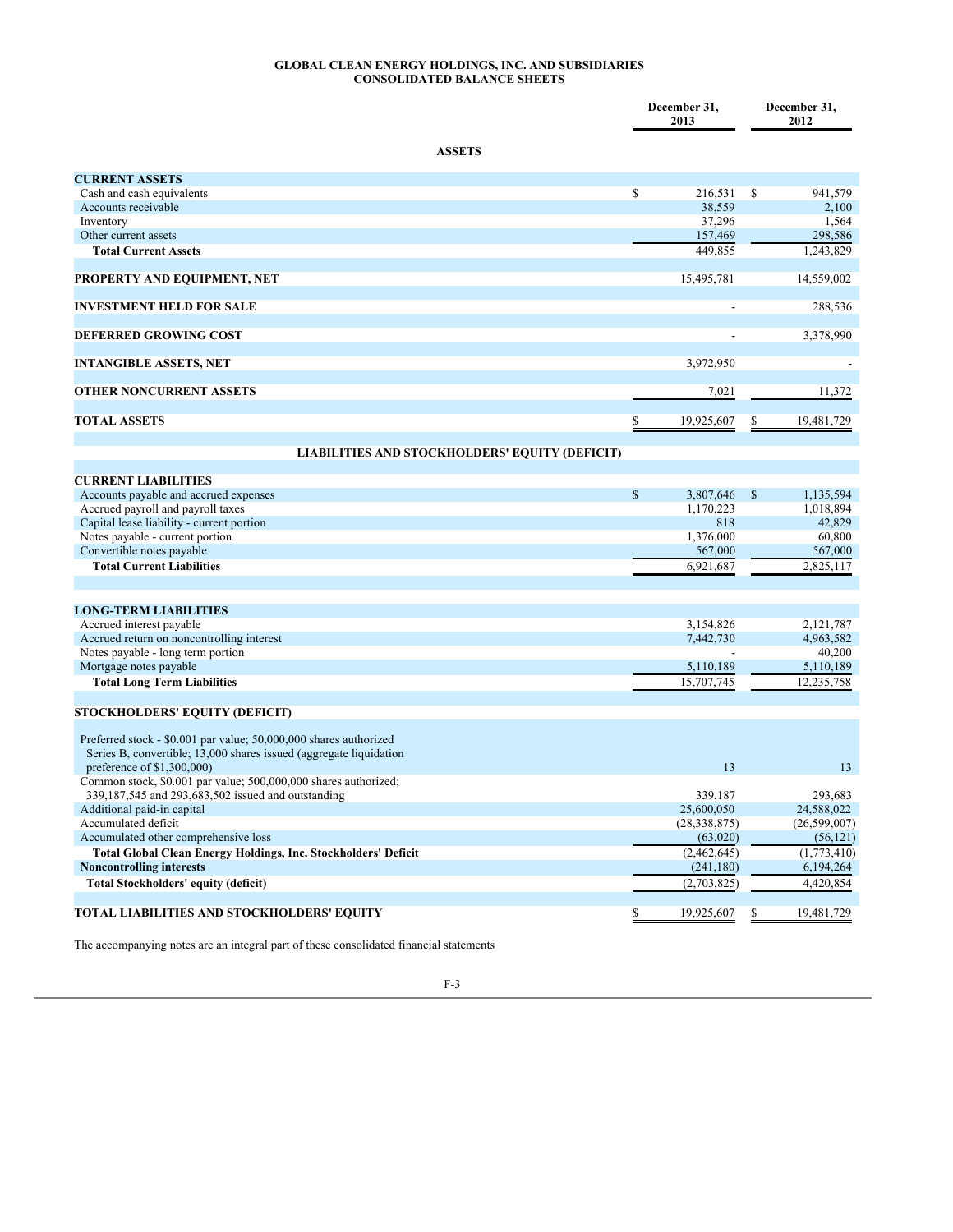# GLOBAL CLEAN ENERGY HOLDINGS, INC. AND SUBSIDIARIES
## CONSOLIDATED BALANCE SHEETS

| | December 31, 2013 | December 31, 2012 |
|---|---|---|
| **ASSETS** | | |
| **CURRENT ASSETS** | | |
| Cash and cash equivalents | $ 216,531 | $ 941,579 |
| Accounts receivable | 38,559 | 2,100 |
| Inventory | 37,296 | 1,564 |
| Other current assets | 157,469 | 298,586 |
| **Total Current Assets** | 449,855 | 1,243,829 |
| | | |
| **PROPERTY AND EQUIPMENT, NET** | 15,495,781 | 14,559,002 |
| | | |
| **INVESTMENT HELD FOR SALE** | - | 288,536 |
| | | |
| **DEFERRED GROWING COST** | - | 3,378,990 |
| | | |
| **INTANGIBLE ASSETS, NET** | 3,972,950 | - |
| | | |
| **OTHER NONCURRENT ASSETS** | 7,021 | 11,372 |
| | | |
| **TOTAL ASSETS** | $ 19,925,607 | $ 19,481,729 |
| | | |
| **LIABILITIES AND STOCKHOLDERS' EQUITY (DEFICIT)** | | |
| **CURRENT LIABILITIES** | | |
| Accounts payable and accrued expenses | $ 3,807,646 | $ 1,135,594 |
| Accrued payroll and payroll taxes | 1,170,223 | 1,018,894 |
| Capital lease liability - current portion | 818 | 42,829 |
| Notes payable - current portion | 1,376,000 | 60,800 |
| Convertible notes payable | 567,000 | 567,000 |
| **Total Current Liabilities** | 6,921,687 | 2,825,117 |
| | | |
| **LONG-TERM LIABILITIES** | | |
| Accrued interest payable | 3,154,826 | 2,121,787 |
| Accrued return on noncontrolling interest | 7,442,730 | 4,963,582 |
| Notes payable - long term portion | - | 40,200 |
| Mortgage notes payable | 5,110,189 | 5,110,189 |
| **Total Long Term Liabilities** | 15,707,745 | 12,235,758 |
| | | |
| **STOCKHOLDERS' EQUITY (DEFICIT)** | | |
| Preferred stock - $0.001 par value; 50,000,000 shares authorized Series B, convertible; 13,000 shares issued (aggregate liquidation preference of $1,300,000) | 13 | 13 |
| Common stock, $0.001 par value; 500,000,000 shares authorized; 339,187,545 and 293,683,502 issued and outstanding | 339,187 | 293,683 |
| Additional paid-in capital | 25,600,050 | 24,588,022 |
| Accumulated deficit | (28,338,875) | (26,599,007) |
| Accumulated other comprehensive loss | (63,020) | (56,121) |
| **Total Global Clean Energy Holdings, Inc. Stockholders' Deficit** | (2,462,645) | (1,773,410) |
| **Noncontrolling interests** | (241,180) | 6,194,264 |
| **Total Stockholders' equity (deficit)** | (2,703,825) | 4,420,854 |
| | | |
| **TOTAL LIABILITIES AND STOCKHOLDERS' EQUITY** | $ 19,925,607 | $ 19,481,729 |

The accompanying notes are an integral part of these consolidated financial statements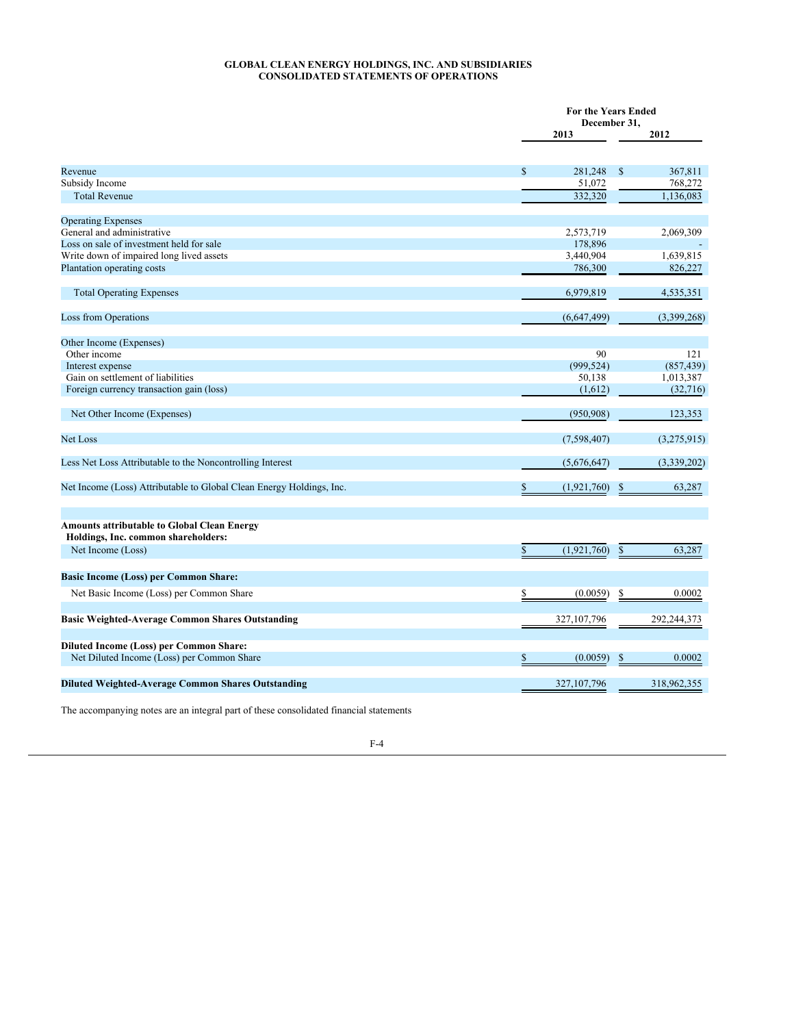**GLOBAL CLEAN ENERGY HOLDINGS, INC. AND SUBSIDIARIES**
**CONSOLIDATED STATEMENTS OF OPERATIONS**

| | For the Years Ended December 31, | |
|---|---|---|
| | 2013 | 2012 |
| Revenue | $ 281,248 | $ 367,811 |
| Subsidy Income | 51,072 | 768,272 |
| Total Revenue | 332,320 | 1,136,083 |
| Operating Expenses | | |
| General and administrative | 2,573,719 | 2,069,309 |
| Loss on sale of investment held for sale | 178,896 | - |
| Write down of impaired long lived assets | 3,440,904 | 1,639,815 |
| Plantation operating costs | 786,300 | 826,227 |
| Total Operating Expenses | 6,979,819 | 4,535,351 |
| Loss from Operations | (6,647,499) | (3,399,268) |
| Other Income (Expenses) | | |
| Other income | 90 | 121 |
| Interest expense | (999,524) | (857,439) |
| Gain on settlement of liabilities | 50,138 | 1,013,387 |
| Foreign currency transaction gain (loss) | (1,612) | (32,716) |
| Net Other Income (Expenses) | (950,908) | 123,353 |
| Net Loss | (7,598,407) | (3,275,915) |
| Less Net Loss Attributable to the Noncontrolling Interest | (5,676,647) | (3,339,202) |
| Net Income (Loss) Attributable to Global Clean Energy Holdings, Inc. | $ (1,921,760) | $ 63,287 |
| **Amounts attributable to Global Clean Energy Holdings, Inc. common shareholders:** | | |
| Net Income (Loss) | $ (1,921,760) | $ 63,287 |
| **Basic Income (Loss) per Common Share:** | | |
| Net Basic Income (Loss) per Common Share | $ (0.0059) | $ 0.0002 |
| **Basic Weighted-Average Common Shares Outstanding** | 327,107,796 | 292,244,373 |
| **Diluted Income (Loss) per Common Share:** | | |
| Net Diluted Income (Loss) per Common Share | $ (0.0059) | $ 0.0002 |
| **Diluted Weighted-Average Common Shares Outstanding** | 327,107,796 | 318,962,355 |

The accompanying notes are an integral part of these consolidated financial statements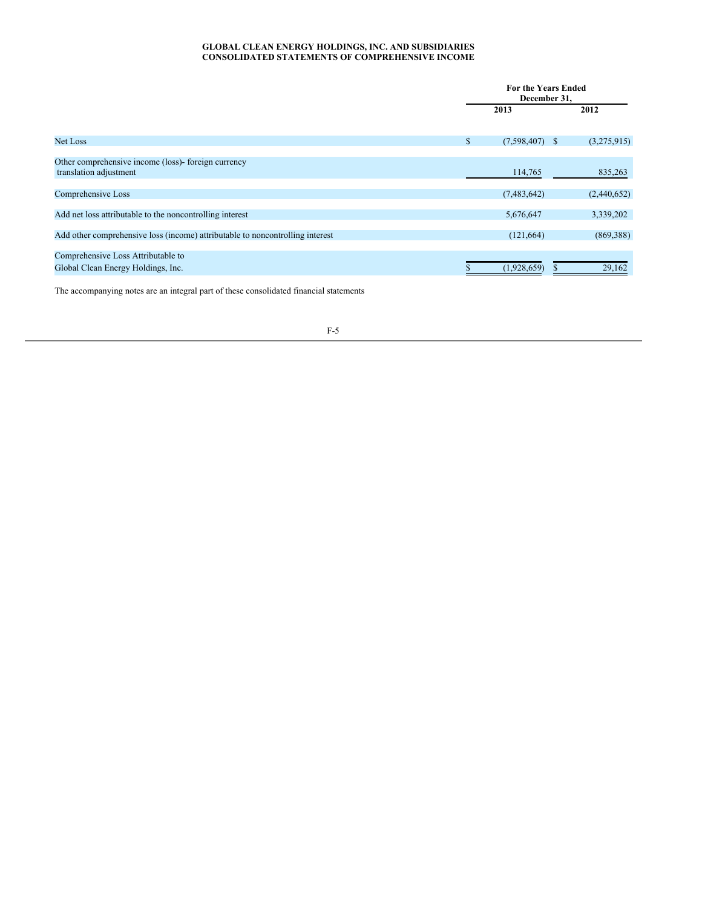**GLOBAL CLEAN ENERGY HOLDINGS, INC. AND SUBSIDIARIES**
**CONSOLIDATED STATEMENTS OF COMPREHENSIVE INCOME**

| | For the Years Ended December 31, | |
|---|---|---|
| | 2013 | 2012 |
| Net Loss | $ (7,598,407) | $ (3,275,915) |
| Other comprehensive income (loss)- foreign currency translation adjustment | 114,765 | 835,263 |
| Comprehensive Loss | (7,483,642) | (2,440,652) |
| Add net loss attributable to the noncontrolling interest | 5,676,647 | 3,339,202 |
| Add other comprehensive loss (income) attributable to noncontrolling interest | (121,664) | (869,388) |
| Comprehensive Loss Attributable to Global Clean Energy Holdings, Inc. | $ (1,928,659) | $ 29,162 |

The accompanying notes are an integral part of these consolidated financial statements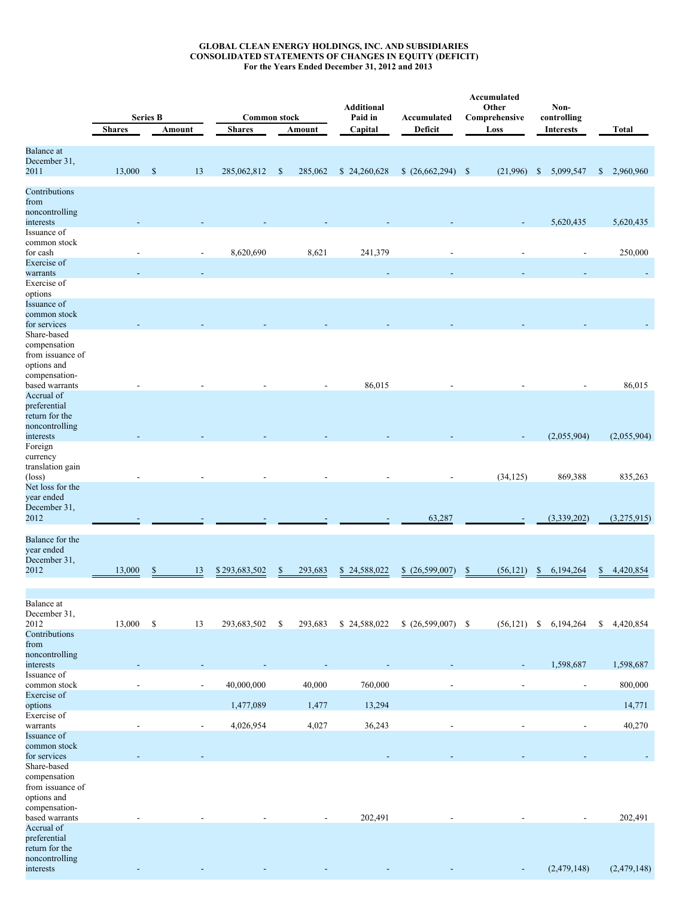**GLOBAL CLEAN ENERGY HOLDINGS, INC. AND SUBSIDIARIES**
**CONSOLIDATED STATEMENTS OF CHANGES IN EQUITY (DEFICIT)**
**For the Years Ended December 31, 2012 and 2013**

| | Series B | | Common stock | | Additional Paid in Capital | Accumulated Deficit | Accumulated Other Comprehensive Loss | Non-controlling Interests | Total |
|---|---|---|---|---|---|---|---|---|---|
| | Shares | Amount | Shares | Amount | | | | | |
| Balance at December 31, 2011 | 13,000 | $ 13 | 285,062,812 | $ 285,062 | $ 24,260,628 | $ (26,662,294) | $ (21,996) | $ 5,099,547 | $ 2,960,960 |
| Contributions from noncontrolling interests | - | - | - | - | - | - | - | 5,620,435 | 5,620,435 |
| Issuance of common stock for cash | - | - | 8,620,690 | 8,621 | 241,379 | - | - | - | 250,000 |
| Exercise of warrants | - | - | | | - | - | - | - | - |
| Exercise of options | | | | | | | | | |
| Issuance of common stock for services | - | - | - | - | - | - | - | - | - |
| Share-based compensation from issuance of options and compensation-based warrants | - | - | - | - | 86,015 | - | - | - | 86,015 |
| Accrual of preferential return for the noncontrolling interests | - | - | - | - | - | - | - | (2,055,904) | (2,055,904) |
| Foreign currency translation gain (loss) | - | - | - | - | - | - | (34,125) | 869,388 | 835,263 |
| Net loss for the year ended December 31, 2012 | - | - | - | - | - | 63,287 | - | (3,339,202) | (3,275,915) |
| Balance for the year ended December 31, 2012 | 13,000 | $ 13 | $ 293,683,502 | $ 293,683 | $ 24,588,022 | $ (26,599,007) | $ (56,121) | $ 6,194,264 | $ 4,420,854 |
| | | | | | | | | | |
| Balance at December 31, 2012 | 13,000 | $ 13 | 293,683,502 | $ 293,683 | $ 24,588,022 | $ (26,599,007) | $ (56,121) | $ 6,194,264 | $ 4,420,854 |
| Contributions from noncontrolling interests | - | - | - | - | - | - | - | 1,598,687 | 1,598,687 |
| Issuance of common stock | - | - | 40,000,000 | 40,000 | 760,000 | - | - | - | 800,000 |
| Exercise of options | | | 1,477,089 | 1,477 | 13,294 | | | | 14,771 |
| Exercise of warrants | - | - | 4,026,954 | 4,027 | 36,243 | - | - | - | 40,270 |
| Issuance of common stock for services | - | - | | | - | - | - | - | - |
| Share-based compensation from issuance of options and compensation-based warrants | - | - | - | - | 202,491 | - | - | - | 202,491 |
| Accrual of preferential return for the noncontrolling interests | - | - | - | - | - | - | - | (2,479,148) | (2,479,148) |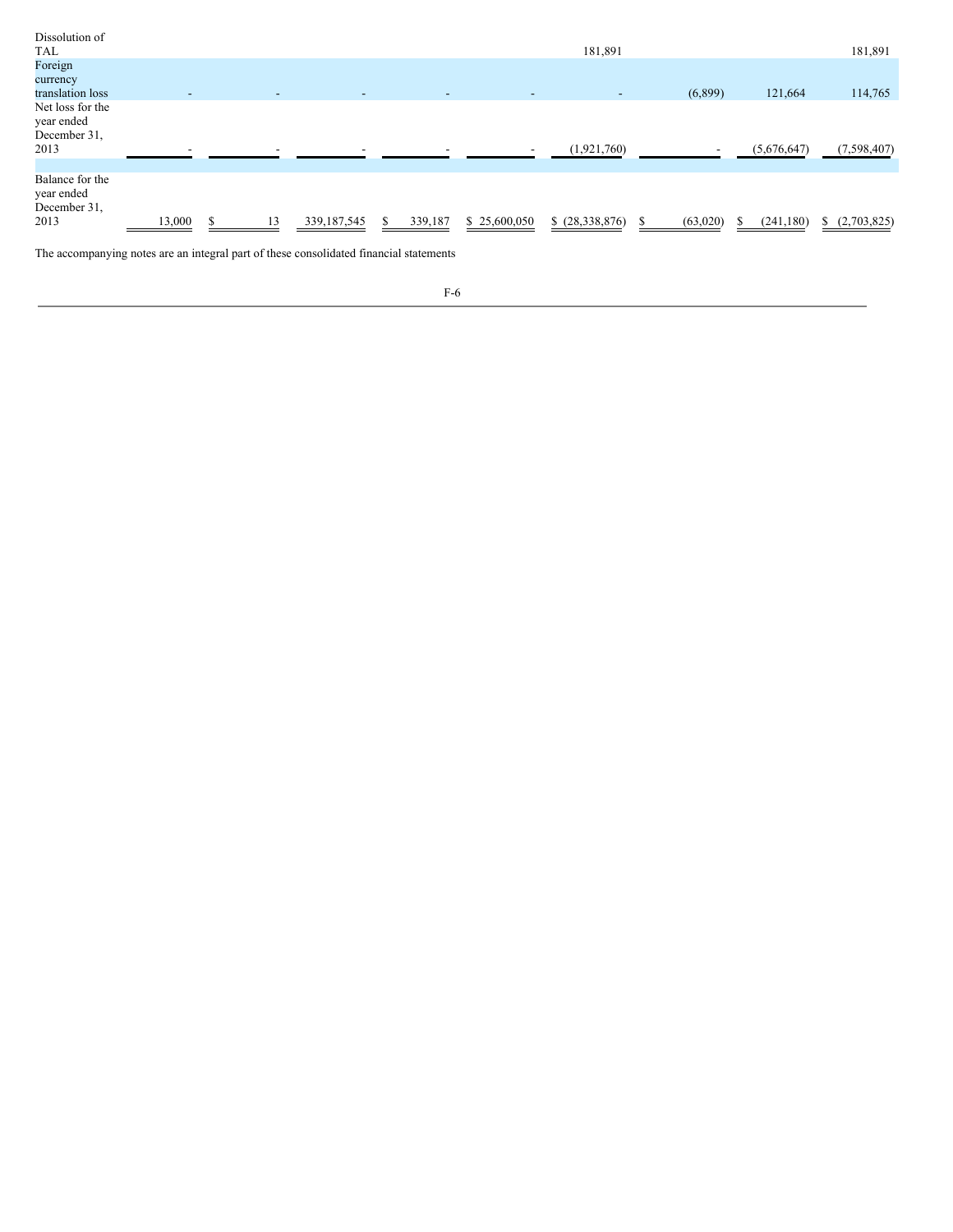| | | | | | | | | | |
|---|---|---|---|---|---|---|---|---|---|
| Dissolution of TAL | | | | | | 181,891 | | | 181,891 |
| Foreign currency translation loss | - | - | - | - | - | - | (6,899) | 121,664 | 114,765 |
| Net loss for the year ended December 31, 2013 | - | - | - | - | - | (1,921,760) | - | (5,676,647) | (7,598,407) |
| Balance for the year ended December 31, 2013 | 13,000 | $ 13 | 339,187,545 | $ 339,187 | $ 25,600,050 | $ (28,338,876) | $ (63,020) | $ (241,180) | $ (2,703,825) |

The accompanying notes are an integral part of these consolidated financial statements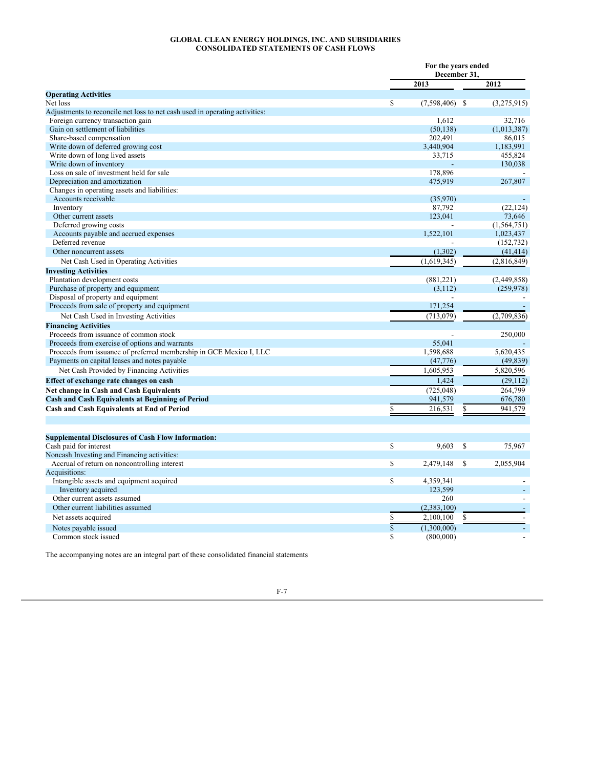**GLOBAL CLEAN ENERGY HOLDINGS, INC. AND SUBSIDIARIES**
**CONSOLIDATED STATEMENTS OF CASH FLOWS**

| | For the years ended December 31, | |
|---|---|---|
| | 2013 | 2012 |
| **Operating Activities** | | |
| Net loss | $ (7,598,406) | $ (3,275,915) |
| Adjustments to reconcile net loss to net cash used in operating activities: | | |
| Foreign currency transaction gain | 1,612 | 32,716 |
| Gain on settlement of liabilities | (50,138) | (1,013,387) |
| Share-based compensation | 202,491 | 86,015 |
| Write down of deferred growing cost | 3,440,904 | 1,183,991 |
| Write down of long lived assets | 33,715 | 455,824 |
| Write down of inventory | - | 130,038 |
| Loss on sale of investment held for sale | 178,896 | - |
| Depreciation and amortization | 475,919 | 267,807 |
| Changes in operating assets and liabilities: | | |
| Accounts receivable | (35,970) | - |
| Inventory | 87,792 | (22,124) |
| Other current assets | 123,041 | 73,646 |
| Deferred growing costs | - | (1,564,751) |
| Accounts payable and accrued expenses | 1,522,101 | 1,023,437 |
| Deferred revenue | - | (152,732) |
| Other noncurrent assets | (1,302) | (41,414) |
| Net Cash Used in Operating Activities | (1,619,345) | (2,816,849) |
| **Investing Activities** | | |
| Plantation development costs | (881,221) | (2,449,858) |
| Purchase of property and equipment | (3,112) | (259,978) |
| Disposal of property and equipment | - | - |
| Proceeds from sale of property and equipment | 171,254 | - |
| Net Cash Used in Investing Activities | (713,079) | (2,709,836) |
| **Financing Activities** | | |
| Proceeds from issuance of common stock | - | 250,000 |
| Proceeds from exercise of options and warrants | 55,041 | - |
| Proceeds from issuance of preferred membership in GCE Mexico I, LLC | 1,598,688 | 5,620,435 |
| Payments on capital leases and notes payable | (47,776) | (49,839) |
| Net Cash Provided by Financing Activities | 1,605,953 | 5,820,596 |
| **Effect of exchange rate changes on cash** | 1,424 | (29,112) |
| **Net change in Cash and Cash Equivalents** | (725,048) | 264,799 |
| **Cash and Cash Equivalents at Beginning of Period** | 941,579 | 676,780 |
| **Cash and Cash Equivalents at End of Period** | $ 216,531 | $ 941,579 |

| | 2013 | 2012 |
|---|---|---|
| **Supplemental Disclosures of Cash Flow Information:** | | |
| Cash paid for interest | $ 9,603 | $ 75,967 |
| Noncash Investing and Financing activities: | | |
| Accrual of return on noncontrolling interest | $ 2,479,148 | $ 2,055,904 |
| Acquisitions: | | |
| Intangible assets and equipment acquired | $ 4,359,341 | - |
| Inventory acquired | 123,599 | - |
| Other current assets assumed | 260 | - |
| Other current liabilities assumed | (2,383,100) | - |
| Net assets acquired | $ 2,100,100 | $ - |
| Notes payable issued | $ (1,300,000) | - |
| Common stock issued | $ (800,000) | - |

The accompanying notes are an integral part of these consolidated financial statements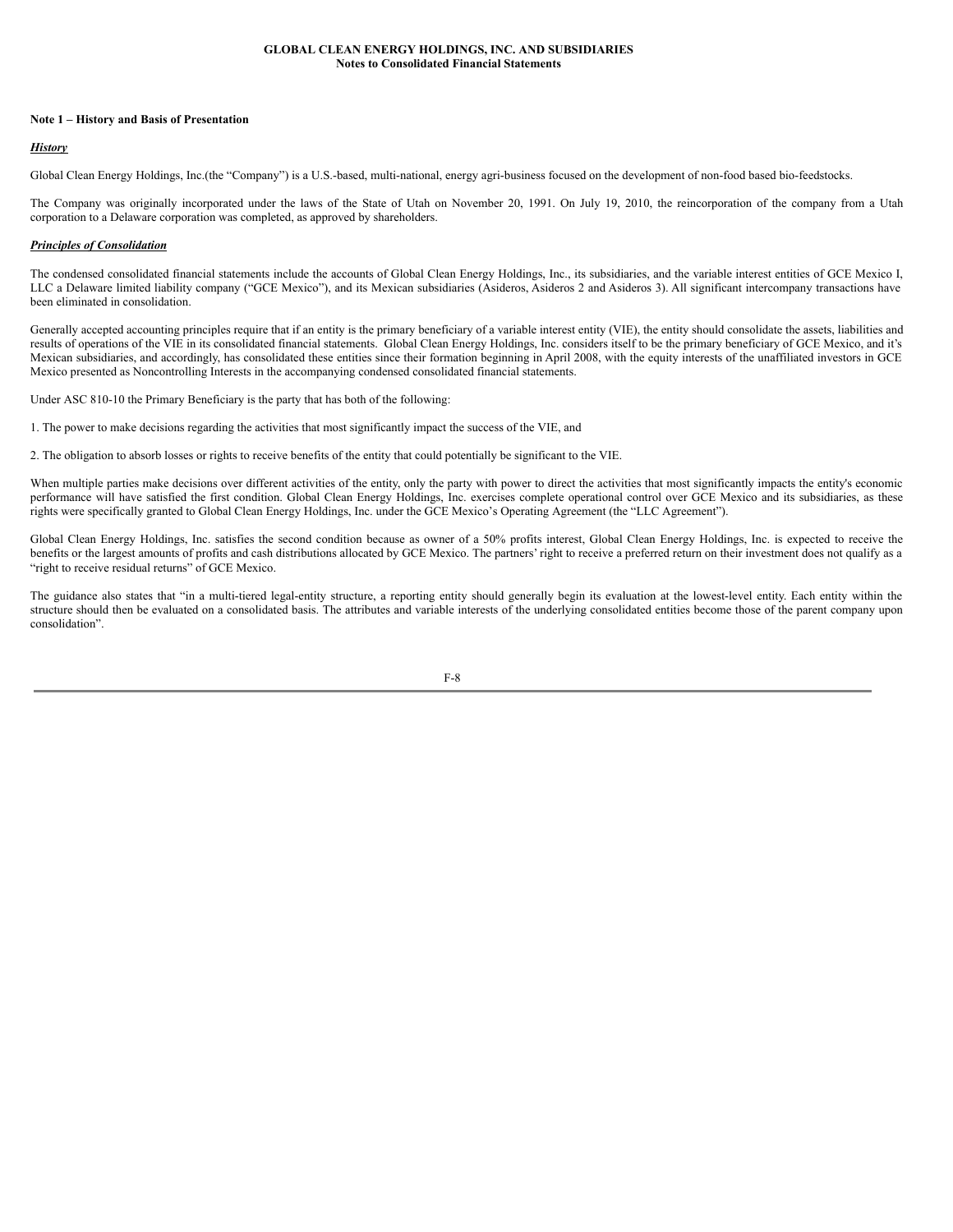**GLOBAL CLEAN ENERGY HOLDINGS, INC. AND SUBSIDIARIES**
**Notes to Consolidated Financial Statements**

**Note 1 – History and Basis of Presentation**

***History***

Global Clean Energy Holdings, Inc.(the "Company") is a U.S.-based, multi-national, energy agri-business focused on the development of non-food based bio-feedstocks.

The Company was originally incorporated under the laws of the State of Utah on November 20, 1991. On July 19, 2010, the reincorporation of the company from a Utah corporation to a Delaware corporation was completed, as approved by shareholders.

***Principles of Consolidation***

The condensed consolidated financial statements include the accounts of Global Clean Energy Holdings, Inc., its subsidiaries, and the variable interest entities of GCE Mexico I, LLC a Delaware limited liability company ("GCE Mexico"), and its Mexican subsidiaries (Asideros, Asideros 2 and Asideros 3). All significant intercompany transactions have been eliminated in consolidation.

Generally accepted accounting principles require that if an entity is the primary beneficiary of a variable interest entity (VIE), the entity should consolidate the assets, liabilities and results of operations of the VIE in its consolidated financial statements. Global Clean Energy Holdings, Inc. considers itself to be the primary beneficiary of GCE Mexico, and it's Mexican subsidiaries, and accordingly, has consolidated these entities since their formation beginning in April 2008, with the equity interests of the unaffiliated investors in GCE Mexico presented as Noncontrolling Interests in the accompanying condensed consolidated financial statements.

Under ASC 810-10 the Primary Beneficiary is the party that has both of the following:

1. The power to make decisions regarding the activities that most significantly impact the success of the VIE, and

2. The obligation to absorb losses or rights to receive benefits of the entity that could potentially be significant to the VIE.

When multiple parties make decisions over different activities of the entity, only the party with power to direct the activities that most significantly impacts the entity's economic performance will have satisfied the first condition. Global Clean Energy Holdings, Inc. exercises complete operational control over GCE Mexico and its subsidiaries, as these rights were specifically granted to Global Clean Energy Holdings, Inc. under the GCE Mexico's Operating Agreement (the "LLC Agreement").

Global Clean Energy Holdings, Inc. satisfies the second condition because as owner of a 50% profits interest, Global Clean Energy Holdings, Inc. is expected to receive the benefits or the largest amounts of profits and cash distributions allocated by GCE Mexico. The partners' right to receive a preferred return on their investment does not qualify as a "right to receive residual returns" of GCE Mexico.

The guidance also states that "in a multi-tiered legal-entity structure, a reporting entity should generally begin its evaluation at the lowest-level entity. Each entity within the structure should then be evaluated on a consolidated basis. The attributes and variable interests of the underlying consolidated entities become those of the parent company upon consolidation".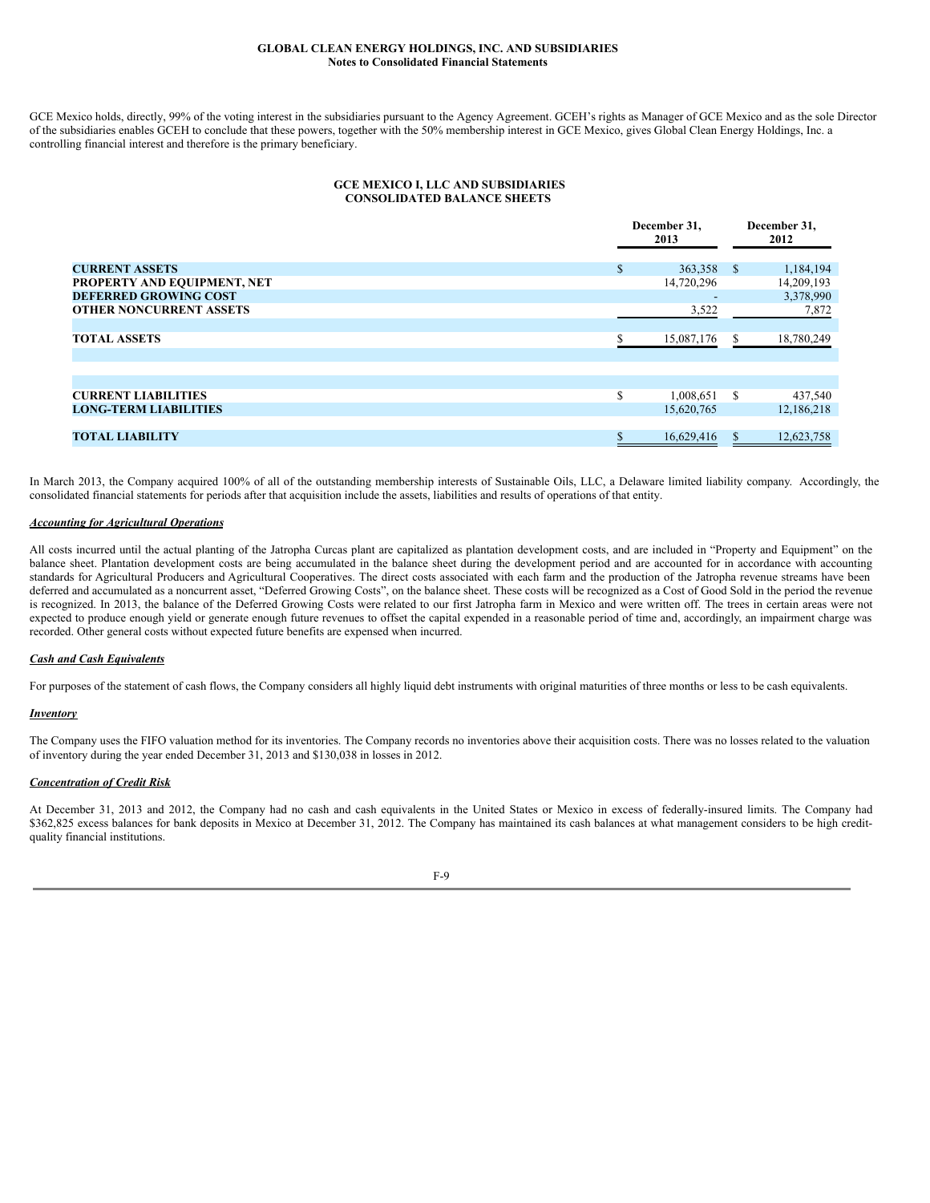GCE Mexico holds, directly, 99% of the voting interest in the subsidiaries pursuant to the Agency Agreement. GCEH's rights as Manager of GCE Mexico and as the sole Director of the subsidiaries enables GCEH to conclude that these powers, together with the 50% membership interest in GCE Mexico, gives Global Clean Energy Holdings, Inc. a controlling financial interest and therefore is the primary beneficiary.

**GCE MEXICO I, LLC AND SUBSIDIARIES**
**CONSOLIDATED BALANCE SHEETS**

| | December 31, 2013 | December 31, 2012 |
|---|---|---|
| **CURRENT ASSETS** | $ 363,358 | $ 1,184,194 |
| **PROPERTY AND EQUIPMENT, NET** | 14,720,296 | 14,209,193 |
| **DEFERRED GROWING COST** | - | 3,378,990 |
| **OTHER NONCURRENT ASSETS** | 3,522 | 7,872 |
| **TOTAL ASSETS** | $ 15,087,176 | $ 18,780,249 |
| | | |
| **CURRENT LIABILITIES** | $ 1,008,651 | $ 437,540 |
| **LONG-TERM LIABILITIES** | 15,620,765 | 12,186,218 |
| **TOTAL LIABILITY** | $ 16,629,416 | $ 12,623,758 |

In March 2013, the Company acquired 100% of all of the outstanding membership interests of Sustainable Oils, LLC, a Delaware limited liability company. Accordingly, the consolidated financial statements for periods after that acquisition include the assets, liabilities and results of operations of that entity.

***Accounting for Agricultural Operations***

All costs incurred until the actual planting of the Jatropha Curcas plant are capitalized as plantation development costs, and are included in "Property and Equipment" on the balance sheet. Plantation development costs are being accumulated in the balance sheet during the development period and are accounted for in accordance with accounting standards for Agricultural Producers and Agricultural Cooperatives. The direct costs associated with each farm and the production of the Jatropha revenue streams have been deferred and accumulated as a noncurrent asset, "Deferred Growing Costs", on the balance sheet. These costs will be recognized as a Cost of Good Sold in the period the revenue is recognized. In 2013, the balance of the Deferred Growing Costs were related to our first Jatropha farm in Mexico and were written off. The trees in certain areas were not expected to produce enough yield or generate enough future revenues to offset the capital expended in a reasonable period of time and, accordingly, an impairment charge was recorded. Other general costs without expected future benefits are expensed when incurred.

***Cash and Cash Equivalents***

For purposes of the statement of cash flows, the Company considers all highly liquid debt instruments with original maturities of three months or less to be cash equivalents.

***Inventory***

The Company uses the FIFO valuation method for its inventories. The Company records no inventories above their acquisition costs. There was no losses related to the valuation of inventory during the year ended December 31, 2013 and $130,038 in losses in 2012.

***Concentration of Credit Risk***

At December 31, 2013 and 2012, the Company had no cash and cash equivalents in the United States or Mexico in excess of federally-insured limits. The Company had $362,825 excess balances for bank deposits in Mexico at December 31, 2012. The Company has maintained its cash balances at what management considers to be high credit-quality financial institutions.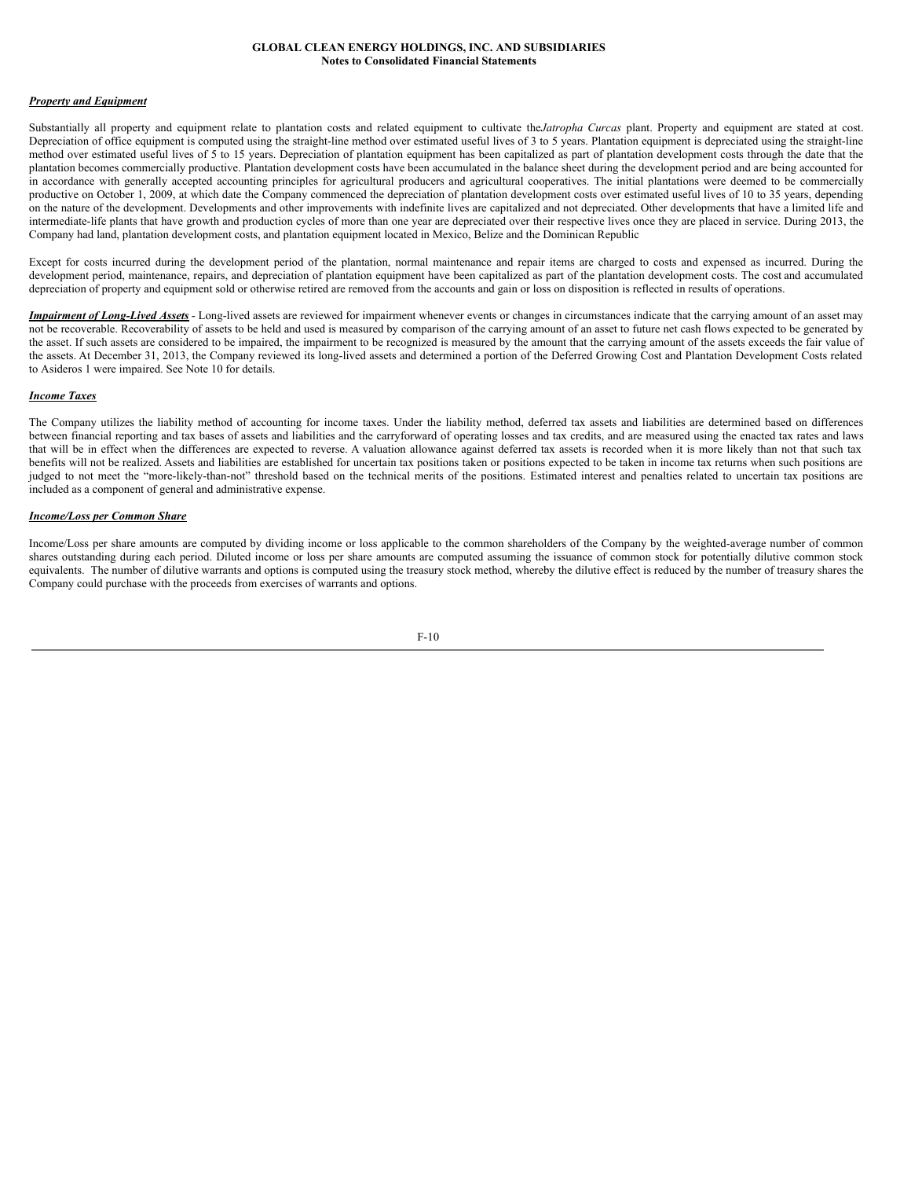***Property and Equipment***

Substantially all property and equipment relate to plantation costs and related equipment to cultivate the *Jatropha Curcas* plant. Property and equipment are stated at cost. Depreciation of office equipment is computed using the straight-line method over estimated useful lives of 3 to 5 years. Plantation equipment is depreciated using the straight-line method over estimated useful lives of 5 to 15 years. Depreciation of plantation equipment has been capitalized as part of plantation development costs through the date that the plantation becomes commercially productive. Plantation development costs have been accumulated in the balance sheet during the development period and are being accounted for in accordance with generally accepted accounting principles for agricultural producers and agricultural cooperatives. The initial plantations were deemed to be commercially productive on October 1, 2009, at which date the Company commenced the depreciation of plantation development costs over estimated useful lives of 10 to 35 years, depending on the nature of the development. Developments and other improvements with indefinite lives are capitalized and not depreciated. Other developments that have a limited life and intermediate-life plants that have growth and production cycles of more than one year are depreciated over their respective lives once they are placed in service. During 2013, the Company had land, plantation development costs, and plantation equipment located in Mexico, Belize and the Dominican Republic

Except for costs incurred during the development period of the plantation, normal maintenance and repair items are charged to costs and expensed as incurred. During the development period, maintenance, repairs, and depreciation of plantation equipment have been capitalized as part of the plantation development costs. The cost and accumulated depreciation of property and equipment sold or otherwise retired are removed from the accounts and gain or loss on disposition is reflected in results of operations.

***Impairment of Long-Lived Assets*** - Long-lived assets are reviewed for impairment whenever events or changes in circumstances indicate that the carrying amount of an asset may not be recoverable. Recoverability of assets to be held and used is measured by comparison of the carrying amount of an asset to future net cash flows expected to be generated by the asset. If such assets are considered to be impaired, the impairment to be recognized is measured by the amount that the carrying amount of the assets exceeds the fair value of the assets. At December 31, 2013, the Company reviewed its long-lived assets and determined a portion of the Deferred Growing Cost and Plantation Development Costs related to Asideros 1 were impaired. See Note 10 for details.

***Income Taxes***

The Company utilizes the liability method of accounting for income taxes. Under the liability method, deferred tax assets and liabilities are determined based on differences between financial reporting and tax bases of assets and liabilities and the carryforward of operating losses and tax credits, and are measured using the enacted tax rates and laws that will be in effect when the differences are expected to reverse. A valuation allowance against deferred tax assets is recorded when it is more likely than not that such tax benefits will not be realized. Assets and liabilities are established for uncertain tax positions taken or positions expected to be taken in income tax returns when such positions are judged to not meet the "more-likely-than-not" threshold based on the technical merits of the positions. Estimated interest and penalties related to uncertain tax positions are included as a component of general and administrative expense.

***Income/Loss per Common Share***

Income/Loss per share amounts are computed by dividing income or loss applicable to the common shareholders of the Company by the weighted-average number of common shares outstanding during each period. Diluted income or loss per share amounts are computed assuming the issuance of common stock for potentially dilutive common stock equivalents. The number of dilutive warrants and options is computed using the treasury stock method, whereby the dilutive effect is reduced by the number of treasury shares the Company could purchase with the proceeds from exercises of warrants and options.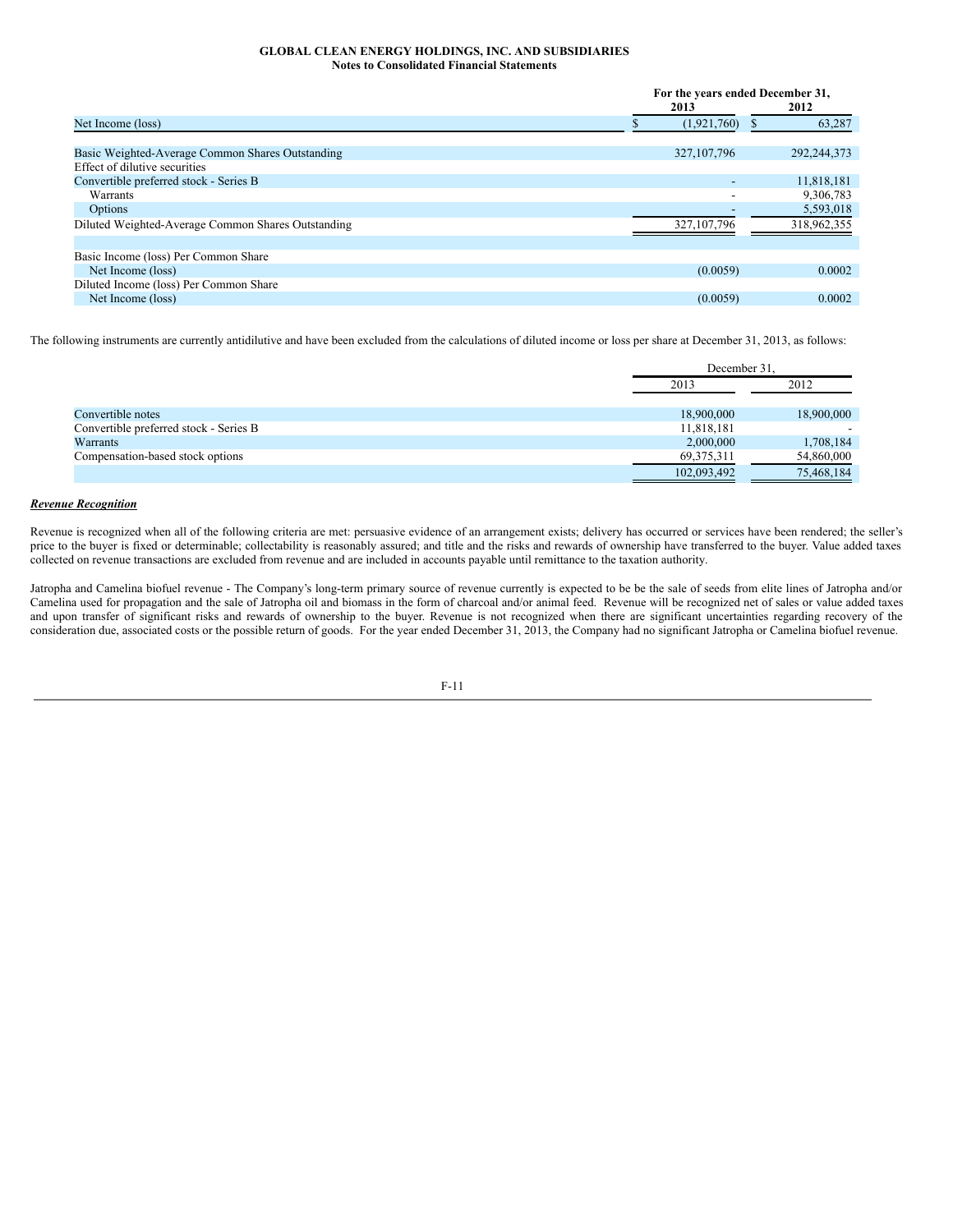**GLOBAL CLEAN ENERGY HOLDINGS, INC. AND SUBSIDIARIES**
**Notes to Consolidated Financial Statements**

| | For the years ended December 31, 2013 | 2012 |
|---|---|---|
| Net Income (loss) | $ (1,921,760) | $ 63,287 |
| | | |
| Basic Weighted-Average Common Shares Outstanding | 327,107,796 | 292,244,373 |
| Effect of dilutive securities | | |
| Convertible preferred stock - Series B | - | 11,818,181 |
| Warrants | - | 9,306,783 |
| Options | - | 5,593,018 |
| Diluted Weighted-Average Common Shares Outstanding | 327,107,796 | 318,962,355 |
| | | |
| Basic Income (loss) Per Common Share | | |
| Net Income (loss) | (0.0059) | 0.0002 |
| Diluted Income (loss) Per Common Share | | |
| Net Income (loss) | (0.0059) | 0.0002 |

The following instruments are currently antidilutive and have been excluded from the calculations of diluted income or loss per share at December 31, 2013, as follows:

| | December 31, 2013 | 2012 |
|---|---|---|
| Convertible notes | 18,900,000 | 18,900,000 |
| Convertible preferred stock - Series B | 11,818,181 | - |
| Warrants | 2,000,000 | 1,708,184 |
| Compensation-based stock options | 69,375,311 | 54,860,000 |
| | 102,093,492 | 75,468,184 |

***Revenue Recognition***

Revenue is recognized when all of the following criteria are met: persuasive evidence of an arrangement exists; delivery has occurred or services have been rendered; the seller's price to the buyer is fixed or determinable; collectability is reasonably assured; and title and the risks and rewards of ownership have transferred to the buyer. Value added taxes collected on revenue transactions are excluded from revenue and are included in accounts payable until remittance to the taxation authority.

Jatropha and Camelina biofuel revenue - The Company's long-term primary source of revenue currently is expected to be be the sale of seeds from elite lines of Jatropha and/or Camelina used for propagation and the sale of Jatropha oil and biomass in the form of charcoal and/or animal feed. Revenue will be recognized net of sales or value added taxes and upon transfer of significant risks and rewards of ownership to the buyer. Revenue is not recognized when there are significant uncertainties regarding recovery of the consideration due, associated costs or the possible return of goods. For the year ended December 31, 2013, the Company had no significant Jatropha or Camelina biofuel revenue.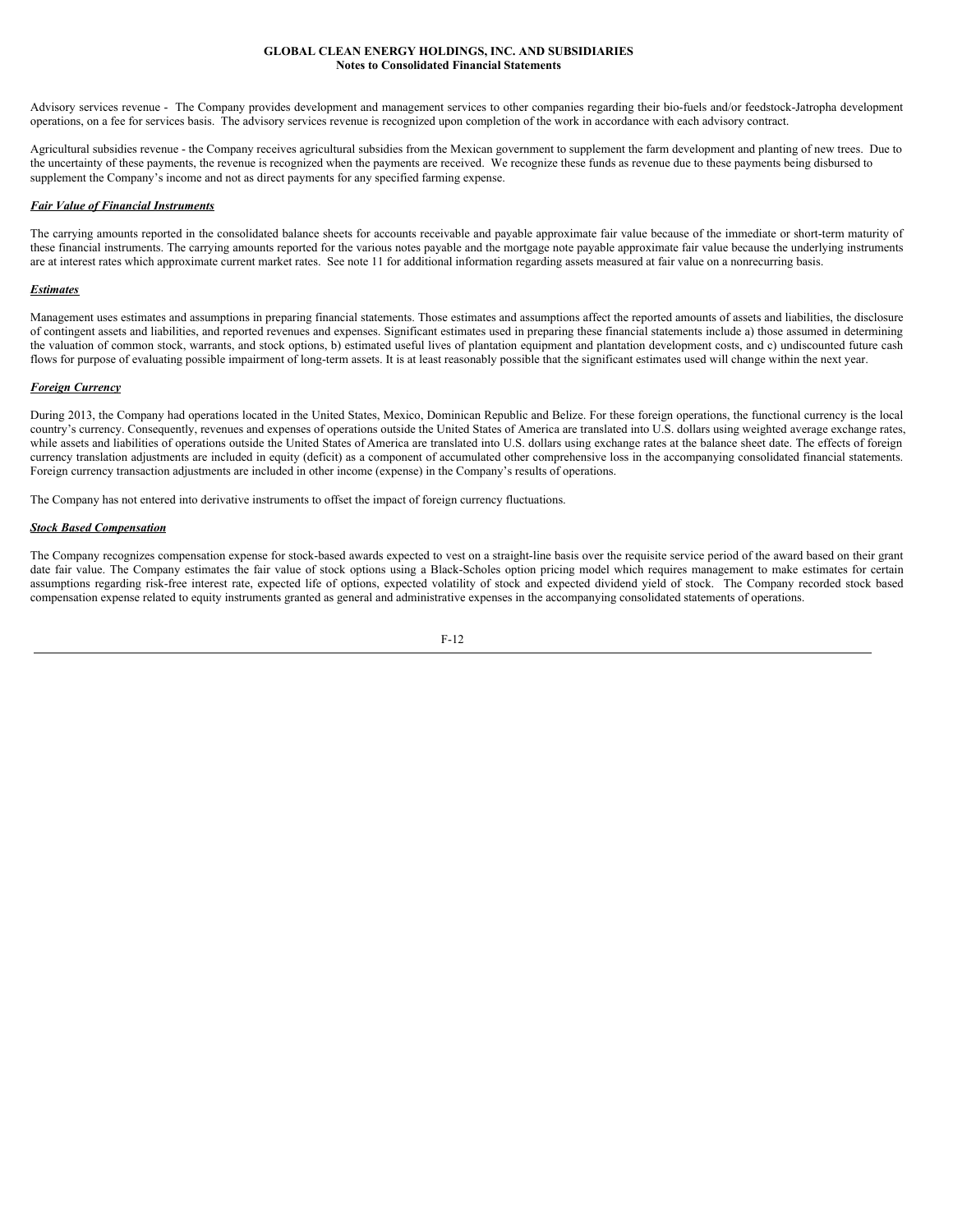Advisory services revenue - The Company provides development and management services to other companies regarding their bio-fuels and/or feedstock-Jatropha development operations, on a fee for services basis. The advisory services revenue is recognized upon completion of the work in accordance with each advisory contract.

Agricultural subsidies revenue - the Company receives agricultural subsidies from the Mexican government to supplement the farm development and planting of new trees. Due to the uncertainty of these payments, the revenue is recognized when the payments are received. We recognize these funds as revenue due to these payments being disbursed to supplement the Company's income and not as direct payments for any specified farming expense.

***Fair Value of Financial Instruments***

The carrying amounts reported in the consolidated balance sheets for accounts receivable and payable approximate fair value because of the immediate or short-term maturity of these financial instruments. The carrying amounts reported for the various notes payable and the mortgage note payable approximate fair value because the underlying instruments are at interest rates which approximate current market rates. See note 11 for additional information regarding assets measured at fair value on a nonrecurring basis.

***Estimates***

Management uses estimates and assumptions in preparing financial statements. Those estimates and assumptions affect the reported amounts of assets and liabilities, the disclosure of contingent assets and liabilities, and reported revenues and expenses. Significant estimates used in preparing these financial statements include a) those assumed in determining the valuation of common stock, warrants, and stock options, b) estimated useful lives of plantation equipment and plantation development costs, and c) undiscounted future cash flows for purpose of evaluating possible impairment of long-term assets. It is at least reasonably possible that the significant estimates used will change within the next year.

***Foreign Currency***

During 2013, the Company had operations located in the United States, Mexico, Dominican Republic and Belize. For these foreign operations, the functional currency is the local country's currency. Consequently, revenues and expenses of operations outside the United States of America are translated into U.S. dollars using weighted average exchange rates, while assets and liabilities of operations outside the United States of America are translated into U.S. dollars using exchange rates at the balance sheet date. The effects of foreign currency translation adjustments are included in equity (deficit) as a component of accumulated other comprehensive loss in the accompanying consolidated financial statements. Foreign currency transaction adjustments are included in other income (expense) in the Company's results of operations.

The Company has not entered into derivative instruments to offset the impact of foreign currency fluctuations.

***Stock Based Compensation***

The Company recognizes compensation expense for stock-based awards expected to vest on a straight-line basis over the requisite service period of the award based on their grant date fair value. The Company estimates the fair value of stock options using a Black-Scholes option pricing model which requires management to make estimates for certain assumptions regarding risk-free interest rate, expected life of options, expected volatility of stock and expected dividend yield of stock. The Company recorded stock based compensation expense related to equity instruments granted as general and administrative expenses in the accompanying consolidated statements of operations.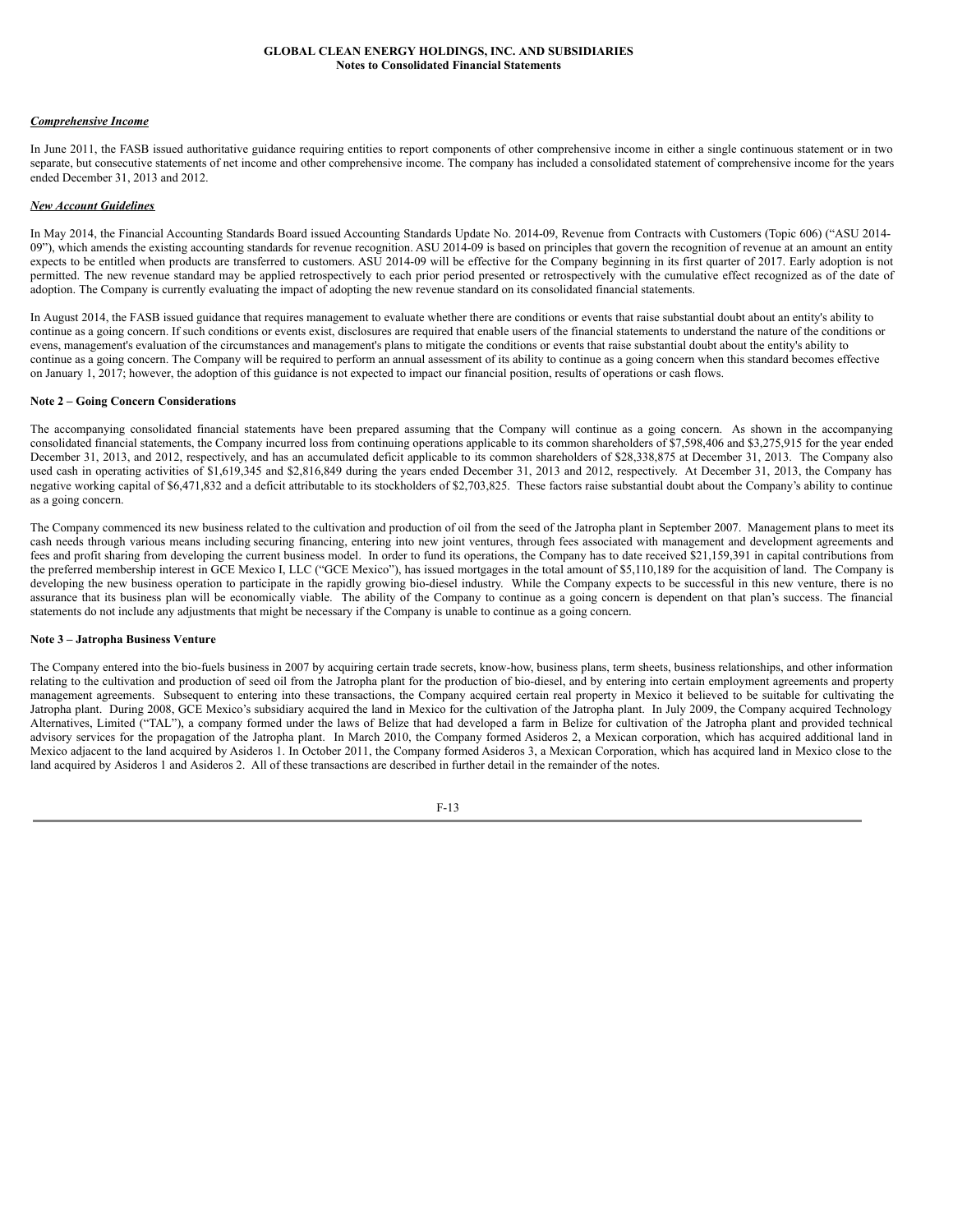***Comprehensive Income***

In June 2011, the FASB issued authoritative guidance requiring entities to report components of other comprehensive income in either a single continuous statement or in two separate, but consecutive statements of net income and other comprehensive income. The company has included a consolidated statement of comprehensive income for the years ended December 31, 2013 and 2012.

***New Account Guidelines***

In May 2014, the Financial Accounting Standards Board issued Accounting Standards Update No. 2014-09, Revenue from Contracts with Customers (Topic 606) ("ASU 2014-09"), which amends the existing accounting standards for revenue recognition. ASU 2014-09 is based on principles that govern the recognition of revenue at an amount an entity expects to be entitled when products are transferred to customers. ASU 2014-09 will be effective for the Company beginning in its first quarter of 2017. Early adoption is not permitted. The new revenue standard may be applied retrospectively to each prior period presented or retrospectively with the cumulative effect recognized as of the date of adoption. The Company is currently evaluating the impact of adopting the new revenue standard on its consolidated financial statements.

In August 2014, the FASB issued guidance that requires management to evaluate whether there are conditions or events that raise substantial doubt about an entity's ability to continue as a going concern. If such conditions or events exist, disclosures are required that enable users of the financial statements to understand the nature of the conditions or evens, management's evaluation of the circumstances and management's plans to mitigate the conditions or events that raise substantial doubt about the entity's ability to continue as a going concern. The Company will be required to perform an annual assessment of its ability to continue as a going concern when this standard becomes effective on January 1, 2017; however, the adoption of this guidance is not expected to impact our financial position, results of operations or cash flows.

**Note 2 – Going Concern Considerations**

The accompanying consolidated financial statements have been prepared assuming that the Company will continue as a going concern. As shown in the accompanying consolidated financial statements, the Company incurred loss from continuing operations applicable to its common shareholders of $7,598,406 and $3,275,915 for the year ended December 31, 2013, and 2012, respectively, and has an accumulated deficit applicable to its common shareholders of $28,338,875 at December 31, 2013. The Company also used cash in operating activities of $1,619,345 and $2,816,849 during the years ended December 31, 2013 and 2012, respectively. At December 31, 2013, the Company has negative working capital of $6,471,832 and a deficit attributable to its stockholders of $2,703,825. These factors raise substantial doubt about the Company's ability to continue as a going concern.

The Company commenced its new business related to the cultivation and production of oil from the seed of the Jatropha plant in September 2007. Management plans to meet its cash needs through various means including securing financing, entering into new joint ventures, through fees associated with management and development agreements and fees and profit sharing from developing the current business model. In order to fund its operations, the Company has to date received $21,159,391 in capital contributions from the preferred membership interest in GCE Mexico I, LLC ("GCE Mexico"), has issued mortgages in the total amount of $5,110,189 for the acquisition of land. The Company is developing the new business operation to participate in the rapidly growing bio-diesel industry. While the Company expects to be successful in this new venture, there is no assurance that its business plan will be economically viable. The ability of the Company to continue as a going concern is dependent on that plan's success. The financial statements do not include any adjustments that might be necessary if the Company is unable to continue as a going concern.

**Note 3 – Jatropha Business Venture**

The Company entered into the bio-fuels business in 2007 by acquiring certain trade secrets, know-how, business plans, term sheets, business relationships, and other information relating to the cultivation and production of seed oil from the Jatropha plant for the production of bio-diesel, and by entering into certain employment agreements and property management agreements. Subsequent to entering into these transactions, the Company acquired certain real property in Mexico it believed to be suitable for cultivating the Jatropha plant. During 2008, GCE Mexico's subsidiary acquired the land in Mexico for the cultivation of the Jatropha plant. In July 2009, the Company acquired Technology Alternatives, Limited ("TAL"), a company formed under the laws of Belize that had developed a farm in Belize for cultivation of the Jatropha plant and provided technical advisory services for the propagation of the Jatropha plant. In March 2010, the Company formed Asideros 2, a Mexican corporation, which has acquired additional land in Mexico adjacent to the land acquired by Asideros 1. In October 2011, the Company formed Asideros 3, a Mexican Corporation, which has acquired land in Mexico close to the land acquired by Asideros 1 and Asideros 2. All of these transactions are described in further detail in the remainder of the notes.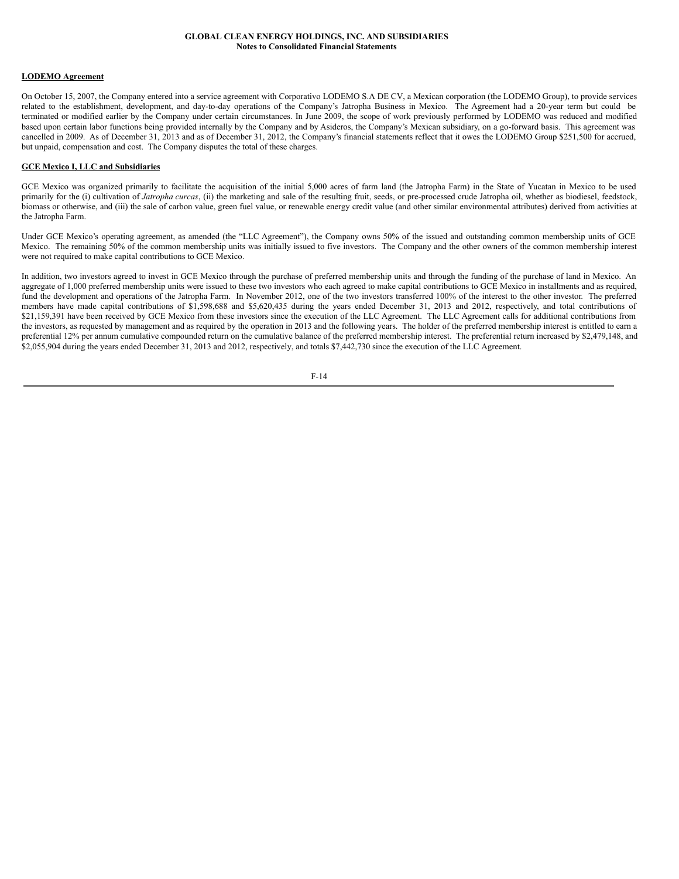### LODEMO Agreement

On October 15, 2007, the Company entered into a service agreement with Corporativo LODEMO S.A DE CV, a Mexican corporation (the LODEMO Group), to provide services related to the establishment, development, and day-to-day operations of the Company's Jatropha Business in Mexico. The Agreement had a 20-year term but could be terminated or modified earlier by the Company under certain circumstances. In June 2009, the scope of work previously performed by LODEMO was reduced and modified based upon certain labor functions being provided internally by the Company and by Asideros, the Company's Mexican subsidiary, on a go-forward basis. This agreement was cancelled in 2009. As of December 31, 2013 and as of December 31, 2012, the Company's financial statements reflect that it owes the LODEMO Group $251,500 for accrued, but unpaid, compensation and cost. The Company disputes the total of these charges.

### GCE Mexico I, LLC and Subsidiaries

GCE Mexico was organized primarily to facilitate the acquisition of the initial 5,000 acres of farm land (the Jatropha Farm) in the State of Yucatan in Mexico to be used primarily for the (i) cultivation of *Jatropha curcas*, (ii) the marketing and sale of the resulting fruit, seeds, or pre-processed crude Jatropha oil, whether as biodiesel, feedstock, biomass or otherwise, and (iii) the sale of carbon value, green fuel value, or renewable energy credit value (and other similar environmental attributes) derived from activities at the Jatropha Farm.

Under GCE Mexico's operating agreement, as amended (the "LLC Agreement"), the Company owns 50% of the issued and outstanding common membership units of GCE Mexico. The remaining 50% of the common membership units was initially issued to five investors. The Company and the other owners of the common membership interest were not required to make capital contributions to GCE Mexico.

In addition, two investors agreed to invest in GCE Mexico through the purchase of preferred membership units and through the funding of the purchase of land in Mexico. An aggregate of 1,000 preferred membership units were issued to these two investors who each agreed to make capital contributions to GCE Mexico in installments and as required, fund the development and operations of the Jatropha Farm. In November 2012, one of the two investors transferred 100% of the interest to the other investor. The preferred members have made capital contributions of $1,598,688 and $5,620,435 during the years ended December 31, 2013 and 2012, respectively, and total contributions of $21,159,391 have been received by GCE Mexico from these investors since the execution of the LLC Agreement. The LLC Agreement calls for additional contributions from the investors, as requested by management and as required by the operation in 2013 and the following years. The holder of the preferred membership interest is entitled to earn a preferential 12% per annum cumulative compounded return on the cumulative balance of the preferred membership interest. The preferential return increased by $2,479,148, and $2,055,904 during the years ended December 31, 2013 and 2012, respectively, and totals $7,442,730 since the execution of the LLC Agreement.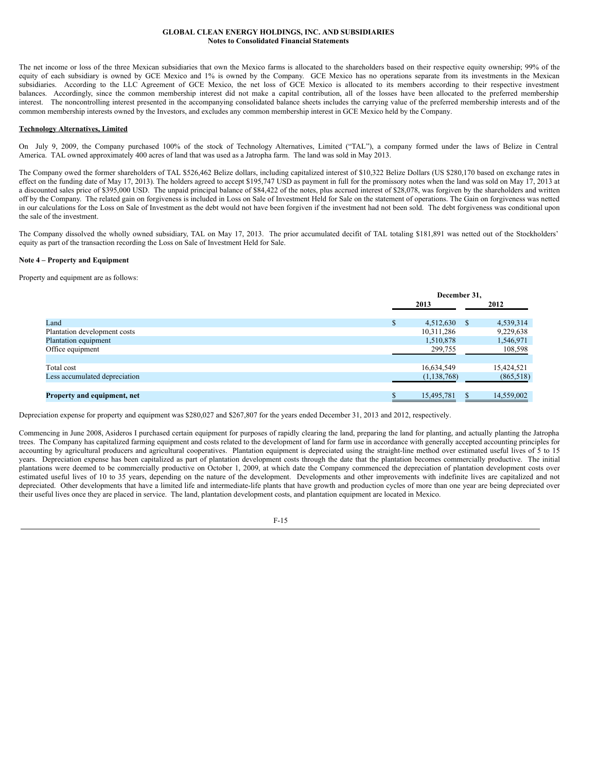The net income or loss of the three Mexican subsidiaries that own the Mexico farms is allocated to the shareholders based on their respective equity ownership; 99% of the equity of each subsidiary is owned by GCE Mexico and 1% is owned by the Company. GCE Mexico has no operations separate from its investments in the Mexican subsidiaries. According to the LLC Agreement of GCE Mexico, the net loss of GCE Mexico is allocated to its members according to their respective investment balances. Accordingly, since the common membership interest did not make a capital contribution, all of the losses have been allocated to the preferred membership interest. The noncontrolling interest presented in the accompanying consolidated balance sheets includes the carrying value of the preferred membership interests and of the common membership interests owned by the Investors, and excludes any common membership interest in GCE Mexico held by the Company.

**Technology Alternatives, Limited**

On July 9, 2009, the Company purchased 100% of the stock of Technology Alternatives, Limited ("TAL"), a company formed under the laws of Belize in Central America. TAL owned approximately 400 acres of land that was used as a Jatropha farm. The land was sold in May 2013.

The Company owed the former shareholders of TAL $526,462 Belize dollars, including capitalized interest of $10,322 Belize Dollars (US $280,170 based on exchange rates in effect on the funding date of May 17, 2013). The holders agreed to accept $195,747 USD as payment in full for the promissory notes when the land was sold on May 17, 2013 at a discounted sales price of $395,000 USD. The unpaid principal balance of $84,422 of the notes, plus accrued interest of $28,078, was forgiven by the shareholders and written off by the Company. The related gain on forgiveness is included in Loss on Sale of Investment Held for Sale on the statement of operations. The Gain on forgiveness was netted in our calculations for the Loss on Sale of Investment as the debt would not have been forgiven if the investment had not been sold. The debt forgiveness was conditional upon the sale of the investment.

The Company dissolved the wholly owned subsidiary, TAL on May 17, 2013. The prior accumulated decifit of TAL totaling $181,891 was netted out of the Stockholders' equity as part of the transaction recording the Loss on Sale of Investment Held for Sale.

**Note 4 – Property and Equipment**

Property and equipment are as follows:

| | December 31, 2013 | December 31, 2012 |
|---|---|---|
| Land | $ 4,512,630 | $ 4,539,314 |
| Plantation development costs | 10,311,286 | 9,229,638 |
| Plantation equipment | 1,510,878 | 1,546,971 |
| Office equipment | 299,755 | 108,598 |
| Total cost | 16,634,549 | 15,424,521 |
| Less accumulated depreciation | (1,138,768) | (865,518) |
| **Property and equipment, net** | $ 15,495,781 | $ 14,559,002 |

Depreciation expense for property and equipment was $280,027 and $267,807 for the years ended December 31, 2013 and 2012, respectively.

Commencing in June 2008, Asideros I purchased certain equipment for purposes of rapidly clearing the land, preparing the land for planting, and actually planting the Jatropha trees. The Company has capitalized farming equipment and costs related to the development of land for farm use in accordance with generally accepted accounting principles for accounting by agricultural producers and agricultural cooperatives. Plantation equipment is depreciated using the straight-line method over estimated useful lives of 5 to 15 years. Depreciation expense has been capitalized as part of plantation development costs through the date that the plantation becomes commercially productive. The initial plantations were deemed to be commercially productive on October 1, 2009, at which date the Company commenced the depreciation of plantation development costs over estimated useful lives of 10 to 35 years, depending on the nature of the development. Developments and other improvements with indefinite lives are capitalized and not depreciated. Other developments that have a limited life and intermediate-life plants that have growth and production cycles of more than one year are being depreciated over their useful lives once they are placed in service. The land, plantation development costs, and plantation equipment are located in Mexico.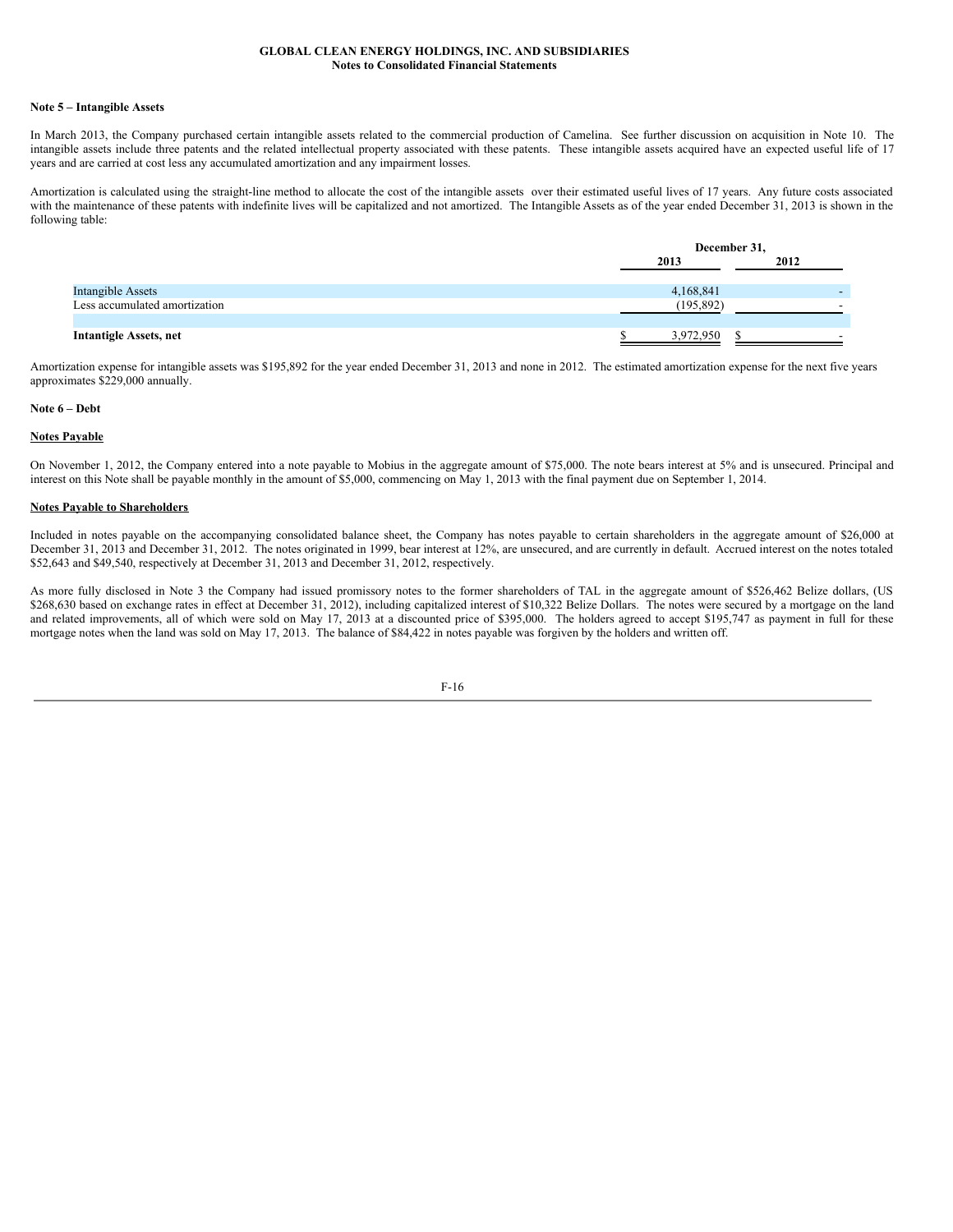### Note 5 – Intangible Assets

In March 2013, the Company purchased certain intangible assets related to the commercial production of Camelina. See further discussion on acquisition in Note 10. The intangible assets include three patents and the related intellectual property associated with these patents. These intangible assets acquired have an expected useful life of 17 years and are carried at cost less any accumulated amortization and any impairment losses.

Amortization is calculated using the straight-line method to allocate the cost of the intangible assets over their estimated useful lives of 17 years. Any future costs associated with the maintenance of these patents with indefinite lives will be capitalized and not amortized. The Intangible Assets as of the year ended December 31, 2013 is shown in the following table:

| | December 31, | |
|---|---|---|
| | 2013 | 2012 |
| Intangible Assets | 4,168,841 | - |
| Less accumulated amortization | (195,892) | - |
| **Intantigle Assets, net** | $ 3,972,950 | $ - |

Amortization expense for intangible assets was $195,892 for the year ended December 31, 2013 and none in 2012. The estimated amortization expense for the next five years approximates $229,000 annually.

### Note 6 – Debt

**Notes Payable**

On November 1, 2012, the Company entered into a note payable to Mobius in the aggregate amount of $75,000. The note bears interest at 5% and is unsecured. Principal and interest on this Note shall be payable monthly in the amount of $5,000, commencing on May 1, 2013 with the final payment due on September 1, 2014.

**Notes Payable to Shareholders**

Included in notes payable on the accompanying consolidated balance sheet, the Company has notes payable to certain shareholders in the aggregate amount of $26,000 at December 31, 2013 and December 31, 2012. The notes originated in 1999, bear interest at 12%, are unsecured, and are currently in default. Accrued interest on the notes totaled $52,643 and $49,540, respectively at December 31, 2013 and December 31, 2012, respectively.

As more fully disclosed in Note 3 the Company had issued promissory notes to the former shareholders of TAL in the aggregate amount of $526,462 Belize dollars, (US $268,630 based on exchange rates in effect at December 31, 2012), including capitalized interest of $10,322 Belize Dollars. The notes were secured by a mortgage on the land and related improvements, all of which were sold on May 17, 2013 at a discounted price of $395,000. The holders agreed to accept $195,747 as payment in full for these mortgage notes when the land was sold on May 17, 2013. The balance of $84,422 in notes payable was forgiven by the holders and written off.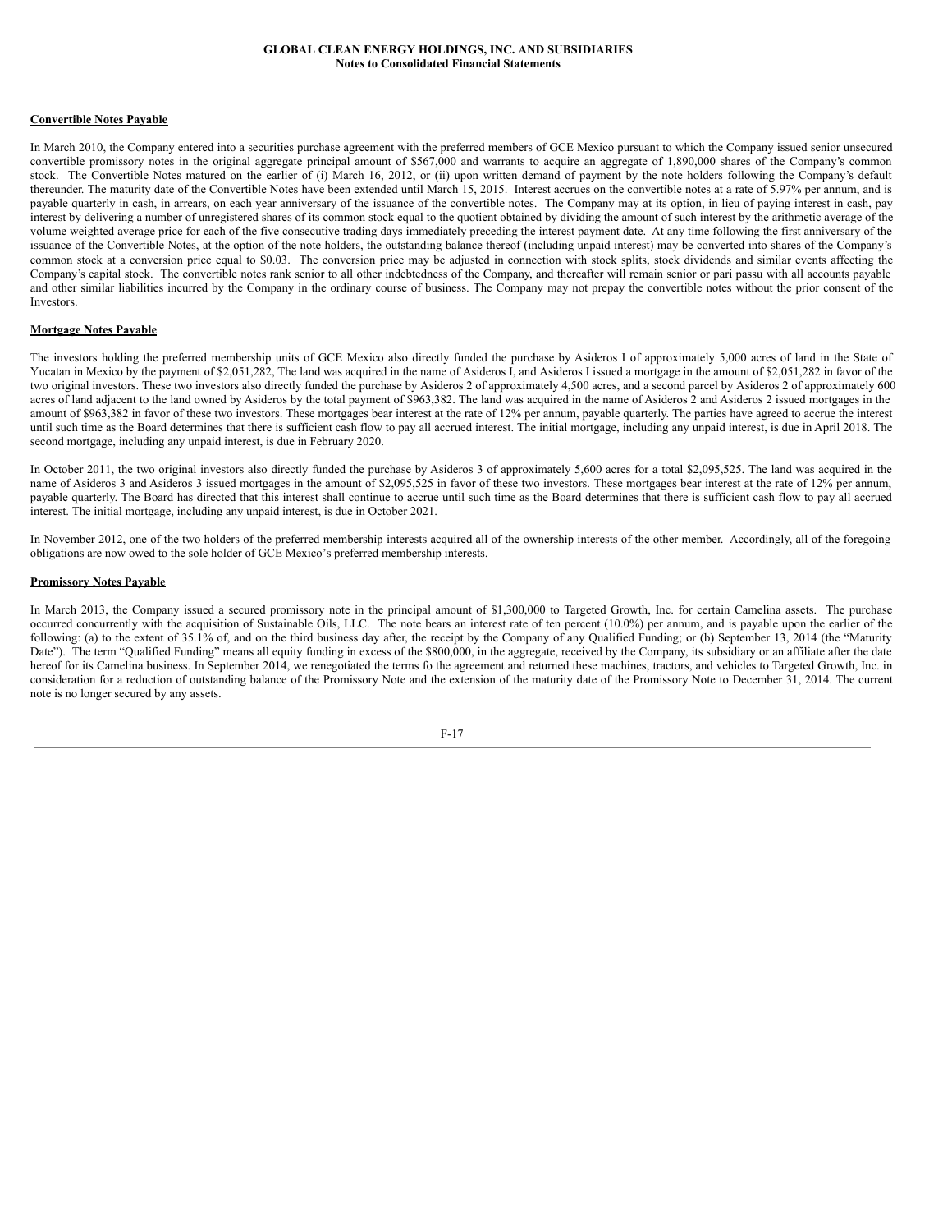**Convertible Notes Payable**

In March 2010, the Company entered into a securities purchase agreement with the preferred members of GCE Mexico pursuant to which the Company issued senior unsecured convertible promissory notes in the original aggregate principal amount of $567,000 and warrants to acquire an aggregate of 1,890,000 shares of the Company's common stock. The Convertible Notes matured on the earlier of (i) March 16, 2012, or (ii) upon written demand of payment by the note holders following the Company's default thereunder. The maturity date of the Convertible Notes have been extended until March 15, 2015. Interest accrues on the convertible notes at a rate of 5.97% per annum, and is payable quarterly in cash, in arrears, on each year anniversary of the issuance of the convertible notes. The Company may at its option, in lieu of paying interest in cash, pay interest by delivering a number of unregistered shares of its common stock equal to the quotient obtained by dividing the amount of such interest by the arithmetic average of the volume weighted average price for each of the five consecutive trading days immediately preceding the interest payment date. At any time following the first anniversary of the issuance of the Convertible Notes, at the option of the note holders, the outstanding balance thereof (including unpaid interest) may be converted into shares of the Company's common stock at a conversion price equal to $0.03. The conversion price may be adjusted in connection with stock splits, stock dividends and similar events affecting the Company's capital stock. The convertible notes rank senior to all other indebtedness of the Company, and thereafter will remain senior or pari passu with all accounts payable and other similar liabilities incurred by the Company in the ordinary course of business. The Company may not prepay the convertible notes without the prior consent of the Investors.

**Mortgage Notes Payable**

The investors holding the preferred membership units of GCE Mexico also directly funded the purchase by Asideros I of approximately 5,000 acres of land in the State of Yucatan in Mexico by the payment of $2,051,282, The land was acquired in the name of Asideros I, and Asideros I issued a mortgage in the amount of $2,051,282 in favor of the two original investors. These two investors also directly funded the purchase by Asideros 2 of approximately 4,500 acres, and a second parcel by Asideros 2 of approximately 600 acres of land adjacent to the land owned by Asideros by the total payment of $963,382. The land was acquired in the name of Asideros 2 and Asideros 2 issued mortgages in the amount of $963,382 in favor of these two investors. These mortgages bear interest at the rate of 12% per annum, payable quarterly. The parties have agreed to accrue the interest until such time as the Board determines that there is sufficient cash flow to pay all accrued interest. The initial mortgage, including any unpaid interest, is due in April 2018. The second mortgage, including any unpaid interest, is due in February 2020.

In October 2011, the two original investors also directly funded the purchase by Asideros 3 of approximately 5,600 acres for a total $2,095,525. The land was acquired in the name of Asideros 3 and Asideros 3 issued mortgages in the amount of $2,095,525 in favor of these two investors. These mortgages bear interest at the rate of 12% per annum, payable quarterly. The Board has directed that this interest shall continue to accrue until such time as the Board determines that there is sufficient cash flow to pay all accrued interest. The initial mortgage, including any unpaid interest, is due in October 2021.

In November 2012, one of the two holders of the preferred membership interests acquired all of the ownership interests of the other member. Accordingly, all of the foregoing obligations are now owed to the sole holder of GCE Mexico's preferred membership interests.

**Promissory Notes Payable**

In March 2013, the Company issued a secured promissory note in the principal amount of $1,300,000 to Targeted Growth, Inc. for certain Camelina assets. The purchase occurred concurrently with the acquisition of Sustainable Oils, LLC. The note bears an interest rate of ten percent (10.0%) per annum, and is payable upon the earlier of the following: (a) to the extent of 35.1% of, and on the third business day after, the receipt by the Company of any Qualified Funding; or (b) September 13, 2014 (the "Maturity Date"). The term "Qualified Funding" means all equity funding in excess of the $800,000, in the aggregate, received by the Company, its subsidiary or an affiliate after the date hereof for its Camelina business. In September 2014, we renegotiated the terms fo the agreement and returned these machines, tractors, and vehicles to Targeted Growth, Inc. in consideration for a reduction of outstanding balance of the Promissory Note and the extension of the maturity date of the Promissory Note to December 31, 2014. The current note is no longer secured by any assets.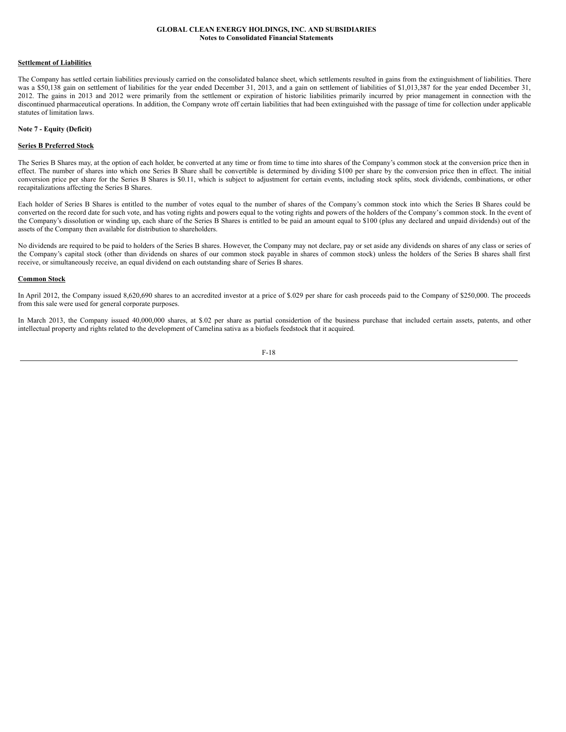**Settlement of Liabilities**

The Company has settled certain liabilities previously carried on the consolidated balance sheet, which settlements resulted in gains from the extinguishment of liabilities. There was a $50,138 gain on settlement of liabilities for the year ended December 31, 2013, and a gain on settlement of liabilities of $1,013,387 for the year ended December 31, 2012. The gains in 2013 and 2012 were primarily from the settlement or expiration of historic liabilities primarily incurred by prior management in connection with the discontinued pharmaceutical operations. In addition, the Company wrote off certain liabilities that had been extinguished with the passage of time for collection under applicable statutes of limitation laws.

**Note 7 - Equity (Deficit)**

**Series B Preferred Stock**

The Series B Shares may, at the option of each holder, be converted at any time or from time to time into shares of the Company's common stock at the conversion price then in effect. The number of shares into which one Series B Share shall be convertible is determined by dividing $100 per share by the conversion price then in effect. The initial conversion price per share for the Series B Shares is $0.11, which is subject to adjustment for certain events, including stock splits, stock dividends, combinations, or other recapitalizations affecting the Series B Shares.

Each holder of Series B Shares is entitled to the number of votes equal to the number of shares of the Company's common stock into which the Series B Shares could be converted on the record date for such vote, and has voting rights and powers equal to the voting rights and powers of the holders of the Company's common stock. In the event of the Company's dissolution or winding up, each share of the Series B Shares is entitled to be paid an amount equal to $100 (plus any declared and unpaid dividends) out of the assets of the Company then available for distribution to shareholders.

No dividends are required to be paid to holders of the Series B shares. However, the Company may not declare, pay or set aside any dividends on shares of any class or series of the Company's capital stock (other than dividends on shares of our common stock payable in shares of common stock) unless the holders of the Series B shares shall first receive, or simultaneously receive, an equal dividend on each outstanding share of Series B shares.

**Common Stock**

In April 2012, the Company issued 8,620,690 shares to an accredited investor at a price of $.029 per share for cash proceeds paid to the Company of $250,000. The proceeds from this sale were used for general corporate purposes.

In March 2013, the Company issued 40,000,000 shares, at $.02 per share as partial considertion of the business purchase that included certain assets, patents, and other intellectual property and rights related to the development of Camelina sativa as a biofuels feedstock that it acquired.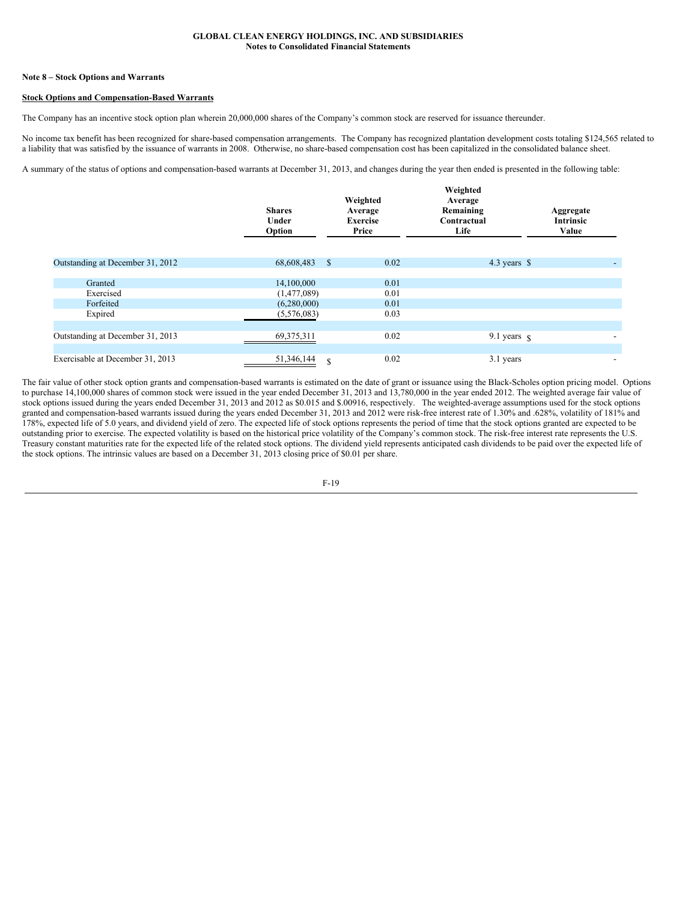GLOBAL CLEAN ENERGY HOLDINGS, INC. AND SUBSIDIARIES
Notes to Consolidated Financial Statements

**Note 8 – Stock Options and Warrants**

**Stock Options and Compensation-Based Warrants**

The Company has an incentive stock option plan wherein 20,000,000 shares of the Company's common stock are reserved for issuance thereunder.

No income tax benefit has been recognized for share-based compensation arrangements. The Company has recognized plantation development costs totaling $124,565 related to a liability that was satisfied by the issuance of warrants in 2008. Otherwise, no share-based compensation cost has been capitalized in the consolidated balance sheet.

A summary of the status of options and compensation-based warrants at December 31, 2013, and changes during the year then ended is presented in the following table:

| | Shares Under Option | Weighted Average Exercise Price | Weighted Average Remaining Contractual Life | Aggregate Intrinsic Value |
|---|---|---|---|---|
| Outstanding at December 31, 2012 | 68,608,483 | $ 0.02 | 4.3 years | $ - |
| Granted | 14,100,000 | 0.01 | | |
| Exercised | (1,477,089) | 0.01 | | |
| Forfeited | (6,280,000) | 0.01 | | |
| Expired | (5,576,083) | 0.03 | | |
| Outstanding at December 31, 2013 | 69,375,311 | 0.02 | 9.1 years | $ - |
| Exercisable at December 31, 2013 | 51,346,144 | $ 0.02 | 3.1 years | - |

The fair value of other stock option grants and compensation-based warrants is estimated on the date of grant or issuance using the Black-Scholes option pricing model. Options to purchase 14,100,000 shares of common stock were issued in the year ended December 31, 2013 and 13,780,000 in the year ended 2012. The weighted average fair value of stock options issued during the years ended December 31, 2013 and 2012 as $0.015 and $.00916, respectively. The weighted-average assumptions used for the stock options granted and compensation-based warrants issued during the years ended December 31, 2013 and 2012 were risk-free interest rate of 1.30% and .628%, volatility of 181% and 178%, expected life of 5.0 years, and dividend yield of zero. The expected life of stock options represents the period of time that the stock options granted are expected to be outstanding prior to exercise. The expected volatility is based on the historical price volatility of the Company's common stock. The risk-free interest rate represents the U.S. Treasury constant maturities rate for the expected life of the related stock options. The dividend yield represents anticipated cash dividends to be paid over the expected life of the stock options. The intrinsic values are based on a December 31, 2013 closing price of $0.01 per share.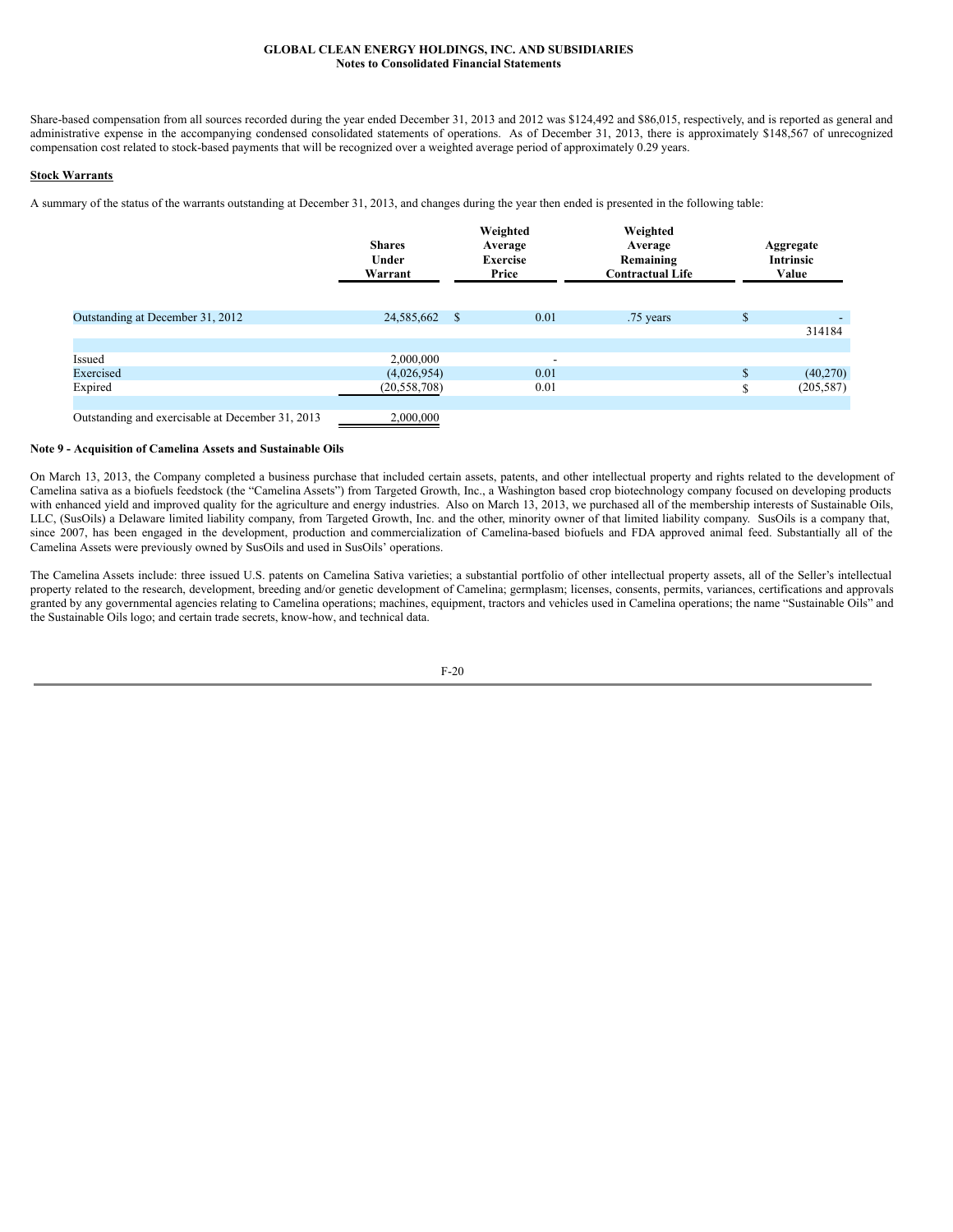Share-based compensation from all sources recorded during the year ended December 31, 2013 and 2012 was $124,492 and $86,015, respectively, and is reported as general and administrative expense in the accompanying condensed consolidated statements of operations. As of December 31, 2013, there is approximately $148,567 of unrecognized compensation cost related to stock-based payments that will be recognized over a weighted average period of approximately 0.29 years.

**Stock Warrants**

A summary of the status of the warrants outstanding at December 31, 2013, and changes during the year then ended is presented in the following table:

| | Shares Under Warrant | Weighted Average Exercise Price | Weighted Average Remaining Contractual Life | Aggregate Intrinsic Value |
|---|---|---|---|---|
| Outstanding at December 31, 2012 | 24,585,662 | $ 0.01 | .75 years | $ - 314184 |
| Issued | 2,000,000 | - | | |
| Exercised | (4,026,954) | 0.01 | | $ (40,270) |
| Expired | (20,558,708) | 0.01 | | $ (205,587) |
| Outstanding and exercisable at December 31, 2013 | 2,000,000 | | | |

**Note 9 - Acquisition of Camelina Assets and Sustainable Oils**

On March 13, 2013, the Company completed a business purchase that included certain assets, patents, and other intellectual property and rights related to the development of Camelina sativa as a biofuels feedstock (the "Camelina Assets") from Targeted Growth, Inc., a Washington based crop biotechnology company focused on developing products with enhanced yield and improved quality for the agriculture and energy industries. Also on March 13, 2013, we purchased all of the membership interests of Sustainable Oils, LLC, (SusOils) a Delaware limited liability company, from Targeted Growth, Inc. and the other, minority owner of that limited liability company. SusOils is a company that, since 2007, has been engaged in the development, production and commercialization of Camelina-based biofuels and FDA approved animal feed. Substantially all of the Camelina Assets were previously owned by SusOils and used in SusOils' operations.

The Camelina Assets include: three issued U.S. patents on Camelina Sativa varieties; a substantial portfolio of other intellectual property assets, all of the Seller's intellectual property related to the research, development, breeding and/or genetic development of Camelina; germplasm; licenses, consents, permits, variances, certifications and approvals granted by any governmental agencies relating to Camelina operations; machines, equipment, tractors and vehicles used in Camelina operations; the name "Sustainable Oils" and the Sustainable Oils logo; and certain trade secrets, know-how, and technical data.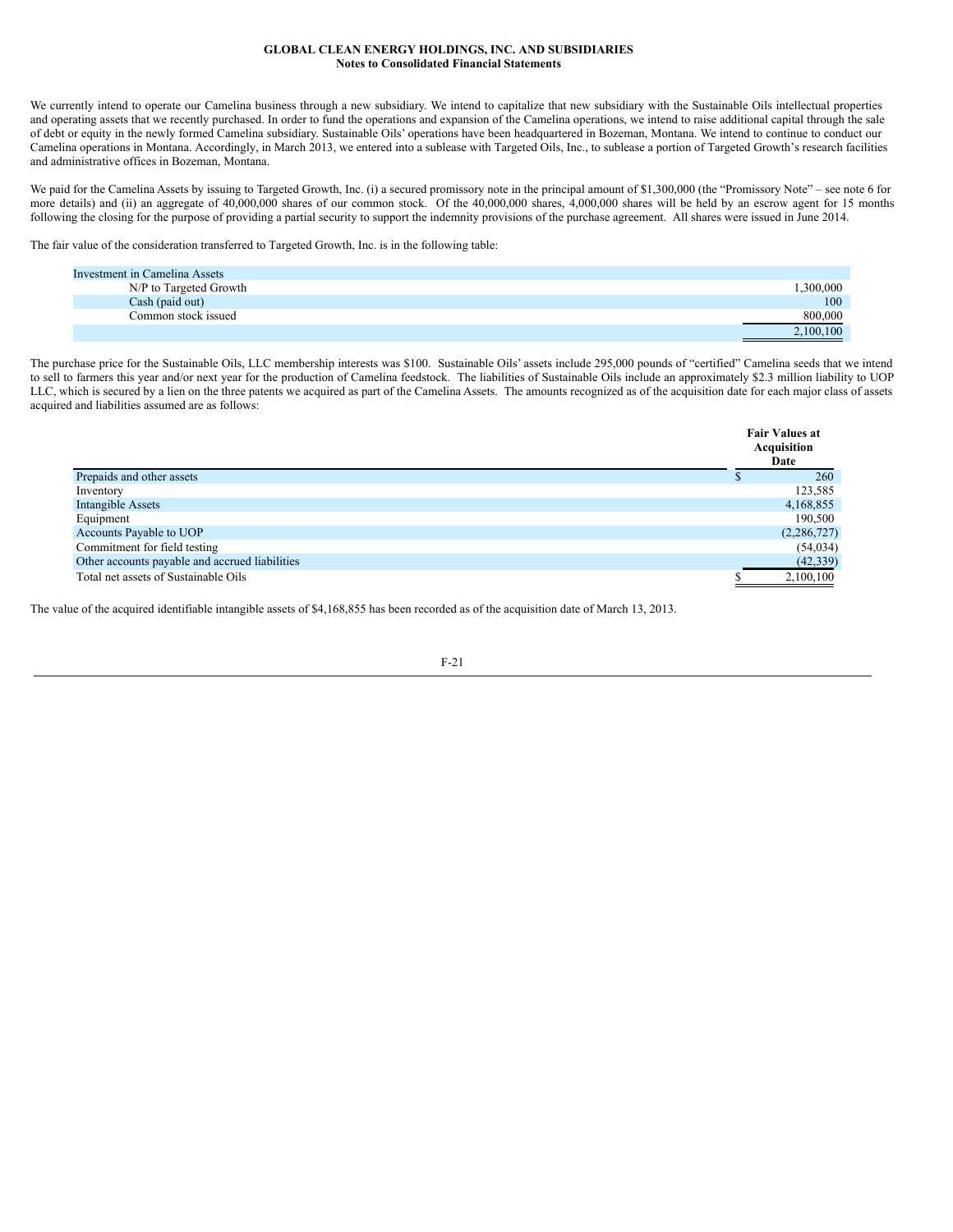We currently intend to operate our Camelina business through a new subsidiary. We intend to capitalize that new subsidiary with the Sustainable Oils intellectual properties and operating assets that we recently purchased. In order to fund the operations and expansion of the Camelina operations, we intend to raise additional capital through the sale of debt or equity in the newly formed Camelina subsidiary. Sustainable Oils' operations have been headquartered in Bozeman, Montana. We intend to continue to conduct our Camelina operations in Montana. Accordingly, in March 2013, we entered into a sublease with Targeted Oils, Inc., to sublease a portion of Targeted Growth's research facilities and administrative offices in Bozeman, Montana.

We paid for the Camelina Assets by issuing to Targeted Growth, Inc. (i) a secured promissory note in the principal amount of $1,300,000 (the "Promissory Note" – see note 6 for more details) and (ii) an aggregate of 40,000,000 shares of our common stock. Of the 40,000,000 shares, 4,000,000 shares will be held by an escrow agent for 15 months following the closing for the purpose of providing a partial security to support the indemnity provisions of the purchase agreement. All shares were issued in June 2014.

The fair value of the consideration transferred to Targeted Growth, Inc. is in the following table:

| Investment in Camelina Assets | |
|---|---|
| N/P to Targeted Growth | 1,300,000 |
| Cash (paid out) | 100 |
| Common stock issued | 800,000 |
| | 2,100,100 |

The purchase price for the Sustainable Oils, LLC membership interests was $100. Sustainable Oils' assets include 295,000 pounds of "certified" Camelina seeds that we intend to sell to farmers this year and/or next year for the production of Camelina feedstock. The liabilities of Sustainable Oils include an approximately $2.3 million liability to UOP LLC, which is secured by a lien on the three patents we acquired as part of the Camelina Assets. The amounts recognized as of the acquisition date for each major class of assets acquired and liabilities assumed are as follows:

| | Fair Values at Acquisition Date |
|---|---|
| Prepaids and other assets | $ 260 |
| Inventory | 123,585 |
| Intangible Assets | 4,168,855 |
| Equipment | 190,500 |
| Accounts Payable to UOP | (2,286,727) |
| Commitment for field testing | (54,034) |
| Other accounts payable and accrued liabilities | (42,339) |
| Total net assets of Sustainable Oils | $ 2,100,100 |

The value of the acquired identifiable intangible assets of $4,168,855 has been recorded as of the acquisition date of March 13, 2013.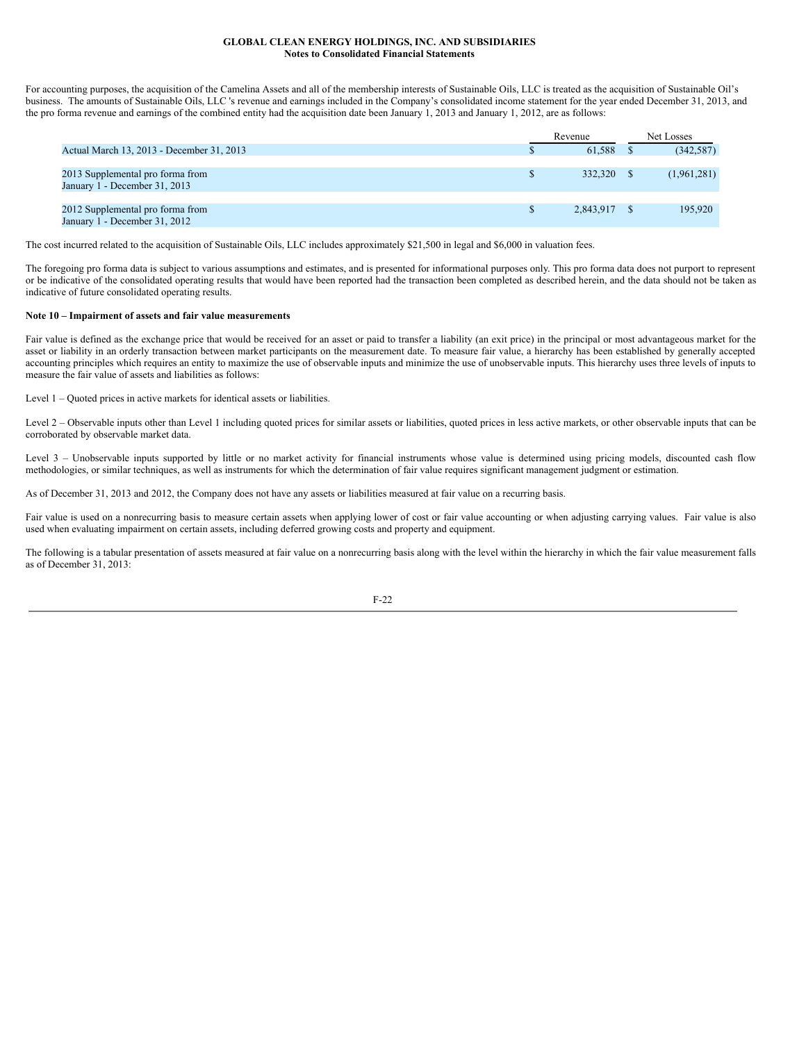For accounting purposes, the acquisition of the Camelina Assets and all of the membership interests of Sustainable Oils, LLC is treated as the acquisition of Sustainable Oil's business. The amounts of Sustainable Oils, LLC 's revenue and earnings included in the Company's consolidated income statement for the year ended December 31, 2013, and the pro forma revenue and earnings of the combined entity had the acquisition date been January 1, 2013 and January 1, 2012, are as follows:

| | Revenue | Net Losses |
|---|---|---|
| Actual March 13, 2013 - December 31, 2013 | $ 61,588 | $ (342,587) |
| 2013 Supplemental pro forma from January 1 - December 31, 2013 | $ 332,320 | $ (1,961,281) |
| 2012 Supplemental pro forma from January 1 - December 31, 2012 | $ 2,843,917 | $ 195,920 |

The cost incurred related to the acquisition of Sustainable Oils, LLC includes approximately $21,500 in legal and $6,000 in valuation fees.

The foregoing pro forma data is subject to various assumptions and estimates, and is presented for informational purposes only. This pro forma data does not purport to represent or be indicative of the consolidated operating results that would have been reported had the transaction been completed as described herein, and the data should not be taken as indicative of future consolidated operating results.

**Note 10 – Impairment of assets and fair value measurements**

Fair value is defined as the exchange price that would be received for an asset or paid to transfer a liability (an exit price) in the principal or most advantageous market for the asset or liability in an orderly transaction between market participants on the measurement date. To measure fair value, a hierarchy has been established by generally accepted accounting principles which requires an entity to maximize the use of observable inputs and minimize the use of unobservable inputs. This hierarchy uses three levels of inputs to measure the fair value of assets and liabilities as follows:

Level 1 – Quoted prices in active markets for identical assets or liabilities.

Level 2 – Observable inputs other than Level 1 including quoted prices for similar assets or liabilities, quoted prices in less active markets, or other observable inputs that can be corroborated by observable market data.

Level 3 – Unobservable inputs supported by little or no market activity for financial instruments whose value is determined using pricing models, discounted cash flow methodologies, or similar techniques, as well as instruments for which the determination of fair value requires significant management judgment or estimation.

As of December 31, 2013 and 2012, the Company does not have any assets or liabilities measured at fair value on a recurring basis.

Fair value is used on a nonrecurring basis to measure certain assets when applying lower of cost or fair value accounting or when adjusting carrying values. Fair value is also used when evaluating impairment on certain assets, including deferred growing costs and property and equipment.

The following is a tabular presentation of assets measured at fair value on a nonrecurring basis along with the level within the hierarchy in which the fair value measurement falls as of December 31, 2013: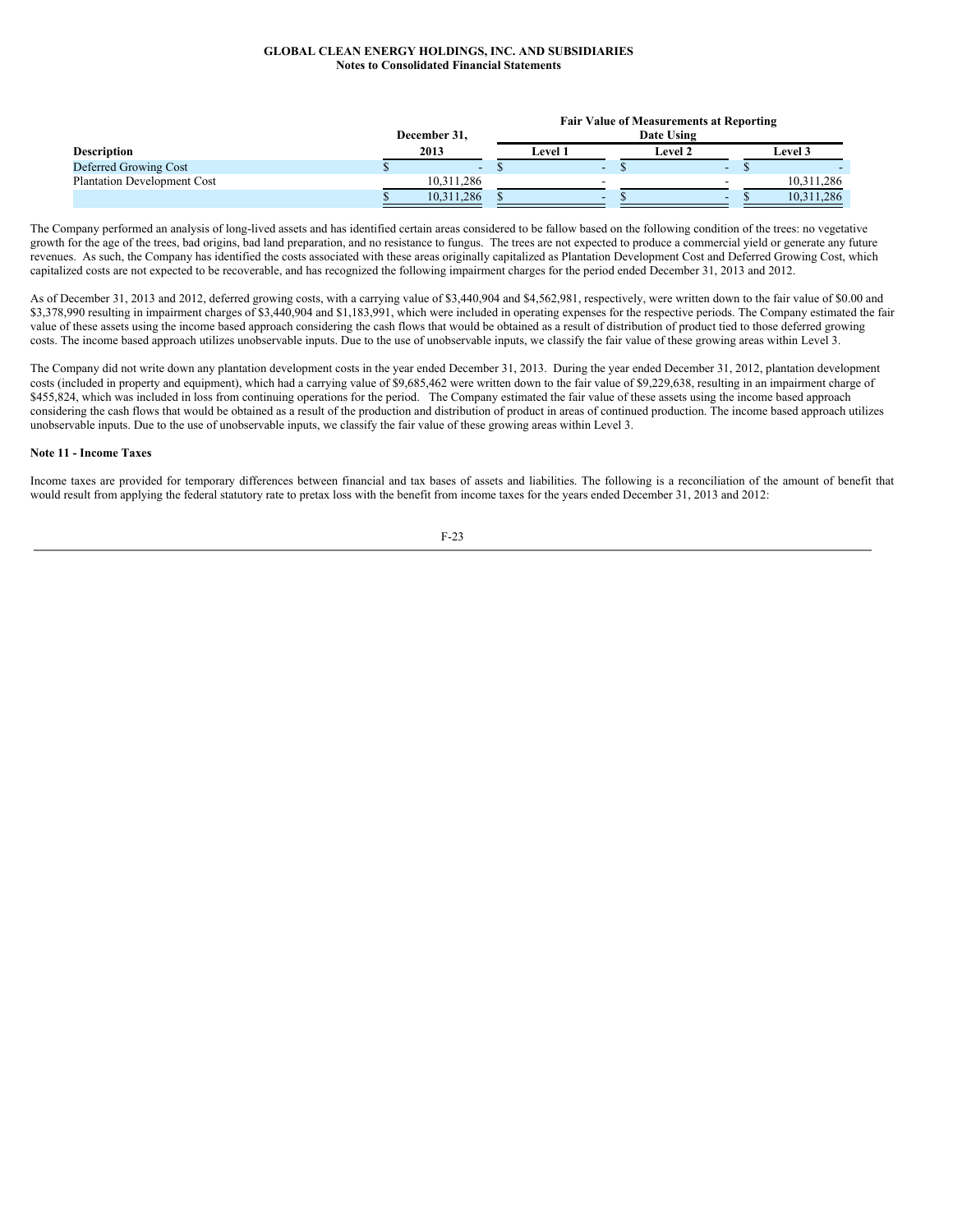**GLOBAL CLEAN ENERGY HOLDINGS, INC. AND SUBSIDIARIES**
**Notes to Consolidated Financial Statements**

| Description | December 31, 2013 | Fair Value of Measurements at Reporting Date Using | | |
|---|---|---|---|---|
| | | Level 1 | Level 2 | Level 3 |
| Deferred Growing Cost | $ - | $ - | $ - | $ - |
| Plantation Development Cost | 10,311,286 | - | - | 10,311,286 |
| | $ 10,311,286 | $ - | $ - | $ 10,311,286 |

The Company performed an analysis of long-lived assets and has identified certain areas considered to be fallow based on the following condition of the trees: no vegetative growth for the age of the trees, bad origins, bad land preparation, and no resistance to fungus. The trees are not expected to produce a commercial yield or generate any future revenues. As such, the Company has identified the costs associated with these areas originally capitalized as Plantation Development Cost and Deferred Growing Cost, which capitalized costs are not expected to be recoverable, and has recognized the following impairment charges for the period ended December 31, 2013 and 2012.

As of December 31, 2013 and 2012, deferred growing costs, with a carrying value of $3,440,904 and $4,562,981, respectively, were written down to the fair value of $0.00 and $3,378,990 resulting in impairment charges of $3,440,904 and $1,183,991, which were included in operating expenses for the respective periods. The Company estimated the fair value of these assets using the income based approach considering the cash flows that would be obtained as a result of distribution of product tied to those deferred growing costs. The income based approach utilizes unobservable inputs. Due to the use of unobservable inputs, we classify the fair value of these growing areas within Level 3.

The Company did not write down any plantation development costs in the year ended December 31, 2013. During the year ended December 31, 2012, plantation development costs (included in property and equipment), which had a carrying value of $9,685,462 were written down to the fair value of $9,229,638, resulting in an impairment charge of $455,824, which was included in loss from continuing operations for the period. The Company estimated the fair value of these assets using the income based approach considering the cash flows that would be obtained as a result of the production and distribution of product in areas of continued production. The income based approach utilizes unobservable inputs. Due to the use of unobservable inputs, we classify the fair value of these growing areas within Level 3.

**Note 11 - Income Taxes**

Income taxes are provided for temporary differences between financial and tax bases of assets and liabilities. The following is a reconciliation of the amount of benefit that would result from applying the federal statutory rate to pretax loss with the benefit from income taxes for the years ended December 31, 2013 and 2012: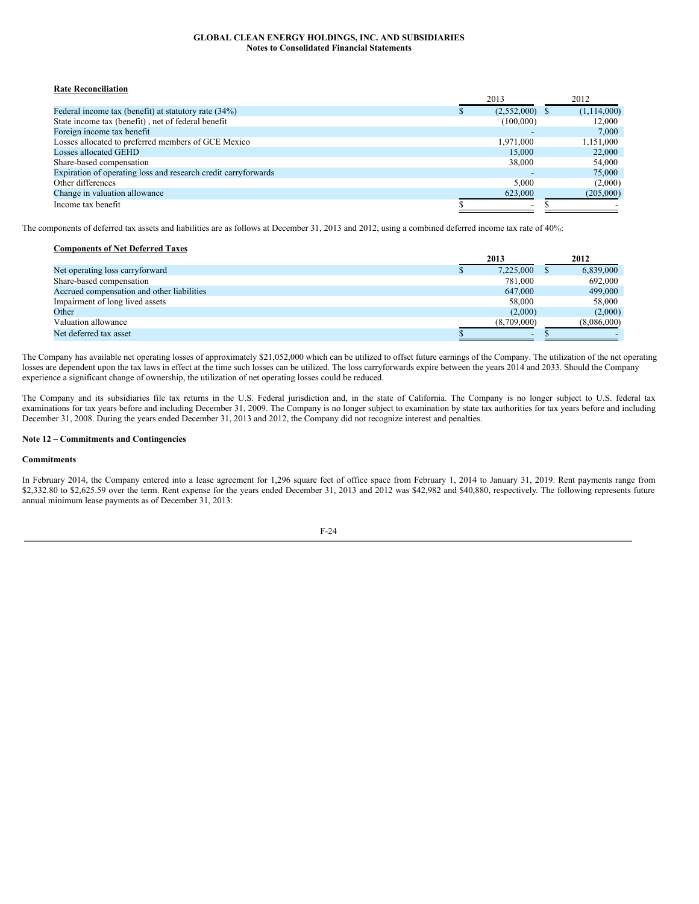**Rate Reconciliation**

| | 2013 | 2012 |
|---|---|---|
| Federal income tax (benefit) at statutory rate (34%) | $ (2,552,000) | $ (1,114,000) |
| State income tax (benefit) , net of federal benefit | (100,000) | 12,000 |
| Foreign income tax benefit | - | 7,000 |
| Losses allocated to preferred members of GCE Mexico | 1,971,000 | 1,151,000 |
| Losses allocated GEHD | 15,000 | 22,000 |
| Share-based compensation | 38,000 | 54,000 |
| Expiration of operating loss and research credit carryforwards | - | 75,000 |
| Other differences | 5,000 | (2,000) |
| Change in valuation allowance | 623,000 | (205,000) |
| Income tax benefit | $ - | $ - |

The components of deferred tax assets and liabilities are as follows at December 31, 2013 and 2012, using a combined deferred income tax rate of 40%:

**Components of Net Deferred Taxes**

| | **2013** | **2012** |
|---|---|---|
| Net operating loss carryforward | $ 7,225,000 | $ 6,839,000 |
| Share-based compensation | 781,000 | 692,000 |
| Accrued compensation and other liabilities | 647,000 | 499,000 |
| Impairment of long lived assets | 58,000 | 58,000 |
| Other | (2,000) | (2,000) |
| Valuation allowance | (8,709,000) | (8,086,000) |
| Net deferred tax asset | $ - | $ - |

The Company has available net operating losses of approximately $21,052,000 which can be utilized to offset future earnings of the Company. The utilization of the net operating losses are dependent upon the tax laws in effect at the time such losses can be utilized. The loss carryforwards expire between the years 2014 and 2033. Should the Company experience a significant change of ownership, the utilization of net operating losses could be reduced.

The Company and its subsidiaries file tax returns in the U.S. Federal jurisdiction and, in the state of California. The Company is no longer subject to U.S. federal tax examinations for tax years before and including December 31, 2009. The Company is no longer subject to examination by state tax authorities for tax years before and including December 31, 2008. During the years ended December 31, 2013 and 2012, the Company did not recognize interest and penalties.

**Note 12 – Commitments and Contingencies**

**Commitments**

In February 2014, the Company entered into a lease agreement for 1,296 square feet of office space from February 1, 2014 to January 31, 2019. Rent payments range from $2,332.80 to $2,625.59 over the term. Rent expense for the years ended December 31, 2013 and 2012 was $42,982 and $40,880, respectively. The following represents future annual minimum lease payments as of December 31, 2013: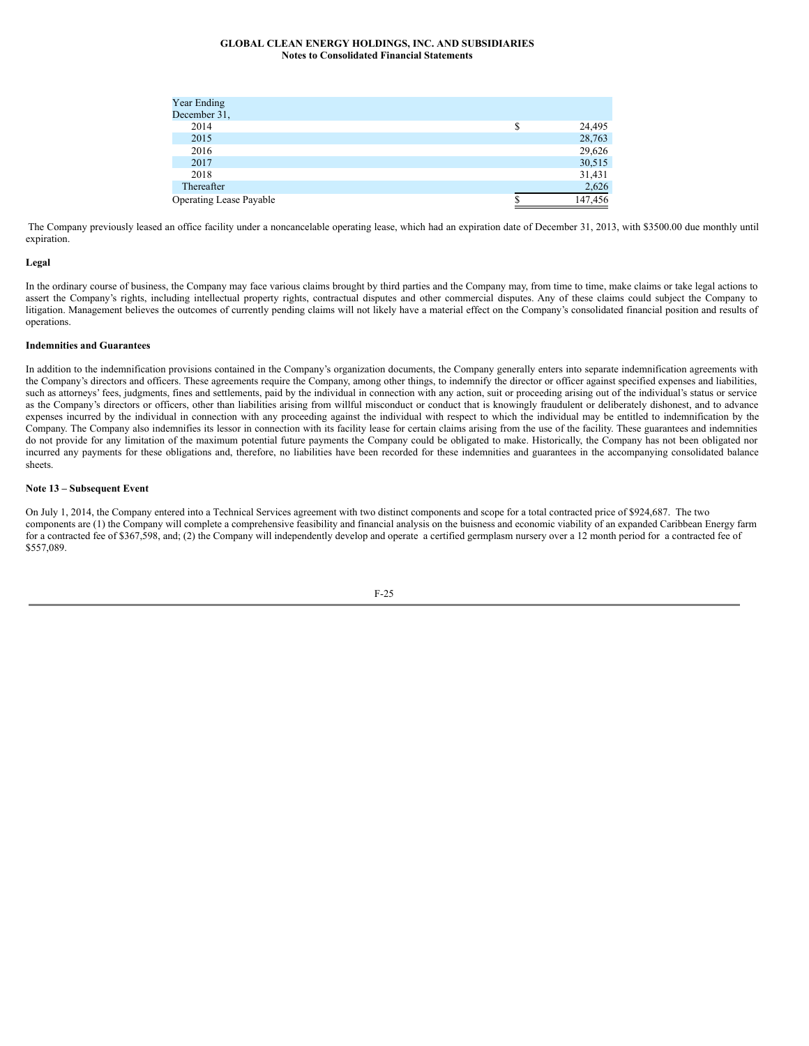| Year Ending December 31, | |
|---|---|
| 2014 | $ 24,495 |
| 2015 | 28,763 |
| 2016 | 29,626 |
| 2017 | 30,515 |
| 2018 | 31,431 |
| Thereafter | 2,626 |
| Operating Lease Payable | $ 147,456 |

The Company previously leased an office facility under a noncancelable operating lease, which had an expiration date of December 31, 2013, with $3500.00 due monthly until expiration.

**Legal**

In the ordinary course of business, the Company may face various claims brought by third parties and the Company may, from time to time, make claims or take legal actions to assert the Company's rights, including intellectual property rights, contractual disputes and other commercial disputes. Any of these claims could subject the Company to litigation. Management believes the outcomes of currently pending claims will not likely have a material effect on the Company's consolidated financial position and results of operations.

**Indemnities and Guarantees**

In addition to the indemnification provisions contained in the Company's organization documents, the Company generally enters into separate indemnification agreements with the Company's directors and officers. These agreements require the Company, among other things, to indemnify the director or officer against specified expenses and liabilities, such as attorneys' fees, judgments, fines and settlements, paid by the individual in connection with any action, suit or proceeding arising out of the individual's status or service as the Company's directors or officers, other than liabilities arising from willful misconduct or conduct that is knowingly fraudulent or deliberately dishonest, and to advance expenses incurred by the individual in connection with any proceeding against the individual with respect to which the individual may be entitled to indemnification by the Company. The Company also indemnifies its lessor in connection with its facility lease for certain claims arising from the use of the facility. These guarantees and indemnities do not provide for any limitation of the maximum potential future payments the Company could be obligated to make. Historically, the Company has not been obligated nor incurred any payments for these obligations and, therefore, no liabilities have been recorded for these indemnities and guarantees in the accompanying consolidated balance sheets.

**Note 13 – Subsequent Event**

On July 1, 2014, the Company entered into a Technical Services agreement with two distinct components and scope for a total contracted price of $924,687. The two components are (1) the Company will complete a comprehensive feasibility and financial analysis on the buisness and economic viability of an expanded Caribbean Energy farm for a contracted fee of $367,598, and; (2) the Company will independently develop and operate a certified germplasm nursery over a 12 month period for a contracted fee of $557,089.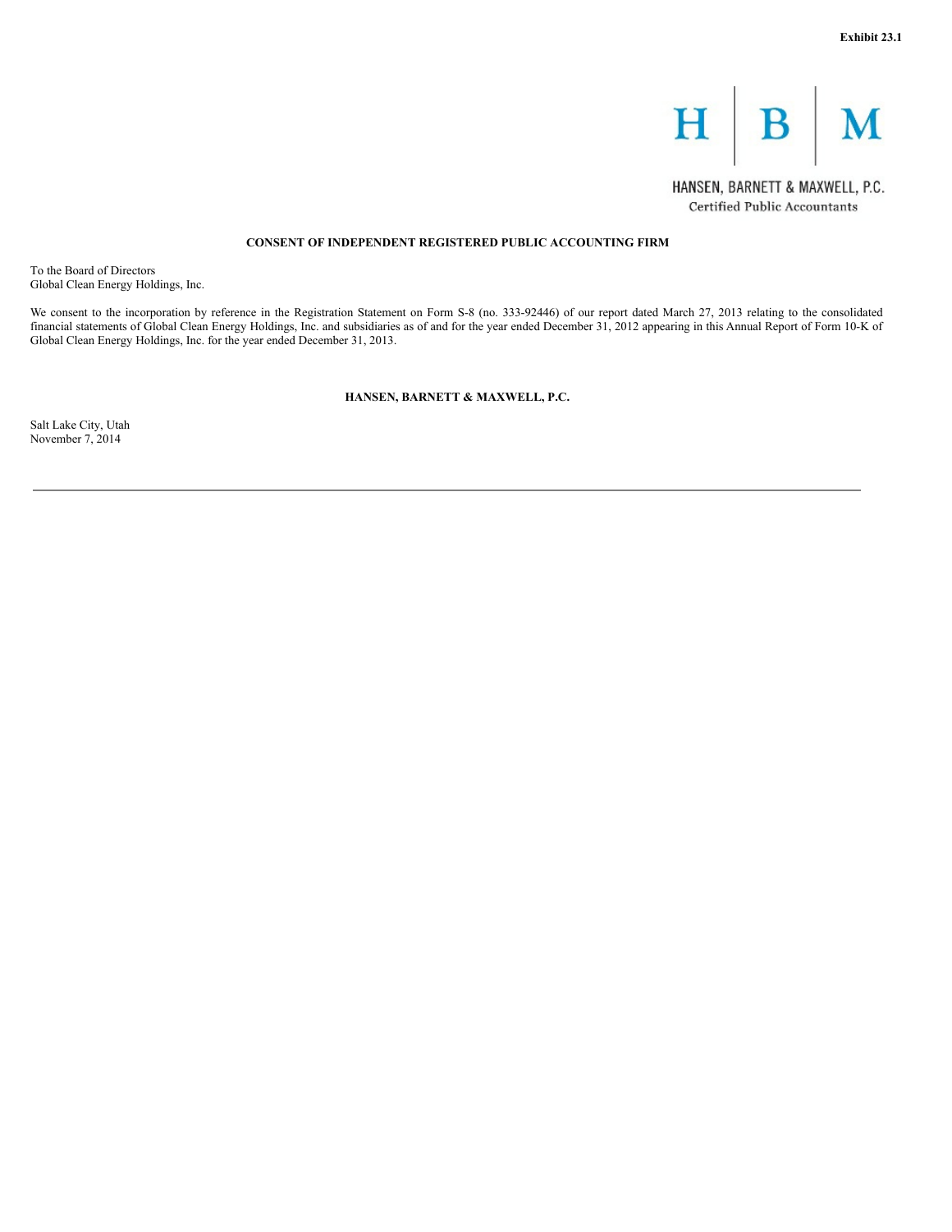**Exhibit 23.1**

HANSEN, BARNETT & MAXWELL, P.C.
Certified Public Accountants

## CONSENT OF INDEPENDENT REGISTERED PUBLIC ACCOUNTING FIRM

To the Board of Directors
Global Clean Energy Holdings, Inc.

We consent to the incorporation by reference in the Registration Statement on Form S-8 (no. 333-92446) of our report dated March 27, 2013 relating to the consolidated financial statements of Global Clean Energy Holdings, Inc. and subsidiaries as of and for the year ended December 31, 2012 appearing in this Annual Report of Form 10-K of Global Clean Energy Holdings, Inc. for the year ended December 31, 2013.

**HANSEN, BARNETT & MAXWELL, P.C.**

Salt Lake City, Utah
November 7, 2014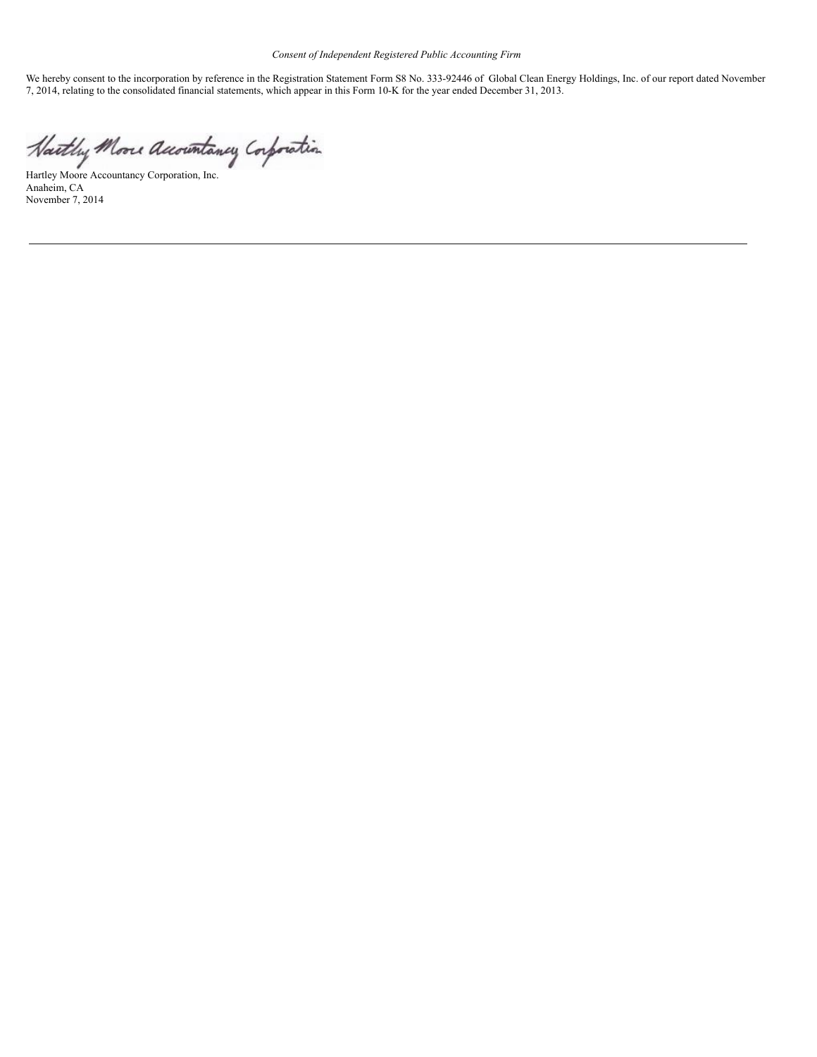*Consent of Independent Registered Public Accounting Firm*

We hereby consent to the incorporation by reference in the Registration Statement Form S8 No. 333-92446 of Global Clean Energy Holdings, Inc. of our report dated November 7, 2014, relating to the consolidated financial statements, which appear in this Form 10-K for the year ended December 31, 2013.

Hartley Moore Accountancy Corporation

Hartley Moore Accountancy Corporation, Inc.
Anaheim, CA
November 7, 2014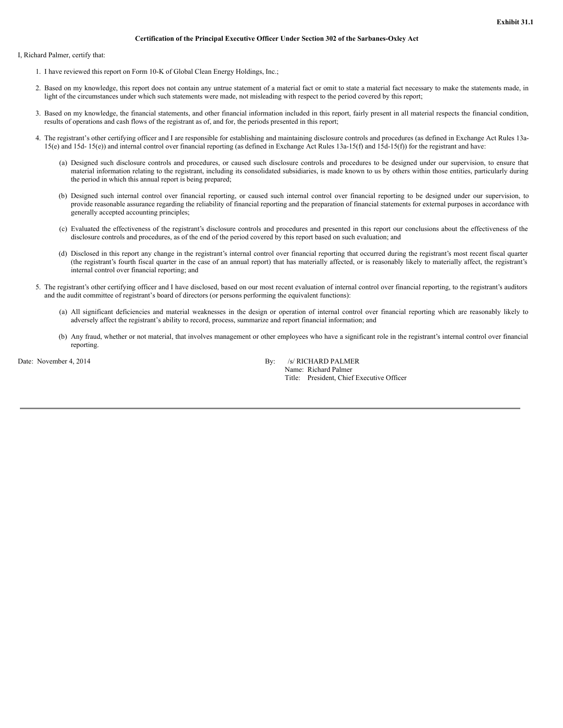**Exhibit 31.1**

**Certification of the Principal Executive Officer Under Section 302 of the Sarbanes-Oxley Act**

I, Richard Palmer, certify that:

1. I have reviewed this report on Form 10-K of Global Clean Energy Holdings, Inc.;

2. Based on my knowledge, this report does not contain any untrue statement of a material fact or omit to state a material fact necessary to make the statements made, in light of the circumstances under which such statements were made, not misleading with respect to the period covered by this report;

3. Based on my knowledge, the financial statements, and other financial information included in this report, fairly present in all material respects the financial condition, results of operations and cash flows of the registrant as of, and for, the periods presented in this report;

4. The registrant's other certifying officer and I are responsible for establishing and maintaining disclosure controls and procedures (as defined in Exchange Act Rules 13a-15(e) and 15d- 15(e)) and internal control over financial reporting (as defined in Exchange Act Rules 13a-15(f) and 15d-15(f)) for the registrant and have:

   (a) Designed such disclosure controls and procedures, or caused such disclosure controls and procedures to be designed under our supervision, to ensure that material information relating to the registrant, including its consolidated subsidiaries, is made known to us by others within those entities, particularly during the period in which this annual report is being prepared;

   (b) Designed such internal control over financial reporting, or caused such internal control over financial reporting to be designed under our supervision, to provide reasonable assurance regarding the reliability of financial reporting and the preparation of financial statements for external purposes in accordance with generally accepted accounting principles;

   (c) Evaluated the effectiveness of the registrant's disclosure controls and procedures and presented in this report our conclusions about the effectiveness of the disclosure controls and procedures, as of the end of the period covered by this report based on such evaluation; and

   (d) Disclosed in this report any change in the registrant's internal control over financial reporting that occurred during the registrant's most recent fiscal quarter (the registrant's fourth fiscal quarter in the case of an annual report) that has materially affected, or is reasonably likely to materially affect, the registrant's internal control over financial reporting; and

5. The registrant's other certifying officer and I have disclosed, based on our most recent evaluation of internal control over financial reporting, to the registrant's auditors and the audit committee of registrant's board of directors (or persons performing the equivalent functions):

   (a) All significant deficiencies and material weaknesses in the design or operation of internal control over financial reporting which are reasonably likely to adversely affect the registrant's ability to record, process, summarize and report financial information; and

   (b) Any fraud, whether or not material, that involves management or other employees who have a significant role in the registrant's internal control over financial reporting.

Date: November 4, 2014

By: /s/ RICHARD PALMER
Name: Richard Palmer
Title: President, Chief Executive Officer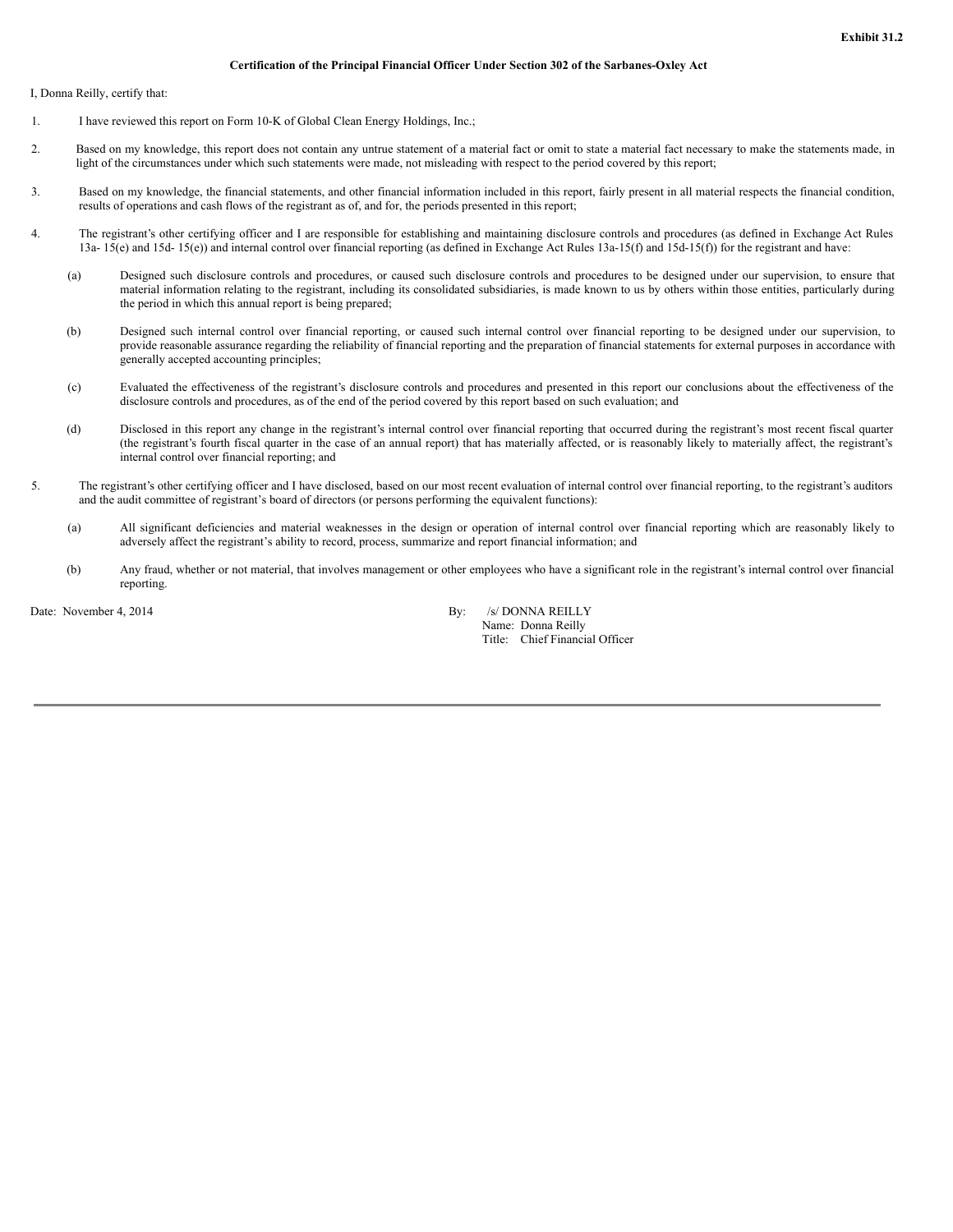**Exhibit 31.2**

**Certification of the Principal Financial Officer Under Section 302 of the Sarbanes-Oxley Act**

I, Donna Reilly, certify that:

1. I have reviewed this report on Form 10-K of Global Clean Energy Holdings, Inc.;

2. Based on my knowledge, this report does not contain any untrue statement of a material fact or omit to state a material fact necessary to make the statements made, in light of the circumstances under which such statements were made, not misleading with respect to the period covered by this report;

3. Based on my knowledge, the financial statements, and other financial information included in this report, fairly present in all material respects the financial condition, results of operations and cash flows of the registrant as of, and for, the periods presented in this report;

4. The registrant's other certifying officer and I are responsible for establishing and maintaining disclosure controls and procedures (as defined in Exchange Act Rules 13a- 15(e) and 15d- 15(e)) and internal control over financial reporting (as defined in Exchange Act Rules 13a-15(f) and 15d-15(f)) for the registrant and have:

   (a) Designed such disclosure controls and procedures, or caused such disclosure controls and procedures to be designed under our supervision, to ensure that material information relating to the registrant, including its consolidated subsidiaries, is made known to us by others within those entities, particularly during the period in which this annual report is being prepared;

   (b) Designed such internal control over financial reporting, or caused such internal control over financial reporting to be designed under our supervision, to provide reasonable assurance regarding the reliability of financial reporting and the preparation of financial statements for external purposes in accordance with generally accepted accounting principles;

   (c) Evaluated the effectiveness of the registrant's disclosure controls and procedures and presented in this report our conclusions about the effectiveness of the disclosure controls and procedures, as of the end of the period covered by this report based on such evaluation; and

   (d) Disclosed in this report any change in the registrant's internal control over financial reporting that occurred during the registrant's most recent fiscal quarter (the registrant's fourth fiscal quarter in the case of an annual report) that has materially affected, or is reasonably likely to materially affect, the registrant's internal control over financial reporting; and

5. The registrant's other certifying officer and I have disclosed, based on our most recent evaluation of internal control over financial reporting, to the registrant's auditors and the audit committee of registrant's board of directors (or persons performing the equivalent functions):

   (a) All significant deficiencies and material weaknesses in the design or operation of internal control over financial reporting which are reasonably likely to adversely affect the registrant's ability to record, process, summarize and report financial information; and

   (b) Any fraud, whether or not material, that involves management or other employees who have a significant role in the registrant's internal control over financial reporting.

Date: November 4, 2014

By: /s/ DONNA REILLY
Name: Donna Reilly
Title: Chief Financial Officer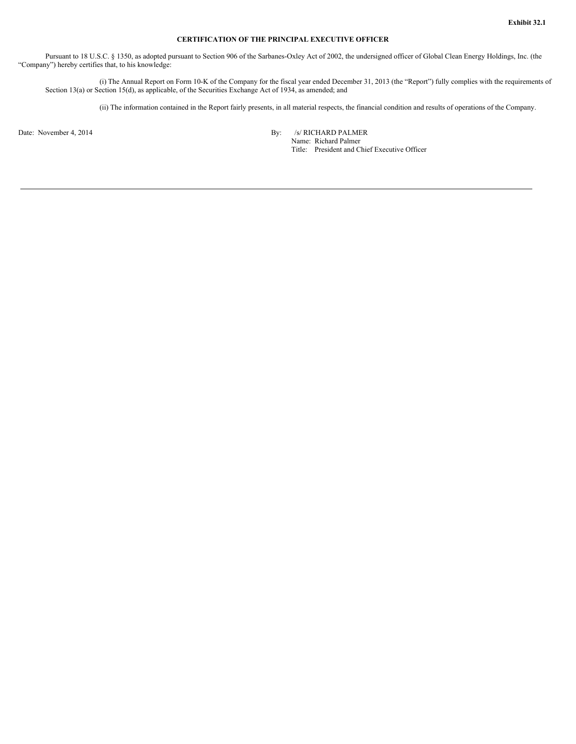**Exhibit 32.1**

**CERTIFICATION OF THE PRINCIPAL EXECUTIVE OFFICER**

Pursuant to 18 U.S.C. § 1350, as adopted pursuant to Section 906 of the Sarbanes-Oxley Act of 2002, the undersigned officer of Global Clean Energy Holdings, Inc. (the "Company") hereby certifies that, to his knowledge:

(i) The Annual Report on Form 10-K of the Company for the fiscal year ended December 31, 2013 (the "Report") fully complies with the requirements of Section 13(a) or Section 15(d), as applicable, of the Securities Exchange Act of 1934, as amended; and

(ii) The information contained in the Report fairly presents, in all material respects, the financial condition and results of operations of the Company.

Date: November 4, 2014

By: /s/ RICHARD PALMER
Name: Richard Palmer
Title: President and Chief Executive Officer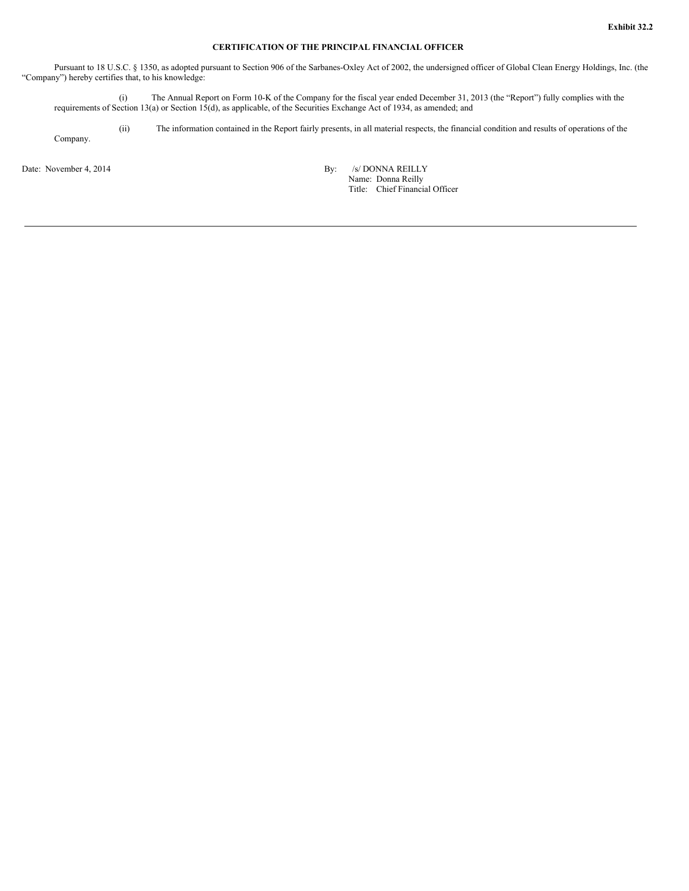Exhibit 32.2

**CERTIFICATION OF THE PRINCIPAL FINANCIAL OFFICER**

Pursuant to 18 U.S.C. § 1350, as adopted pursuant to Section 906 of the Sarbanes-Oxley Act of 2002, the undersigned officer of Global Clean Energy Holdings, Inc. (the "Company") hereby certifies that, to his knowledge:

(i) The Annual Report on Form 10-K of the Company for the fiscal year ended December 31, 2013 (the "Report") fully complies with the requirements of Section 13(a) or Section 15(d), as applicable, of the Securities Exchange Act of 1934, as amended; and

(ii) The information contained in the Report fairly presents, in all material respects, the financial condition and results of operations of the Company.

Date: November 4, 2014

By: /s/ DONNA REILLY
Name: Donna Reilly
Title: Chief Financial Officer